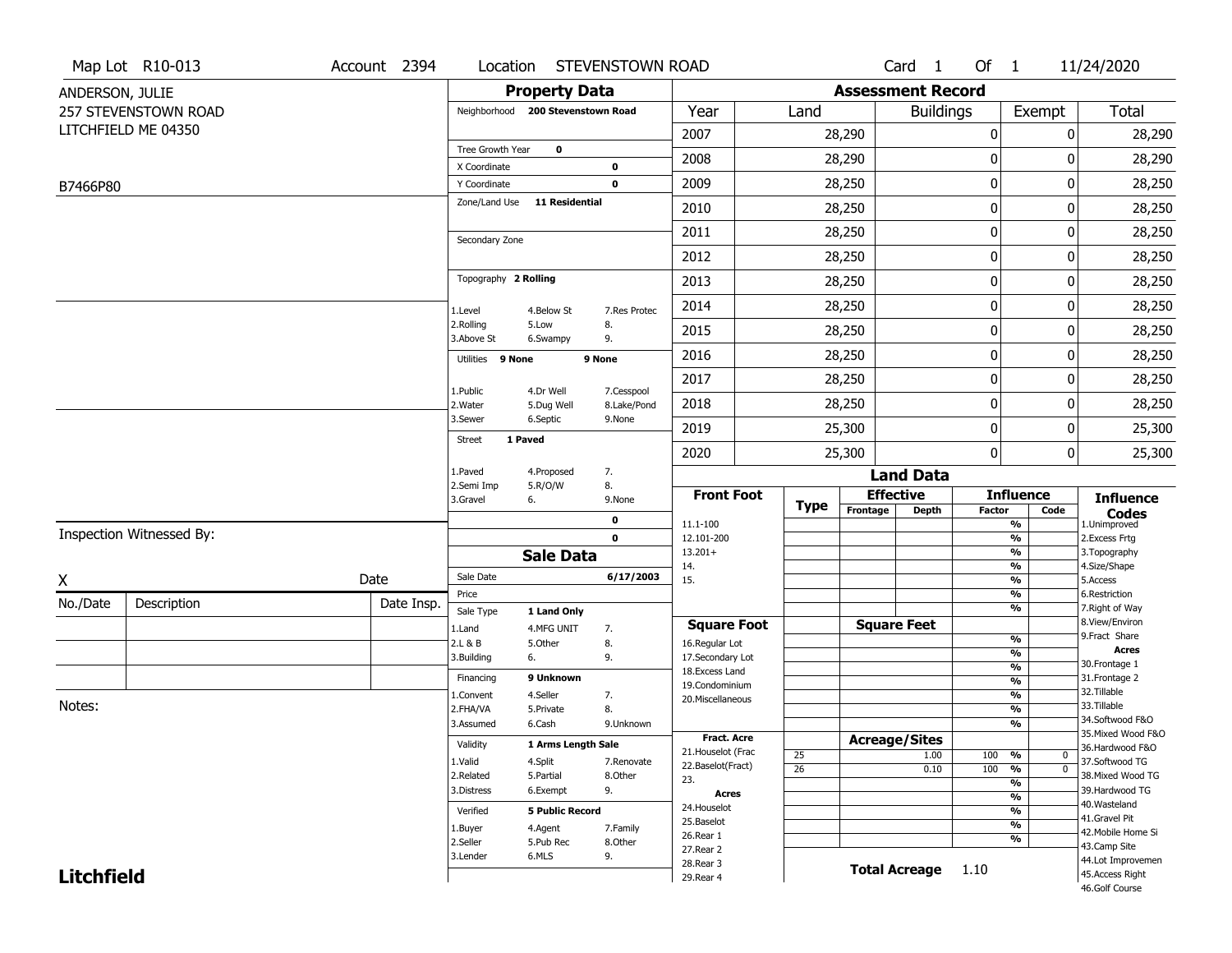Map Lot R10-013 | Account 2394 | Location STEVENSTOWN ROAD | Card 1 Of 1 | 11/24/2020

ANDERSON, JULIE
257 STEVENSTOWN ROAD
LITCHFIELD ME 04350

B7466P80

## Property Data

Neighborhood: 200 Stevenstown Road

Tree Growth Year: 0
X Coordinate: 0
Y Coordinate: 0
Zone/Land Use: 11 Residential

Secondary Zone

Topography: 2 Rolling

| | | |
|---|---|---|
| 1.Level | 4.Below St | 7.Res Protec |
| 2.Rolling | 5.Low | 8. |
| 3.Above St | 6.Swampy | 9. |

Utilities: 9 None, 9 None

| | | |
|---|---|---|
| 1.Public | 4.Dr Well | 7.Cesspool |
| 2.Water | 5.Dug Well | 8.Lake/Pond |
| 3.Sewer | 6.Septic | 9.None |

Street: 1 Paved

| | | |
|---|---|---|
| 1.Paved | 4.Proposed | 7. |
| 2.Semi Imp | 5.R/O/W | 8. |
| 3.Gravel | 6. | 9.None |

0
0

## Sale Data

Sale Date: 6/17/2003
Price
Sale Type: 1 Land Only

| | | |
|---|---|---|
| 1.Land | 4.MFG UNIT | 7. |
| 2.L & B | 5.Other | 8. |
| 3.Building | 6. | 9. |

Financing: 9 Unknown

| | | |
|---|---|---|
| 1.Convent | 4.Seller | 7. |
| 2.FHA/VA | 5.Private | 8. |
| 3.Assumed | 6.Cash | 9.Unknown |

Validity: 1 Arms Length Sale

| | | |
|---|---|---|
| 1.Valid | 4.Split | 7.Renovate |
| 2.Related | 5.Partial | 8.Other |
| 3.Distress | 6.Exempt | 9. |

Verified: 5 Public Record

| | | |
|---|---|---|
| 1.Buyer | 4.Agent | 7.Family |
| 2.Seller | 5.Pub Rec | 8.Other |
| 3.Lender | 6.MLS | 9. |

## Assessment Record

| Year | Land | Buildings | Exempt | Total |
|---|---|---|---|---|
| 2007 | 28,290 | 0 | 0 | 28,290 |
| 2008 | 28,290 | 0 | 0 | 28,290 |
| 2009 | 28,250 | 0 | 0 | 28,250 |
| 2010 | 28,250 | 0 | 0 | 28,250 |
| 2011 | 28,250 | 0 | 0 | 28,250 |
| 2012 | 28,250 | 0 | 0 | 28,250 |
| 2013 | 28,250 | 0 | 0 | 28,250 |
| 2014 | 28,250 | 0 | 0 | 28,250 |
| 2015 | 28,250 | 0 | 0 | 28,250 |
| 2016 | 28,250 | 0 | 0 | 28,250 |
| 2017 | 28,250 | 0 | 0 | 28,250 |
| 2018 | 28,250 | 0 | 0 | 28,250 |
| 2019 | 25,300 | 0 | 0 | 25,300 |
| 2020 | 25,300 | 0 | 0 | 25,300 |

## Land Data

| Front Foot | Type | Effective Frontage | Effective Depth | Influence Factor | Influence Code |
|---|---|---|---|---|---|
| 11.1-100 | | | | % | |
| 12.101-200 | | | | % | |
| 13.201+ | | | | % | |
| 14. | | | | % | |
| 15. | | | | % | |
| | | | | % | |
| | | | | % | |

| Square Foot | | Square Feet | | |
|---|---|---|---|---|
| 16.Regular Lot | | | % | |
| 17.Secondary Lot | | | % | |
| 18.Excess Land | | | % | |
| 19.Condominium | | | % | |
| 20.Miscellaneous | | | % | |
| | | | % | |
| | | | % | |

| Fract. Acre | Type | Acreage/Sites | Factor | Code |
|---|---|---|---|---|
| 21.Houselot (Frac | 25 | 1.00 | 100 % | 0 |
| 22.Baselot(Fract) | 26 | 0.10 | 100 % | 0 |
| 23. | | | % | |
| **Acres** | | | % | |
| 24.Houselot | | | % | |
| 25.Baselot | | | % | |
| 26.Rear 1 | | | % | |
| 27.Rear 2 | | | | |
| 28.Rear 3 | | | | |
| 29.Rear 4 | | | | |

**Total Acreage** 1.10

**Influence Codes**
1.Unimproved
2.Excess Frtg
3.Topography
4.Size/Shape
5.Access
6.Restriction
7.Right of Way
8.View/Environ
9.Fract Share

**Acres**
30.Frontage 1
31.Frontage 2
32.Tillable
33.Tillable
34.Softwood F&O
35.Mixed Wood F&O
36.Hardwood F&O
37.Softwood TG
38.Mixed Wood TG
39.Hardwood TG
40.Wasteland
41.Gravel Pit
42.Mobile Home Si
43.Camp Site
44.Lot Improvemen
45.Access Right
46.Golf Course

Inspection Witnessed By:

X ______________________ Date

| No./Date | Description | Date Insp. |
|---|---|---|
| | | |
| | | |
| | | |

Notes:

**Litchfield**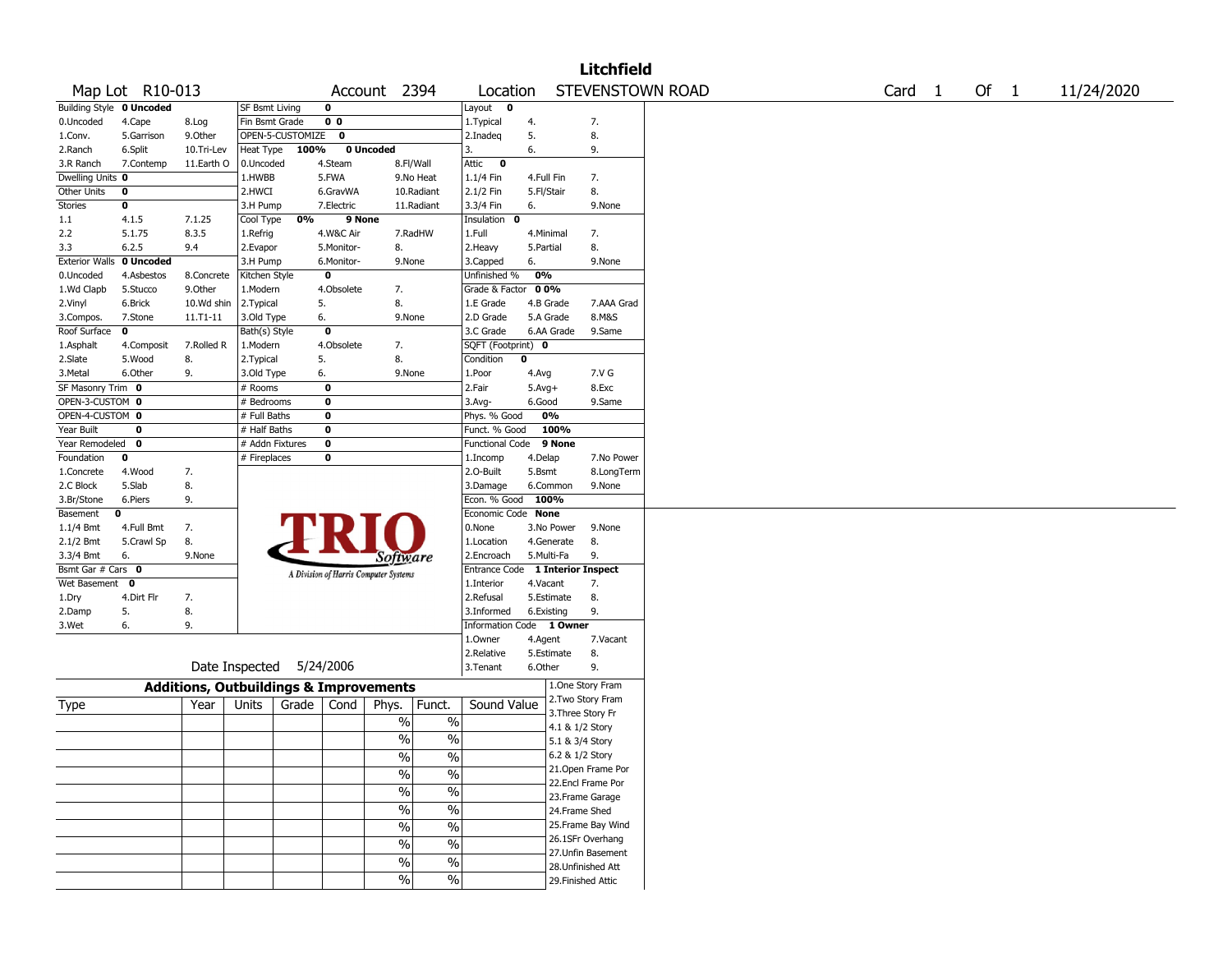# Litchfield

| Map Lot | R10-013 | Account | 2394 | Location | STEVENSTOWN ROAD | Card | 1 | Of | 1 | 11/24/2020 |
|---|---|---|---|---|---|---|---|---|---|---|

| Building Style **0 Uncoded** | | | SF Bsmt Living | **0** | | Layout **0** | | |
|---|---|---|---|---|---|---|---|---|
| 0.Uncoded | 4.Cape | 8.Log | Fin Bsmt Grade | **0 0** | | 1.Typical | 4. | 7. |
| 1.Conv. | 5.Garrison | 9.Other | OPEN-5-CUSTOMIZE | **0** | | 2.Inadeq | 5. | 8. |
| 2.Ranch | 6.Split | 10.Tri-Lev | Heat Type **100%** | **0 Uncoded** | | 3. | 6. | 9. |
| 3.R Ranch | 7.Contemp | 11.Earth O | 0.Uncoded | 4.Steam | 8.Fl/Wall | Attic **0** | | |
| Dwelling Units **0** | | | 1.HWBB | 5.FWA | 9.No Heat | 1.1/4 Fin | 4.Full Fin | 7. |
| Other Units **0** | | | 2.HWCI | 6.GravWA | 10.Radiant | 2.1/2 Fin | 5.Fl/Stair | 8. |
| Stories **0** | | | 3.H Pump | 7.Electric | 11.Radiant | 3.3/4 Fin | 6. | 9.None |
| 1.1 | 4.1.5 | 7.1.25 | Cool Type **0%** | **9 None** | | Insulation **0** | | |
| 2.2 | 5.1.75 | 8.3.5 | 1.Refrig | 4.W&C Air | 7.RadHW | 1.Full | 4.Minimal | 7. |
| 3.3 | 6.2.5 | 9.4 | 2.Evapor | 5.Monitor- | 8. | 2.Heavy | 5.Partial | 8. |
| Exterior Walls **0 Uncoded** | | | 3.H Pump | 6.Monitor- | 9.None | 3.Capped | 6. | 9.None |
| 0.Uncoded | 4.Asbestos | 8.Concrete | Kitchen Style | **0** | | Unfinished % | **0%** | |
| 1.Wd Clapb | 5.Stucco | 9.Other | 1.Modern | 4.Obsolete | 7. | Grade & Factor | **0 0%** | |
| 2.Vinyl | 6.Brick | 10.Wd shin | 2.Typical | 5. | 8. | 1.E Grade | 4.B Grade | 7.AAA Grad |
| 3.Compos. | 7.Stone | 11.T1-11 | 3.Old Type | 6. | 9.None | 2.D Grade | 5.A Grade | 8.M&S |
| Roof Surface **0** | | | Bath(s) Style | **0** | | 3.C Grade | 6.AA Grade | 9.Same |
| 1.Asphalt | 4.Composit | 7.Rolled R | 1.Modern | 4.Obsolete | 7. | SQFT (Footprint) **0** | | |
| 2.Slate | 5.Wood | 8. | 2.Typical | 5. | 8. | Condition **0** | | |
| 3.Metal | 6.Other | 9. | 3.Old Type | 6. | 9.None | 1.Poor | 4.Avg | 7.V G |
| SF Masonry Trim **0** | | | # Rooms | **0** | | 2.Fair | 5.Avg+ | 8.Exc |
| OPEN-3-CUSTOM **0** | | | # Bedrooms | **0** | | 3.Avg- | 6.Good | 9.Same |
| OPEN-4-CUSTOM **0** | | | # Full Baths | **0** | | Phys. % Good | **0%** | |
| Year Built **0** | | | # Half Baths | **0** | | Funct. % Good | **100%** | |
| Year Remodeled **0** | | | # Addn Fixtures | **0** | | Functional Code | **9 None** | |
| Foundation **0** | | | # Fireplaces | **0** | | 1.Incomp | 4.Delap | 7.No Power |
| 1.Concrete | 4.Wood | 7. | | | | 2.O-Built | 5.Bsmt | 8.LongTerm |
| 2.C Block | 5.Slab | 8. | | | | 3.Damage | 6.Common | 9.None |
| 3.Br/Stone | 6.Piers | 9. | | | | Econ. % Good | **100%** | |
| Basement **0** | | | | | | Economic Code | **None** | |
| 1.1/4 Bmt | 4.Full Bmt | 7. | | | | 0.None | 3.No Power | 9.None |
| 2.1/2 Bmt | 5.Crawl Sp | 8. | | | | 1.Location | 4.Generate | 8. |
| 3.3/4 Bmt | 6. | 9.None | | | | 2.Encroach | 5.Multi-Fa | 9. |
| Bsmt Gar # Cars **0** | | | | | | Entrance Code | **1 Interior Inspect** | |
| Wet Basement **0** | | | | | | 1.Interior | 4.Vacant | 7. |
| 1.Dry | 4.Dirt Flr | 7. | | | | 2.Refusal | 5.Estimate | 8. |
| 2.Damp | 5. | 8. | | | | 3.Informed | 6.Existing | 9. |
| 3.Wet | 6. | 9. | | | | Information Code | **1 Owner** | |
| | | | | | | 1.Owner | 4.Agent | 7.Vacant |
| | | | | | | 2.Relative | 5.Estimate | 8. |
| Date Inspected | 5/24/2006 | | | | | 3.Tenant | 6.Other | 9. |

TRIO Software — A Division of Harris Computer Systems

## Additions, Outbuildings & Improvements

| Type | Year | Units | Grade | Cond | Phys. | Funct. | Sound Value |
|---|---|---|---|---|---|---|---|
| | | | | | % | % | |
| | | | | | % | % | |
| | | | | | % | % | |
| | | | | | % | % | |
| | | | | | % | % | |
| | | | | | % | % | |
| | | | | | % | % | |
| | | | | | % | % | |
| | | | | | % | % | |
| | | | | | % | % | |

1.One Story Fram
2.Two Story Fram
3.Three Story Fr
4.1 & 1/2 Story
5.1 & 3/4 Story
6.2 & 1/2 Story
21.Open Frame Por
22.Encl Frame Por
23.Frame Garage
24.Frame Shed
25.Frame Bay Wind
26.1SFr Overhang
27.Unfin Basement
28.Unfinished Att
29.Finished Attic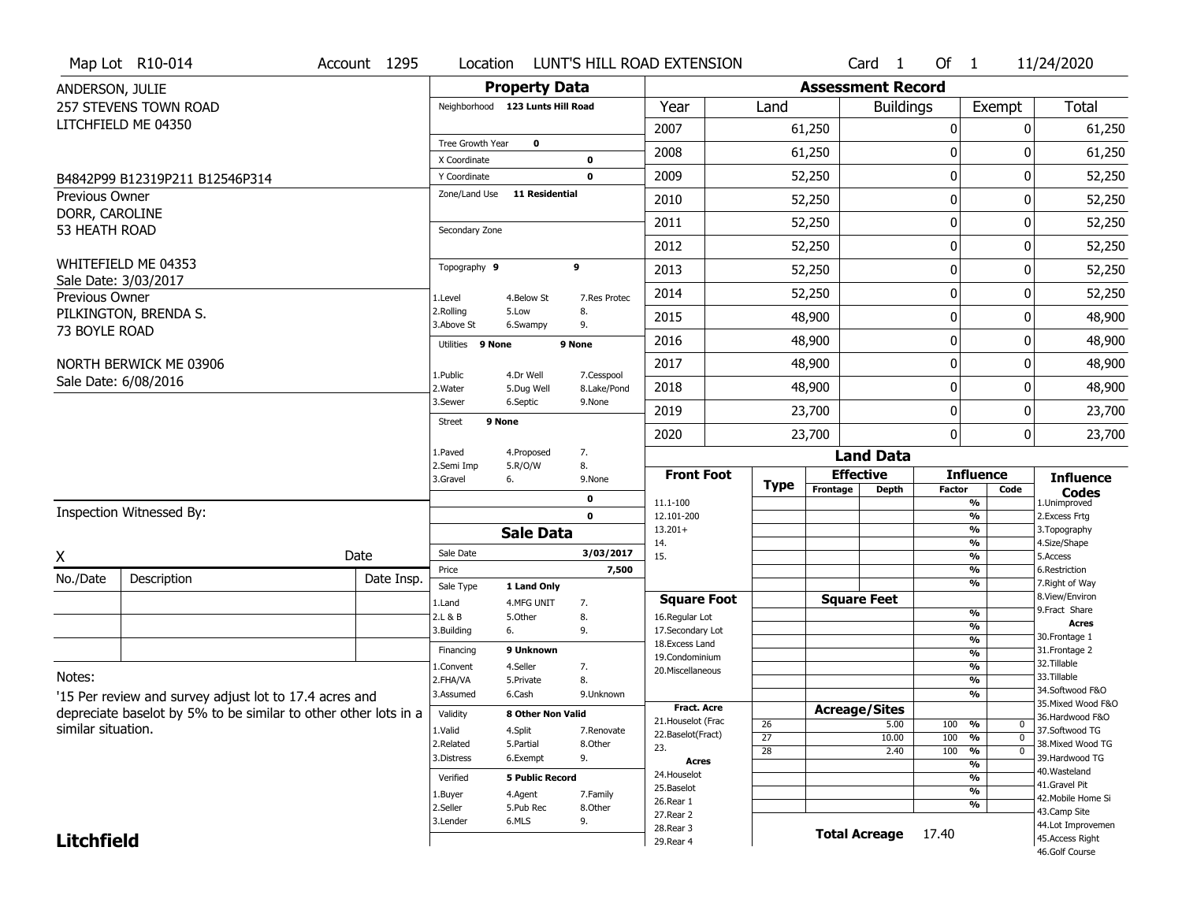Map Lot R10-014 | Account 1295 | Location LUNT'S HILL ROAD EXTENSION | Card 1 Of 1 | 11/24/2020

ANDERSON, JULIE
257 STEVENS TOWN ROAD
LITCHFIELD ME 04350

B4842P99 B12319P211 B12546P314

Previous Owner
DORR, CAROLINE
53 HEATH ROAD

WHITEFIELD ME 04353
Sale Date: 3/03/2017

Previous Owner
PILKINGTON, BRENDA S.
73 BOYLE ROAD

NORTH BERWICK ME 03906
Sale Date: 6/08/2016

## Property Data

Neighborhood: 123 Lunts Hill Road

Tree Growth Year: 0
X Coordinate: 0
Y Coordinate: 0
Zone/Land Use: 11 Residential

Secondary Zone

Topography: 9 9
1.Level 4.Below St 7.Res Protec
2.Rolling 5.Low 8.
3.Above St 6.Swampy 9.

Utilities: 9 None 9 None
1.Public 4.Dr Well 7.Cesspool
2.Water 5.Dug Well 8.Lake/Pond
3.Sewer 6.Septic 9.None

Street: 9 None
1.Paved 4.Proposed 7.
2.Semi Imp 5.R/O/W 8.
3.Gravel 6. 9.None

0
0

## Assessment Record

| Year | Land | Buildings | Exempt | Total |
|---|---|---|---|---|
| 2007 | 61,250 | 0 | 0 | 61,250 |
| 2008 | 61,250 | 0 | 0 | 61,250 |
| 2009 | 52,250 | 0 | 0 | 52,250 |
| 2010 | 52,250 | 0 | 0 | 52,250 |
| 2011 | 52,250 | 0 | 0 | 52,250 |
| 2012 | 52,250 | 0 | 0 | 52,250 |
| 2013 | 52,250 | 0 | 0 | 52,250 |
| 2014 | 52,250 | 0 | 0 | 52,250 |
| 2015 | 48,900 | 0 | 0 | 48,900 |
| 2016 | 48,900 | 0 | 0 | 48,900 |
| 2017 | 48,900 | 0 | 0 | 48,900 |
| 2018 | 48,900 | 0 | 0 | 48,900 |
| 2019 | 23,700 | 0 | 0 | 23,700 |
| 2020 | 23,700 | 0 | 0 | 23,700 |

Inspection Witnessed By:

X Date

| No./Date | Description | Date Insp. |
|---|---|---|
| | | |
| | | |
| | | |

Notes:
'15 Per review and survey adjust lot to 17.4 acres and depreciate baselot by 5% to be similar to other lots in a similar situation.

## Sale Data

Sale Date: 3/03/2017
Price: 7,500
Sale Type: 1 Land Only
1.Land 4.MFG UNIT 7.
2.L & B 5.Other 8.
3.Building 6. 9.

Financing: 9 Unknown
1.Convent 4.Seller 7.
2.FHA/VA 5.Private 8.
3.Assumed 6.Cash 9.Unknown

Validity: 8 Other Non Valid
1.Valid 4.Split 7.Renovate
2.Related 5.Partial 8.Other
3.Distress 6.Exempt 9.

Verified: 5 Public Record
1.Buyer 4.Agent 7.Family
2.Seller 5.Pub Rec 8.Other
3.Lender 6.MLS 9.

## Land Data

| Front Foot | Type | Effective Frontage | Effective Depth | Influence Factor | Influence Code |
|---|---|---|---|---|---|
| 11.1-100 | | | | % | |
| 12.101-200 | | | | % | |
| 13.201+ | | | | % | |
| 14. | | | | % | |
| 15. | | | | % | |
| | | | | % | |
| | | | | % | |

| Square Foot | | Square Feet | | | |
|---|---|---|---|---|---|
| 16.Regular Lot | | | | % | |
| 17.Secondary Lot | | | | % | |
| 18.Excess Land | | | | % | |
| 19.Condominium | | | | % | |
| 20.Miscellaneous | | | | % | |
| | | | | % | |
| | | | | % | |

| Fract. Acre | Type | Acreage/Sites | Factor | Code |
|---|---|---|---|---|
| 21.Houselot (Frac | 26 | 5.00 | 100 % | 0 |
| 22.Baselot(Fract) | 27 | 10.00 | 100 % | 0 |
| 23. | 28 | 2.40 | 100 % | 0 |
| Acres | | | % | |
| 24.Houselot | | | % | |
| 25.Baselot | | | % | |
| 26.Rear 1 | | | % | |
| 27.Rear 2 | | | | |
| 28.Rear 3 | | | | |
| 29.Rear 4 | | | | |

Total Acreage 17.40

### Influence Codes
1.Unimproved
2.Excess Frtg
3.Topography
4.Size/Shape
5.Access
6.Restriction
7.Right of Way
8.View/Environ
9.Fract Share

**Acres**
30.Frontage 1
31.Frontage 2
32.Tillable
33.Tillable
34.Softwood F&O
35.Mixed Wood F&O
36.Hardwood F&O
37.Softwood TG
38.Mixed Wood TG
39.Hardwood TG
40.Wasteland
41.Gravel Pit
42.Mobile Home Si
43.Camp Site
44.Lot Improvemen
45.Access Right
46.Golf Course

**Litchfield**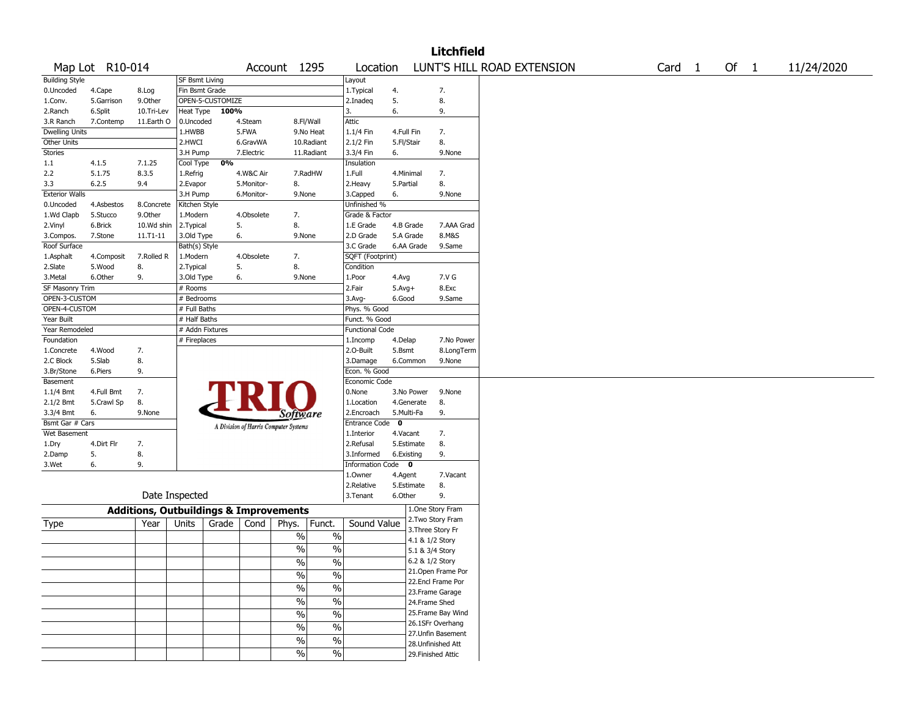# Litchfield

**Map Lot** R10-014 | **Account** 1295 | **Location** LUNT'S HILL ROAD EXTENSION | **Card** 1 **Of** 1 | 11/24/2020

| Building Style | | | SF Bsmt Living | | | Layout | | |
|---|---|---|---|---|---|---|---|---|
| 0.Uncoded | 4.Cape | 8.Log | Fin Bsmt Grade | | | 1.Typical | 4. | 7. |
| 1.Conv. | 5.Garrison | 9.Other | OPEN-5-CUSTOMIZE | | | 2.Inadeq | 5. | 8. |
| 2.Ranch | 6.Split | 10.Tri-Lev | Heat Type 100% | | | 3. | 6. | 9. |
| 3.R Ranch | 7.Contemp | 11.Earth O | 0.Uncoded | 4.Steam | 8.Fl/Wall | Attic | | |
| Dwelling Units | | | 1.HWBB | 5.FWA | 9.No Heat | 1.1/4 Fin | 4.Full Fin | 7. |
| Other Units | | | 2.HWCI | 6.GravWA | 10.Radiant | 2.1/2 Fin | 5.Fl/Stair | 8. |
| Stories | | | 3.H Pump | 7.Electric | 11.Radiant | 3.3/4 Fin | 6. | 9.None |
| 1.1 | 4.1.5 | 7.1.25 | Cool Type 0% | | | Insulation | | |
| 2.2 | 5.1.75 | 8.3.5 | 1.Refrig | 4.W&C Air | 7.RadHW | 1.Full | 4.Minimal | 7. |
| 3.3 | 6.2.5 | 9.4 | 2.Evapor | 5.Monitor- | 8. | 2.Heavy | 5.Partial | 8. |
| Exterior Walls | | | 3.H Pump | 6.Monitor- | 9.None | 3.Capped | 6. | 9.None |
| 0.Uncoded | 4.Asbestos | 8.Concrete | Kitchen Style | | | Unfinished % | | |
| 1.Wd Clapb | 5.Stucco | 9.Other | 1.Modern | 4.Obsolete | 7. | Grade & Factor | | |
| 2.Vinyl | 6.Brick | 10.Wd shin | 2.Typical | 5. | 8. | 1.E Grade | 4.B Grade | 7.AAA Grad |
| 3.Compos. | 7.Stone | 11.T1-11 | 3.Old Type | 6. | 9.None | 2.D Grade | 5.A Grade | 8.M&S |
| Roof Surface | | | Bath(s) Style | | | 3.C Grade | 6.AA Grade | 9.Same |
| 1.Asphalt | 4.Composit | 7.Rolled R | 1.Modern | 4.Obsolete | 7. | SQFT (Footprint) | | |
| 2.Slate | 5.Wood | 8. | 2.Typical | 5. | 8. | Condition | | |
| 3.Metal | 6.Other | 9. | 3.Old Type | 6. | 9.None | 1.Poor | 4.Avg | 7.V G |
| SF Masonry Trim | | | # Rooms | | | 2.Fair | 5.Avg+ | 8.Exc |
| OPEN-3-CUSTOM | | | # Bedrooms | | | 3.Avg- | 6.Good | 9.Same |
| OPEN-4-CUSTOM | | | # Full Baths | | | Phys. % Good | | |
| Year Built | | | # Half Baths | | | Funct. % Good | | |
| Year Remodeled | | | # Addn Fixtures | | | Functional Code | | |
| Foundation | | | # Fireplaces | | | 1.Incomp | 4.Delap | 7.No Power |
| 1.Concrete | 4.Wood | 7. | | | | 2.O-Built | 5.Bsmt | 8.LongTerm |
| 2.C Block | 5.Slab | 8. | | | | 3.Damage | 6.Common | 9.None |
| 3.Br/Stone | 6.Piers | 9. | | | | Econ. % Good | | |
| Basement | | | | | | Economic Code | | |
| 1.1/4 Bmt | 4.Full Bmt | 7. | | | | 0.None | 3.No Power | 9.None |
| 2.1/2 Bmt | 5.Crawl Sp | 8. | | | | 1.Location | 4.Generate | 8. |
| 3.3/4 Bmt | 6. | 9.None | | | | 2.Encroach | 5.Multi-Fa | 9. |
| Bsmt Gar # Cars | | | | | | Entrance Code 0 | | |
| Wet Basement | | | | | | 1.Interior | 4.Vacant | 7. |
| 1.Dry | 4.Dirt Flr | 7. | | | | 2.Refusal | 5.Estimate | 8. |
| 2.Damp | 5. | 8. | | | | 3.Informed | 6.Existing | 9. |
| 3.Wet | 6. | 9. | | | | Information Code 0 | | |
| | | | | | | 1.Owner | 4.Agent | 7.Vacant |
| | | | | | | 2.Relative | 5.Estimate | 8. |
| | Date Inspected | | | | | 3.Tenant | 6.Other | 9. |

TRIO Software — A Division of Harris Computer Systems

## Additions, Outbuildings & Improvements

| Type | Year | Units | Grade | Cond | Phys. | Funct. | Sound Value |
|---|---|---|---|---|---|---|---|
| | | | | | % | % | |
| | | | | | % | % | |
| | | | | | % | % | |
| | | | | | % | % | |
| | | | | | % | % | |
| | | | | | % | % | |
| | | | | | % | % | |
| | | | | | % | % | |
| | | | | | % | % | |
| | | | | | % | % | |

1.One Story Fram
2.Two Story Fram
3.Three Story Fr
4.1 & 1/2 Story
5.1 & 3/4 Story
6.2 & 1/2 Story
21.Open Frame Por
22.Encl Frame Por
23.Frame Garage
24.Frame Shed
25.Frame Bay Wind
26.1SFr Overhang
27.Unfin Basement
28.Unfinished Att
29.Finished Attic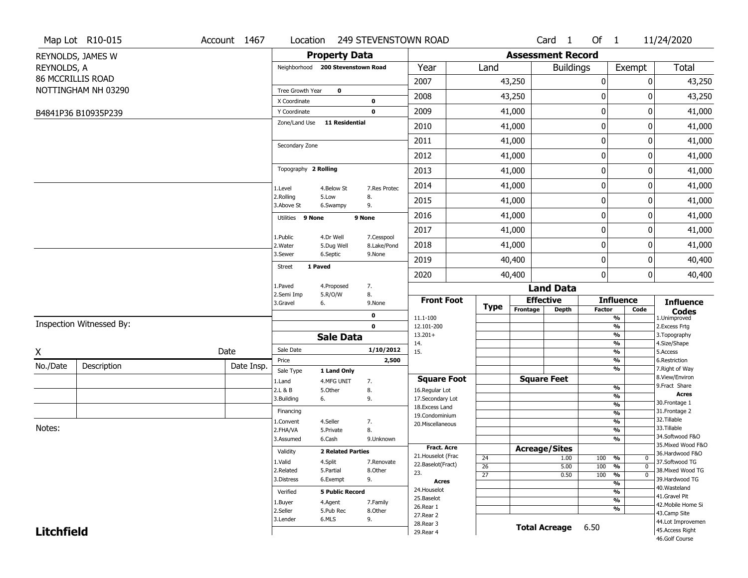Map Lot R10-015 | Account 1467 | Location 249 STEVENSTOWN ROAD | Card 1 Of 1 | 11/24/2020

REYNOLDS, JAMES W
REYNOLDS, A
86 MCCRILLIS ROAD
NOTTINGHAM NH 03290

B4841P36 B10935P239

## Property Data

Neighborhood **200 Stevenstown Road**

Tree Growth Year **0**
X Coordinate **0**
Y Coordinate **0**
Zone/Land Use **11 Residential**

Secondary Zone

Topography **2 Rolling**

1.Level 4.Below St 7.Res Protec
2.Rolling 5.Low 8.
3.Above St 6.Swampy 9.

Utilities **9 None** **9 None**

1.Public 4.Dr Well 7.Cesspool
2.Water 5.Dug Well 8.Lake/Pond
3.Sewer 6.Septic 9.None

Street **1 Paved**

1.Paved 4.Proposed 7.
2.Semi Imp 5.R/O/W 8.
3.Gravel 6. 9.None

0
0

## Sale Data

Sale Date **1/10/2012**
Price **2,500**
Sale Type **1 Land Only**

1.Land 4.MFG UNIT 7.
2.L & B 5.Other 8.
3.Building 6. 9.

Financing

1.Convent 4.Seller 7.
2.FHA/VA 5.Private 8.
3.Assumed 6.Cash 9.Unknown

Validity **2 Related Parties**

1.Valid 4.Split 7.Renovate
2.Related 5.Partial 8.Other
3.Distress 6.Exempt 9.

Verified **5 Public Record**

1.Buyer 4.Agent 7.Family
2.Seller 5.Pub Rec 8.Other
3.Lender 6.MLS 9.

## Assessment Record

| Year | Land | Buildings | Exempt | Total |
|---|---|---|---|---|
| 2007 | 43,250 | 0 | 0 | 43,250 |
| 2008 | 43,250 | 0 | 0 | 43,250 |
| 2009 | 41,000 | 0 | 0 | 41,000 |
| 2010 | 41,000 | 0 | 0 | 41,000 |
| 2011 | 41,000 | 0 | 0 | 41,000 |
| 2012 | 41,000 | 0 | 0 | 41,000 |
| 2013 | 41,000 | 0 | 0 | 41,000 |
| 2014 | 41,000 | 0 | 0 | 41,000 |
| 2015 | 41,000 | 0 | 0 | 41,000 |
| 2016 | 41,000 | 0 | 0 | 41,000 |
| 2017 | 41,000 | 0 | 0 | 41,000 |
| 2018 | 41,000 | 0 | 0 | 41,000 |
| 2019 | 40,400 | 0 | 0 | 40,400 |
| 2020 | 40,400 | 0 | 0 | 40,400 |

## Land Data

| Front Foot | Type | Effective Frontage | Effective Depth | Influence Factor | Influence Code |
|---|---|---|---|---|---|
| 11.1-100 | | | | % | |
| 12.101-200 | | | | % | |
| 13.201+ | | | | % | |
| 14. | | | | % | |
| 15. | | | | % | |
| | | | | % | |
| | | | | % | |

| Square Foot | Square Feet | | |
|---|---|---|---|
| 16.Regular Lot | | % | |
| 17.Secondary Lot | | % | |
| 18.Excess Land | | % | |
| 19.Condominium | | % | |
| 20.Miscellaneous | | % | |
| | | % | |
| | | % | |

| Fract. Acre | Type | Acreage/Sites | Factor | Code |
|---|---|---|---|---|
| 21.Houselot (Frac | 24 | 1.00 | 100 % | 0 |
| 22.Baselot(Fract) | 26 | 5.00 | 100 % | 0 |
| 23. | 27 | 0.50 | 100 % | 0 |
| **Acres** | | | % | |
| 24.Houselot | | | % | |
| 25.Baselot | | | % | |
| 26.Rear 1 | | | % | |
| 27.Rear 2 | | | | |
| 28.Rear 3 | | | | |
| 29.Rear 4 | | | | |

**Total Acreage** 6.50

**Influence Codes**
1.Unimproved
2.Excess Frtg
3.Topography
4.Size/Shape
5.Access
6.Restriction
7.Right of Way
8.View/Environ
9.Fract Share
**Acres**
30.Frontage 1
31.Frontage 2
32.Tillable
33.Tillable
34.Softwood F&O
35.Mixed Wood F&O
36.Hardwood F&O
37.Softwood TG
38.Mixed Wood TG
39.Hardwood TG
40.Wasteland
41.Gravel Pit
42.Mobile Home Si
43.Camp Site
44.Lot Improvemen
45.Access Right
46.Golf Course

Inspection Witnessed By:

X ________________ Date

| No./Date | Description | Date Insp. |
|---|---|---|
| | | |
| | | |
| | | |

Notes:

**Litchfield**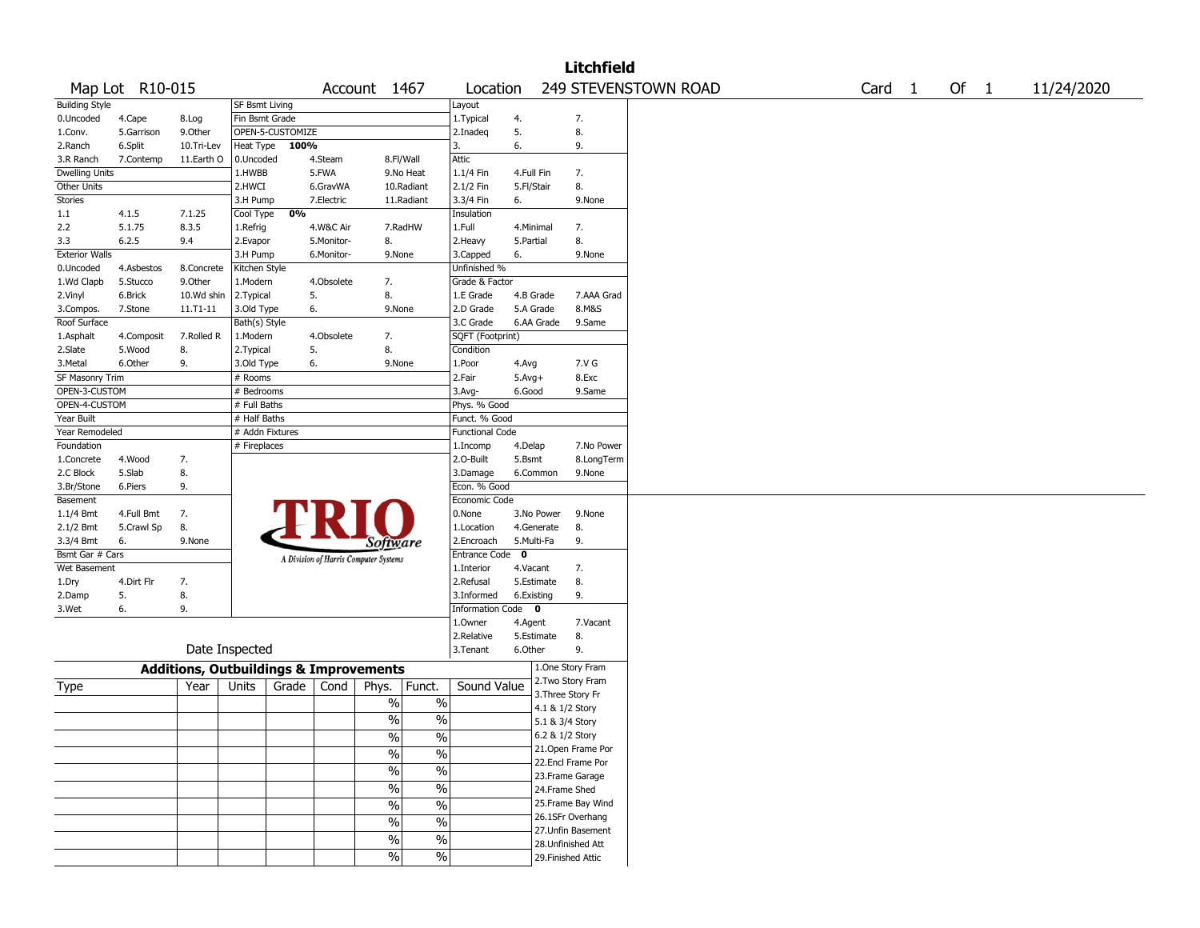# Litchfield

Map Lot R10-015 | Account 1467 | Location 249 STEVENSTOWN ROAD | Card 1 Of 1 | 11/24/2020

| Building Style | | | SF Bsmt Living | | | Layout | | |
|---|---|---|---|---|---|---|---|---|
| 0.Uncoded | 4.Cape | 8.Log | Fin Bsmt Grade | | | 1.Typical | 4. | 7. |
| 1.Conv. | 5.Garrison | 9.Other | OPEN-5-CUSTOMIZE | | | 2.Inadeq | 5. | 8. |
| 2.Ranch | 6.Split | 10.Tri-Lev | Heat Type 100% | | | 3. | 6. | 9. |
| 3.R Ranch | 7.Contemp | 11.Earth O | 0.Uncoded | 4.Steam | 8.Fl/Wall | Attic | | |
| Dwelling Units | | | 1.HWBB | 5.FWA | 9.No Heat | 1.1/4 Fin | 4.Full Fin | 7. |
| Other Units | | | 2.HWCI | 6.GravWA | 10.Radiant | 2.1/2 Fin | 5.Fl/Stair | 8. |
| Stories | | | 3.H Pump | 7.Electric | 11.Radiant | 3.3/4 Fin | 6. | 9.None |
| 1.1 | 4.1.5 | 7.1.25 | Cool Type 0% | | | Insulation | | |
| 2.2 | 5.1.75 | 8.3.5 | 1.Refrig | 4.W&C Air | 7.RadHW | 1.Full | 4.Minimal | 7. |
| 3.3 | 6.2.5 | 9.4 | 2.Evapor | 5.Monitor- | 8. | 2.Heavy | 5.Partial | 8. |
| Exterior Walls | | | 3.H Pump | 6.Monitor- | 9.None | 3.Capped | 6. | 9.None |
| 0.Uncoded | 4.Asbestos | 8.Concrete | Kitchen Style | | | Unfinished % | | |
| 1.Wd Clapb | 5.Stucco | 9.Other | 1.Modern | 4.Obsolete | 7. | Grade & Factor | | |
| 2.Vinyl | 6.Brick | 10.Wd shin | 2.Typical | 5. | 8. | 1.E Grade | 4.B Grade | 7.AAA Grad |
| 3.Compos. | 7.Stone | 11.T1-11 | 3.Old Type | 6. | 9.None | 2.D Grade | 5.A Grade | 8.M&S |
| Roof Surface | | | Bath(s) Style | | | 3.C Grade | 6.AA Grade | 9.Same |
| 1.Asphalt | 4.Composit | 7.Rolled R | 1.Modern | 4.Obsolete | 7. | SQFT (Footprint) | | |
| 2.Slate | 5.Wood | 8. | 2.Typical | 5. | 8. | Condition | | |
| 3.Metal | 6.Other | 9. | 3.Old Type | 6. | 9.None | 1.Poor | 4.Avg | 7.V G |
| SF Masonry Trim | | | # Rooms | | | 2.Fair | 5.Avg+ | 8.Exc |
| OPEN-3-CUSTOM | | | # Bedrooms | | | 3.Avg- | 6.Good | 9.Same |
| OPEN-4-CUSTOM | | | # Full Baths | | | Phys. % Good | | |
| Year Built | | | # Half Baths | | | Funct. % Good | | |
| Year Remodeled | | | # Addn Fixtures | | | Functional Code | | |
| Foundation | | | # Fireplaces | | | 1.Incomp | 4.Delap | 7.No Power |
| 1.Concrete | 4.Wood | 7. | | | | 2.O-Built | 5.Bsmt | 8.LongTerm |
| 2.C Block | 5.Slab | 8. | | | | 3.Damage | 6.Common | 9.None |
| 3.Br/Stone | 6.Piers | 9. | | | | Econ. % Good | | |
| Basement | | | | | | Economic Code | | |
| 1.1/4 Bmt | 4.Full Bmt | 7. | | | | 0.None | 3.No Power | 9.None |
| 2.1/2 Bmt | 5.Crawl Sp | 8. | | | | 1.Location | 4.Generate | 8. |
| 3.3/4 Bmt | 6. | 9.None | | | | 2.Encroach | 5.Multi-Fa | 9. |
| Bsmt Gar # Cars | | | | | | Entrance Code 0 | | |
| Wet Basement | | | | | | 1.Interior | 4.Vacant | 7. |
| 1.Dry | 4.Dirt Flr | 7. | | | | 2.Refusal | 5.Estimate | 8. |
| 2.Damp | 5. | 8. | | | | 3.Informed | 6.Existing | 9. |
| 3.Wet | 6. | 9. | | | | Information Code 0 | | |
| | | | | | | 1.Owner | 4.Agent | 7.Vacant |
| | | | | | | 2.Relative | 5.Estimate | 8. |
| Date Inspected | | | | | | 3.Tenant | 6.Other | 9. |

TRIO Software — A Division of Harris Computer Systems

## Additions, Outbuildings & Improvements

| Type | Year | Units | Grade | Cond | Phys. | Funct. | Sound Value |
|---|---|---|---|---|---|---|---|
| | | | | | % | % | |
| | | | | | % | % | |
| | | | | | % | % | |
| | | | | | % | % | |
| | | | | | % | % | |
| | | | | | % | % | |
| | | | | | % | % | |
| | | | | | % | % | |
| | | | | | % | % | |
| | | | | | % | % | |

1.One Story Fram
2.Two Story Fram
3.Three Story Fr
4.1 & 1/2 Story
5.1 & 3/4 Story
6.2 & 1/2 Story
21.Open Frame Por
22.Encl Frame Por
23.Frame Garage
24.Frame Shed
25.Frame Bay Wind
26.1SFr Overhang
27.Unfin Basement
28.Unfinished Att
29.Finished Attic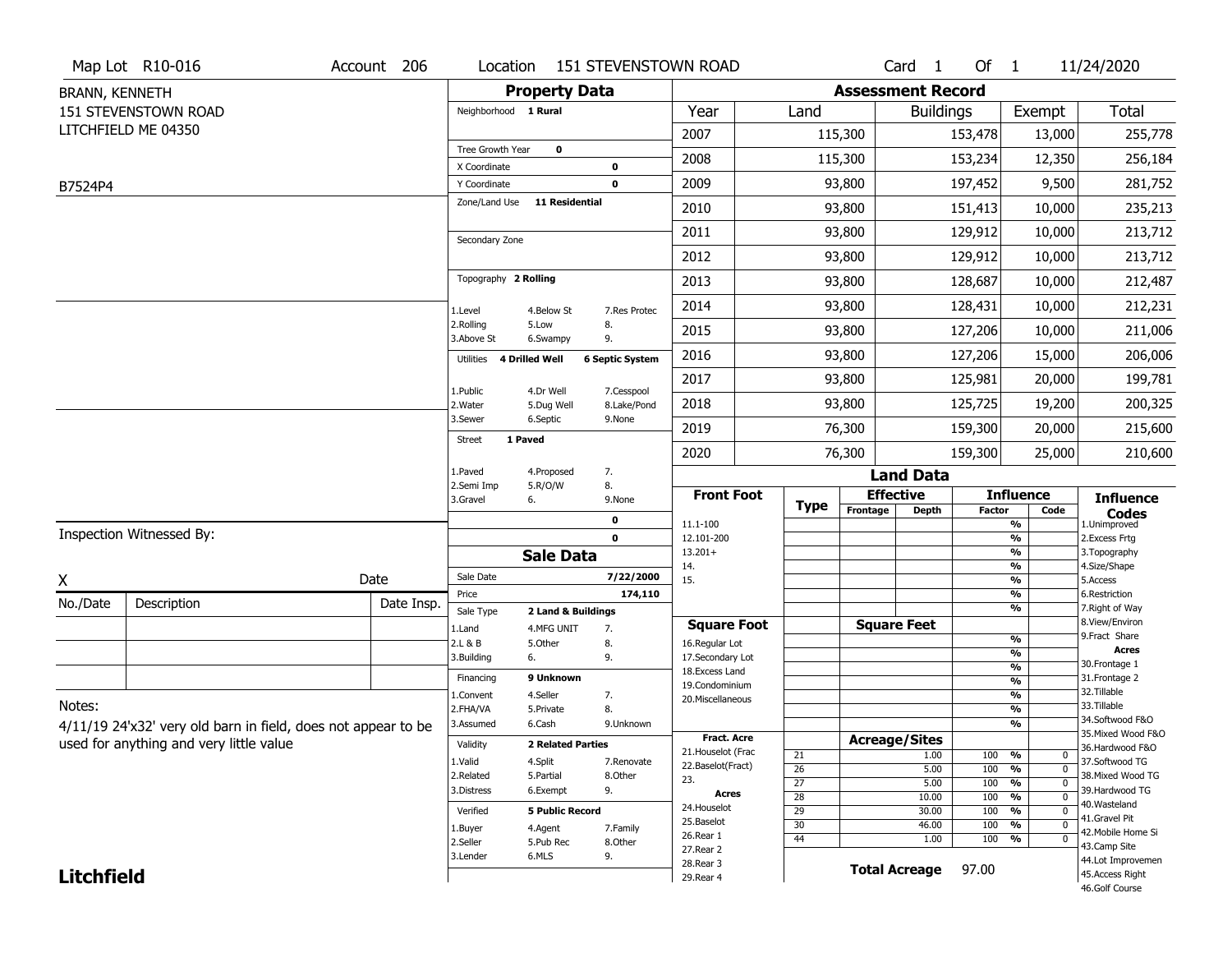Map Lot R10-016 | Account 206 | Location 151 STEVENSTOWN ROAD | Card 1 Of 1 | 11/24/2020

BRANN, KENNETH
151 STEVENSTOWN ROAD
LITCHFIELD ME 04350

B7524P4

## Property Data

| Field | Value |
|---|---|
| Neighborhood | 1 Rural |
| Tree Growth Year | 0 |
| X Coordinate | 0 |
| Y Coordinate | 0 |
| Zone/Land Use | 11 Residential |
| Secondary Zone | |
| Topography | 2 Rolling |
| Utilities | 4 Drilled Well, 6 Septic System |
| Street | 1 Paved |

Topography codes: 1.Level, 2.Rolling, 3.Above St, 4.Below St, 5.Low, 6.Swampy, 7.Res Protec, 8., 9.

Utilities codes: 1.Public, 2.Water, 3.Sewer, 4.Dr Well, 5.Dug Well, 6.Septic, 7.Cesspool, 8.Lake/Pond, 9.None

Street codes: 1.Paved, 2.Semi Imp, 3.Gravel, 4.Proposed, 5.R/O/W, 6., 7., 8., 9.None

0
0

## Sale Data

| Field | Value |
|---|---|
| Sale Date | 7/22/2000 |
| Price | 174,110 |
| Sale Type | 2 Land & Buildings |
| Financing | 9 Unknown |
| Validity | 2 Related Parties |
| Verified | 5 Public Record |

Sale Type codes: 1.Land, 2.L & B, 3.Building, 4.MFG UNIT, 5.Other, 6., 7., 8., 9.

Financing codes: 1.Convent, 2.FHA/VA, 3.Assumed, 4.Seller, 5.Private, 6.Cash, 7., 8., 9.Unknown

Validity codes: 1.Valid, 2.Related, 3.Distress, 4.Split, 5.Partial, 6.Exempt, 7.Renovate, 8.Other, 9.

Verified codes: 1.Buyer, 2.Seller, 3.Lender, 4.Agent, 5.Pub Rec, 6.MLS, 7.Family, 8.Other, 9.

## Assessment Record

| Year | Land | Buildings | Exempt | Total |
|---|---|---|---|---|
| 2007 | 115,300 | 153,478 | 13,000 | 255,778 |
| 2008 | 115,300 | 153,234 | 12,350 | 256,184 |
| 2009 | 93,800 | 197,452 | 9,500 | 281,752 |
| 2010 | 93,800 | 151,413 | 10,000 | 235,213 |
| 2011 | 93,800 | 129,912 | 10,000 | 213,712 |
| 2012 | 93,800 | 129,912 | 10,000 | 213,712 |
| 2013 | 93,800 | 128,687 | 10,000 | 212,487 |
| 2014 | 93,800 | 128,431 | 10,000 | 212,231 |
| 2015 | 93,800 | 127,206 | 10,000 | 211,006 |
| 2016 | 93,800 | 127,206 | 15,000 | 206,006 |
| 2017 | 93,800 | 125,981 | 20,000 | 199,781 |
| 2018 | 93,800 | 125,725 | 19,200 | 200,325 |
| 2019 | 76,300 | 159,300 | 20,000 | 215,600 |
| 2020 | 76,300 | 159,300 | 25,000 | 210,600 |

## Land Data

Front Foot: 11.1-100, 12.101-200, 13.201+, 14., 15.

Square Foot: 16.Regular Lot, 17.Secondary Lot, 18.Excess Land, 19.Condominium, 20.Miscellaneous

Fract. Acre: 21.Houselot (Frac, 22.Baselot(Fract), 23.

Acres: 24.Houselot, 25.Baselot, 26.Rear 1, 27.Rear 2, 28.Rear 3, 29.Rear 4

### Acreage/Sites

| Type | Acreage | Factor | Code |
|---|---|---|---|
| 21 | 1.00 | 100 % | 0 |
| 26 | 5.00 | 100 % | 0 |
| 27 | 5.00 | 100 % | 0 |
| 28 | 10.00 | 100 % | 0 |
| 29 | 30.00 | 100 % | 0 |
| 30 | 46.00 | 100 % | 0 |
| 44 | 1.00 | 100 % | 0 |

**Total Acreage** 97.00

Influence Codes: 1.Unimproved, 2.Excess Frtg, 3.Topography, 4.Size/Shape, 5.Access, 6.Restriction, 7.Right of Way, 8.View/Environ, 9.Fract Share

Acres: 30.Frontage 1, 31.Frontage 2, 32.Tillable, 33.Tillable, 34.Softwood F&O, 35.Mixed Wood F&O, 36.Hardwood F&O, 37.Softwood TG, 38.Mixed Wood TG, 39.Hardwood TG, 40.Wasteland, 41.Gravel Pit, 42.Mobile Home Si, 43.Camp Site, 44.Lot Improvemen, 45.Access Right, 46.Golf Course

Inspection Witnessed By:

X _______________ Date

| No./Date | Description | Date Insp. |
|---|---|---|
| | | |
| | | |
| | | |

Notes:

4/11/19 24'x32' very old barn in field, does not appear to be used for anything and very little value

**Litchfield**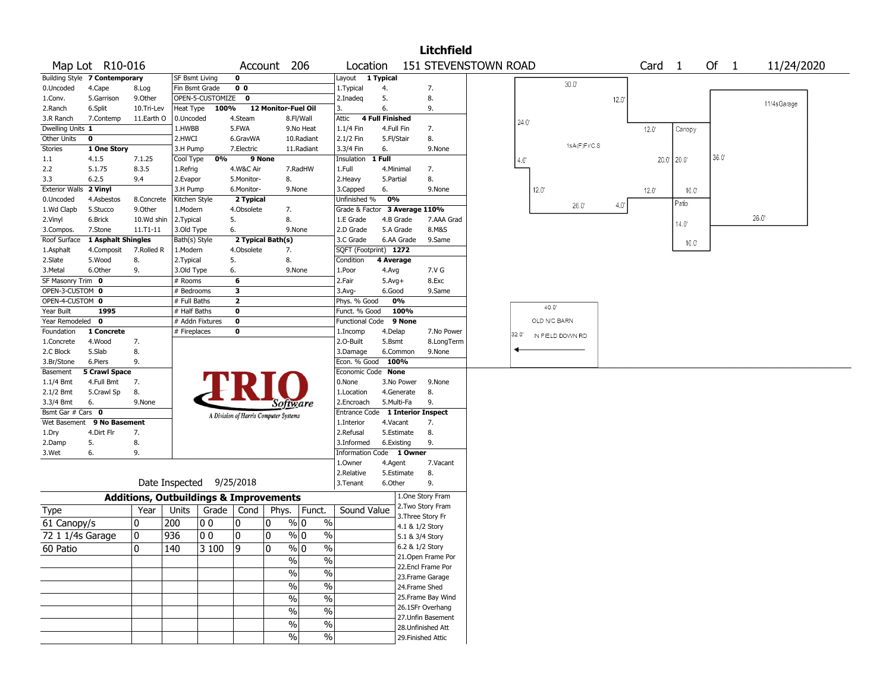# Litchfield

**Map Lot** R10-016 **Account** 206 **Location** 151 STEVENSTOWN ROAD **Card** 1 **Of** 1 11/24/2020

| Building Style | 7 Contemporary | | SF Bsmt Living | 0 | | Layout | 1 Typical | |
|---|---|---|---|---|---|---|---|---|
| 0.Uncoded | 4.Cape | 8.Log | Fin Bsmt Grade | 0 0 | | 1.Typical | 4. | 7. |
| 1.Conv. | 5.Garrison | 9.Other | OPEN-5-CUSTOMIZE | 0 | | 2.Inadeq | 5. | 8. |
| 2.Ranch | 6.Split | 10.Tri-Lev | Heat Type 100% | 12 Monitor-Fuel Oil | | 3. | 6. | 9. |
| 3.R Ranch | 7.Contemp | 11.Earth O | 0.Uncoded | 4.Steam | 8.Fl/Wall | Attic | 4 Full Finished | |
| Dwelling Units | 1 | | 1.HWBB | 5.FWA | 9.No Heat | 1.1/4 Fin | 4.Full Fin | 7. |
| Other Units | 0 | | 2.HWCI | 6.GravWA | 10.Radiant | 2.1/2 Fin | 5.Fl/Stair | 8. |
| Stories | 1 One Story | | 3.H Pump | 7.Electric | 11.Radiant | 3.3/4 Fin | 6. | 9.None |
| 1.1 | 4.1.5 | 7.1.25 | Cool Type 0% | 9 None | | Insulation | 1 Full | |
| 2.2 | 5.1.75 | 8.3.5 | 1.Refrig | 4.W&C Air | 7.RadHW | 1.Full | 4.Minimal | 7. |
| 3.3 | 6.2.5 | 9.4 | 2.Evapor | 5.Monitor- | 8. | 2.Heavy | 5.Partial | 8. |
| Exterior Walls | 2 Vinyl | | 3.H Pump | 6.Monitor- | 9.None | 3.Capped | 6. | 9.None |
| 0.Uncoded | 4.Asbestos | 8.Concrete | Kitchen Style | 2 Typical | | Unfinished % | 0% | |
| 1.Wd Clapb | 5.Stucco | 9.Other | 1.Modern | 4.Obsolete | 7. | Grade & Factor | 3 Average 110% | |
| 2.Vinyl | 6.Brick | 10.Wd shin | 2.Typical | 5. | 8. | 1.E Grade | 4.B Grade | 7.AAA Grad |
| 3.Compos. | 7.Stone | 11.T1-11 | 3.Old Type | 6. | 9.None | 2.D Grade | 5.A Grade | 8.M&S |
| Roof Surface | 1 Asphalt Shingles | | Bath(s) Style | 2 Typical Bath(s) | | 3.C Grade | 6.AA Grade | 9.Same |
| 1.Asphalt | 4.Composit | 7.Rolled R | 1.Modern | 4.Obsolete | 7. | SQFT (Footprint) | 1272 | |
| 2.Slate | 5.Wood | 8. | 2.Typical | 5. | 8. | Condition | 4 Average | |
| 3.Metal | 6.Other | 9. | 3.Old Type | 6. | 9.None | 1.Poor | 4.Avg | 7.V G |
| SF Masonry Trim | 0 | | # Rooms | 6 | | 2.Fair | 5.Avg+ | 8.Exc |
| OPEN-3-CUSTOM | 0 | | # Bedrooms | 3 | | 3.Avg- | 6.Good | 9.Same |
| OPEN-4-CUSTOM | 0 | | # Full Baths | 2 | | Phys. % Good | 0% | |
| Year Built | 1995 | | # Half Baths | 0 | | Funct. % Good | 100% | |
| Year Remodeled | 0 | | # Addn Fixtures | 0 | | Functional Code | 9 None | |
| Foundation | 1 Concrete | | # Fireplaces | 0 | | 1.Incomp | 4.Delap | 7.No Power |
| 1.Concrete | 4.Wood | 7. | | | | 2.O-Built | 5.Bsmt | 8.LongTerm |
| 2.C Block | 5.Slab | 8. | | | | 3.Damage | 6.Common | 9.None |
| 3.Br/Stone | 6.Piers | 9. | | | | Econ. % Good | 100% | |
| Basement | 5 Crawl Space | | | | | Economic Code | None | |
| 1.1/4 Bmt | 4.Full Bmt | 7. | | | | 0.None | 3.No Power | 9.None |
| 2.1/2 Bmt | 5.Crawl Sp | 8. | | | | 1.Location | 4.Generate | 8. |
| 3.3/4 Bmt | 6. | 9.None | | | | 2.Encroach | 5.Multi-Fa | 9. |
| Bsmt Gar # Cars | 0 | | | | | Entrance Code | 1 Interior Inspect | |
| Wet Basement | 9 No Basement | | | | | 1.Interior | 4.Vacant | 7. |
| 1.Dry | 4.Dirt Flr | 7. | | | | 2.Refusal | 5.Estimate | 8. |
| 2.Damp | 5. | 8. | | | | 3.Informed | 6.Existing | 9. |
| 3.Wet | 6. | 9. | | | | Information Code | 1 Owner | |
| | | | | | | 1.Owner | 4.Agent | 7.Vacant |
| | | | | | | 2.Relative | 5.Estimate | 8. |
| | | | | | | 3.Tenant | 6.Other | 9. |

TRIO Software — A Division of Harris Computer Systems

Date Inspected 9/25/2018

## Additions, Outbuildings & Improvements

| Type | Year | Units | Grade | Cond | Phys. | Funct. | Sound Value |
|---|---|---|---|---|---|---|---|
| 61 Canopy/s | 0 | 200 | 0 0 | 0 | 0 % | 0 % | |
| 72 1 1/4s Garage | 0 | 936 | 0 0 | 0 | 0 % | 0 % | |
| 60 Patio | 0 | 140 | 3 100 | 9 | 0 % | 0 % | |
| | | | | | % | % | |
| | | | | | % | % | |
| | | | | | % | % | |
| | | | | | % | % | |
| | | | | | % | % | |
| | | | | | % | % | |
| | | | | | % | % | |

1.One Story Fram
2.Two Story Fram
3.Three Story Fr
4.1 & 1/2 Story
5.1 & 3/4 Story
6.2 & 1/2 Story
21.Open Frame Por
22.Encl Frame Por
23.Frame Garage
24.Frame Shed
25.Frame Bay Wind
26.1SFr Overhang
27.Unfin Basement
28.Unfinished Att
29.Finished Attic

Sketch labels: 30.0' | 12.0' | 24.0' | 1sA(F)Fr/C.S | 4.0' | 12.0' | 26.0' | 4.0' | 12.0' | Canopy | 20.0' | 20.0' | 12.0' | 10.0' | Patio | 14.0' | 10.0' | 36.0' | 1 1/4s Garage | 26.0' | 40.0' | OLD N/C BARN | 32.0' | IN FIELD DOWN RD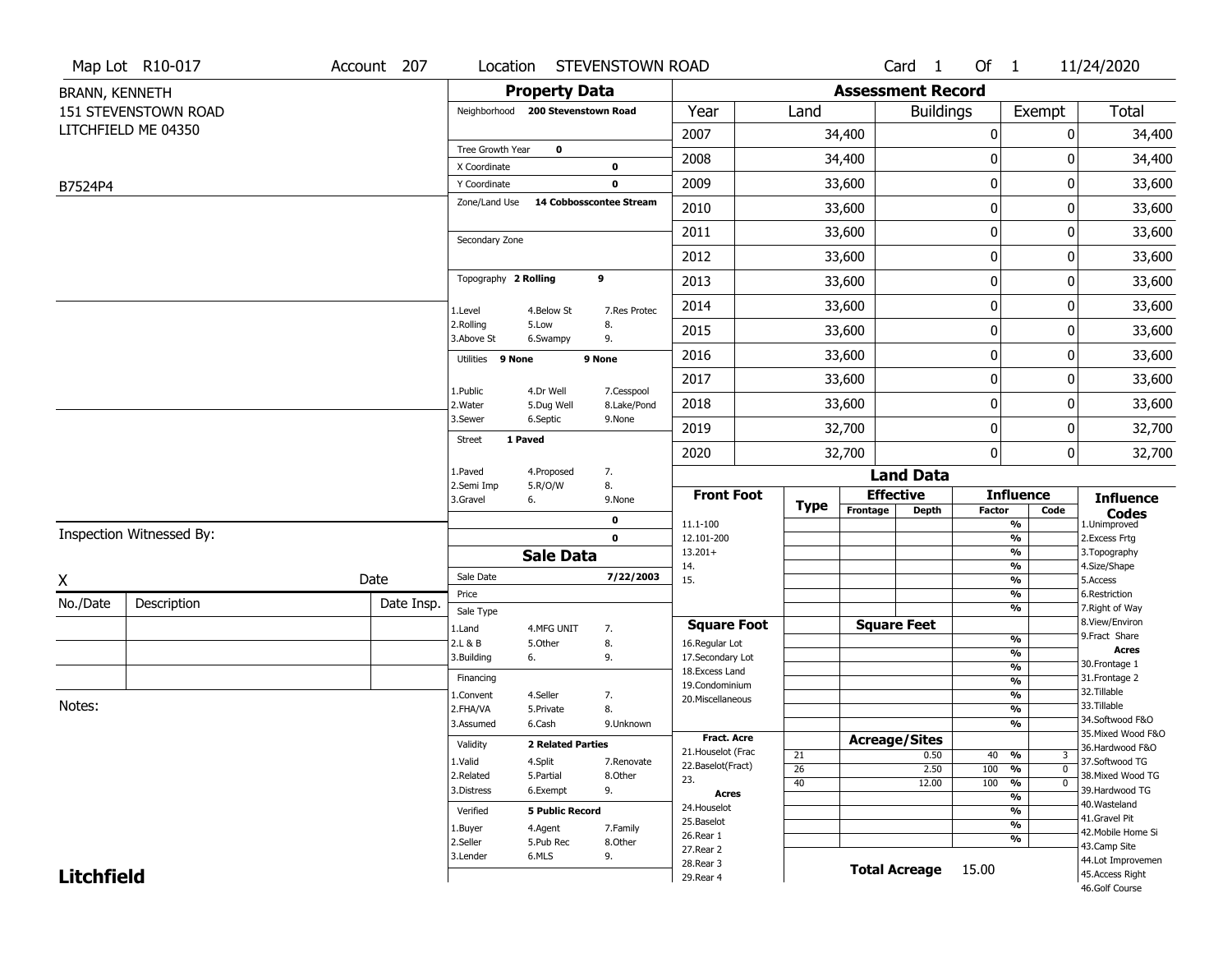Map Lot R10-017 | Account 207 | Location STEVENSTOWN ROAD | Card 1 Of 1 | 11/24/2020

BRANN, KENNETH
151 STEVENSTOWN ROAD
LITCHFIELD ME 04350

B7524P4

## Property Data

Neighborhood **200 Stevenstown Road**

Tree Growth Year **0**
X Coordinate **0**
Y Coordinate **0**
Zone/Land Use **14 Cobbosscontee Stream**

Secondary Zone

Topography **2 Rolling** **9**

1.Level 4.Below St 7.Res Protec
2.Rolling 5.Low 8.
3.Above St 6.Swampy 9.

Utilities **9 None** **9 None**

1.Public 4.Dr Well 7.Cesspool
2.Water 5.Dug Well 8.Lake/Pond
3.Sewer 6.Septic 9.None

Street **1 Paved**

1.Paved 4.Proposed 7.
2.Semi Imp 5.R/O/W 8.
3.Gravel 6. 9.None

**0**
**0**

## Sale Data

Sale Date **7/22/2003**
Price
Sale Type
1.Land 4.MFG UNIT 7.
2.L & B 5.Other 8.
3.Building 6. 9.

Financing
1.Convent 4.Seller 7.
2.FHA/VA 5.Private 8.
3.Assumed 6.Cash 9.Unknown

Validity **2 Related Parties**
1.Valid 4.Split 7.Renovate
2.Related 5.Partial 8.Other
3.Distress 6.Exempt 9.

Verified **5 Public Record**
1.Buyer 4.Agent 7.Family
2.Seller 5.Pub Rec 8.Other
3.Lender 6.MLS 9.

## Assessment Record

| Year | Land | Buildings | Exempt | Total |
|---|---|---|---|---|
| 2007 | 34,400 | 0 | 0 | 34,400 |
| 2008 | 34,400 | 0 | 0 | 34,400 |
| 2009 | 33,600 | 0 | 0 | 33,600 |
| 2010 | 33,600 | 0 | 0 | 33,600 |
| 2011 | 33,600 | 0 | 0 | 33,600 |
| 2012 | 33,600 | 0 | 0 | 33,600 |
| 2013 | 33,600 | 0 | 0 | 33,600 |
| 2014 | 33,600 | 0 | 0 | 33,600 |
| 2015 | 33,600 | 0 | 0 | 33,600 |
| 2016 | 33,600 | 0 | 0 | 33,600 |
| 2017 | 33,600 | 0 | 0 | 33,600 |
| 2018 | 33,600 | 0 | 0 | 33,600 |
| 2019 | 32,700 | 0 | 0 | 32,700 |
| 2020 | 32,700 | 0 | 0 | 32,700 |

## Land Data

| Front Foot | Type | Effective Frontage | Effective Depth | Influence Factor | Influence Code |
|---|---|---|---|---|---|
| 11.1-100 | | | | % | |
| 12.101-200 | | | | % | |
| 13.201+ | | | | % | |
| 14. | | | | % | |
| 15. | | | | % | |
| | | | | % | |
| | | | | % | |

| Square Foot | Square Feet | Influence Factor | Influence Code |
|---|---|---|---|
| 16.Regular Lot | | % | |
| 17.Secondary Lot | | % | |
| 18.Excess Land | | % | |
| 19.Condominium | | % | |
| 20.Miscellaneous | | % | |
| | | % | |
| | | % | |

| Fract. Acre / Acres | Type | Acreage/Sites | Influence Factor | Influence Code |
|---|---|---|---|---|
| 21.Houselot (Frac | 21 | 0.50 | 40 % | 3 |
| 22.Baselot(Fract) | 26 | 2.50 | 100 % | 0 |
| 23. | 40 | 12.00 | 100 % | 0 |
| 24.Houselot | | | % | |
| 25.Baselot | | | % | |
| 26.Rear 1 | | | % | |
| 27.Rear 2 | | | % | |
| 28.Rear 3 | | | | |
| 29.Rear 4 | | | | |

**Total Acreage** 15.00

**Influence Codes**
1.Unimproved
2.Excess Frtg
3.Topography
4.Size/Shape
5.Access
6.Restriction
7.Right of Way
8.View/Environ
9.Fract Share

**Acres**
30.Frontage 1
31.Frontage 2
32.Tillable
33.Tillable
34.Softwood F&O
35.Mixed Wood F&O
36.Hardwood F&O
37.Softwood TG
38.Mixed Wood TG
39.Hardwood TG
40.Wasteland
41.Gravel Pit
42.Mobile Home Si
43.Camp Site
44.Lot Improvemen
45.Access Right
46.Golf Course

Inspection Witnessed By:

X Date

| No./Date | Description | Date Insp. |
|---|---|---|
| | | |
| | | |
| | | |

Notes:

**Litchfield**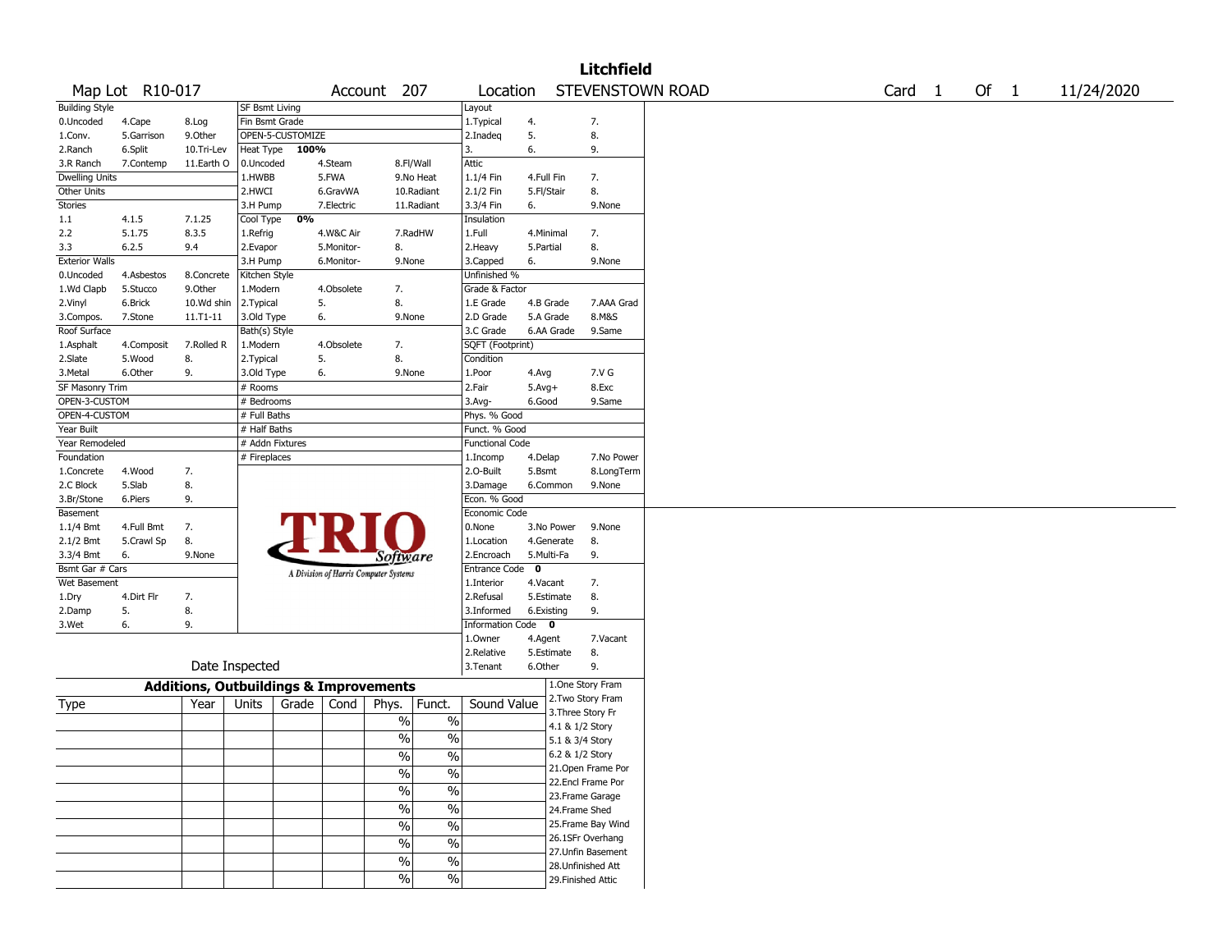# Litchfield

Map Lot R10-017 | Account 207 | Location STEVENSTOWN ROAD | Card 1 Of 1 | 11/24/2020

| Building Style | | | SF Bsmt Living | | | Layout | | |
|---|---|---|---|---|---|---|---|---|
| 0.Uncoded | 4.Cape | 8.Log | Fin Bsmt Grade | | | 1.Typical | 4. | 7. |
| 1.Conv. | 5.Garrison | 9.Other | OPEN-5-CUSTOMIZE | | | 2.Inadeq | 5. | 8. |
| 2.Ranch | 6.Split | 10.Tri-Lev | Heat Type 100% | | | 3. | 6. | 9. |
| 3.R Ranch | 7.Contemp | 11.Earth O | 0.Uncoded | 4.Steam | 8.Fl/Wall | Attic | | |
| Dwelling Units | | | 1.HWBB | 5.FWA | 9.No Heat | 1.1/4 Fin | 4.Full Fin | 7. |
| Other Units | | | 2.HWCI | 6.GravWA | 10.Radiant | 2.1/2 Fin | 5.Fl/Stair | 8. |
| Stories | | | 3.H Pump | 7.Electric | 11.Radiant | 3.3/4 Fin | 6. | 9.None |
| 1.1 | 4.1.5 | 7.1.25 | Cool Type 0% | | | Insulation | | |
| 2.2 | 5.1.75 | 8.3.5 | 1.Refrig | 4.W&C Air | 7.RadHW | 1.Full | 4.Minimal | 7. |
| 3.3 | 6.2.5 | 9.4 | 2.Evapor | 5.Monitor- | 8. | 2.Heavy | 5.Partial | 8. |
| Exterior Walls | | | 3.H Pump | 6.Monitor- | 9.None | 3.Capped | 6. | 9.None |
| 0.Uncoded | 4.Asbestos | 8.Concrete | Kitchen Style | | | Unfinished % | | |
| 1.Wd Clapb | 5.Stucco | 9.Other | 1.Modern | 4.Obsolete | 7. | Grade & Factor | | |
| 2.Vinyl | 6.Brick | 10.Wd shin | 2.Typical | 5. | 8. | 1.E Grade | 4.B Grade | 7.AAA Grad |
| 3.Compos. | 7.Stone | 11.T1-11 | 3.Old Type | 6. | 9.None | 2.D Grade | 5.A Grade | 8.M&S |
| Roof Surface | | | Bath(s) Style | | | 3.C Grade | 6.AA Grade | 9.Same |
| 1.Asphalt | 4.Composit | 7.Rolled R | 1.Modern | 4.Obsolete | 7. | SQFT (Footprint) | | |
| 2.Slate | 5.Wood | 8. | 2.Typical | 5. | 8. | Condition | | |
| 3.Metal | 6.Other | 9. | 3.Old Type | 6. | 9.None | 1.Poor | 4.Avg | 7.V G |
| SF Masonry Trim | | | # Rooms | | | 2.Fair | 5.Avg+ | 8.Exc |
| OPEN-3-CUSTOM | | | # Bedrooms | | | 3.Avg- | 6.Good | 9.Same |
| OPEN-4-CUSTOM | | | # Full Baths | | | Phys. % Good | | |
| Year Built | | | # Half Baths | | | Funct. % Good | | |
| Year Remodeled | | | # Addn Fixtures | | | Functional Code | | |
| Foundation | | | # Fireplaces | | | 1.Incomp | 4.Delap | 7.No Power |
| 1.Concrete | 4.Wood | 7. | | | | 2.O-Built | 5.Bsmt | 8.LongTerm |
| 2.C Block | 5.Slab | 8. | | | | 3.Damage | 6.Common | 9.None |
| 3.Br/Stone | 6.Piers | 9. | | | | Econ. % Good | | |
| Basement | | | | | | Economic Code | | |
| 1.1/4 Bmt | 4.Full Bmt | 7. | | | | 0.None | 3.No Power | 9.None |
| 2.1/2 Bmt | 5.Crawl Sp | 8. | | | | 1.Location | 4.Generate | 8. |
| 3.3/4 Bmt | 6. | 9.None | | | | 2.Encroach | 5.Multi-Fa | 9. |
| Bsmt Gar # Cars | | | | | | Entrance Code 0 | | |
| Wet Basement | | | | | | 1.Interior | 4.Vacant | 7. |
| 1.Dry | 4.Dirt Flr | 7. | | | | 2.Refusal | 5.Estimate | 8. |
| 2.Damp | 5. | 8. | | | | 3.Informed | 6.Existing | 9. |
| 3.Wet | 6. | 9. | | | | Information Code 0 | | |
| | | | | | | 1.Owner | 4.Agent | 7.Vacant |
| | | | | | | 2.Relative | 5.Estimate | 8. |
| | Date Inspected | | | | | 3.Tenant | 6.Other | 9. |

TRIO Software — A Division of Harris Computer Systems

## Additions, Outbuildings & Improvements

| Type | Year | Units | Grade | Cond | Phys. | Funct. | Sound Value |
|---|---|---|---|---|---|---|---|
| | | | | | % | % | |
| | | | | | % | % | |
| | | | | | % | % | |
| | | | | | % | % | |
| | | | | | % | % | |
| | | | | | % | % | |
| | | | | | % | % | |
| | | | | | % | % | |
| | | | | | % | % | |
| | | | | | % | % | |

1.One Story Fram
2.Two Story Fram
3.Three Story Fr
4.1 & 1/2 Story
5.1 & 3/4 Story
6.2 & 1/2 Story
21.Open Frame Por
22.Encl Frame Por
23.Frame Garage
24.Frame Shed
25.Frame Bay Wind
26.1SFr Overhang
27.Unfin Basement
28.Unfinished Att
29.Finished Attic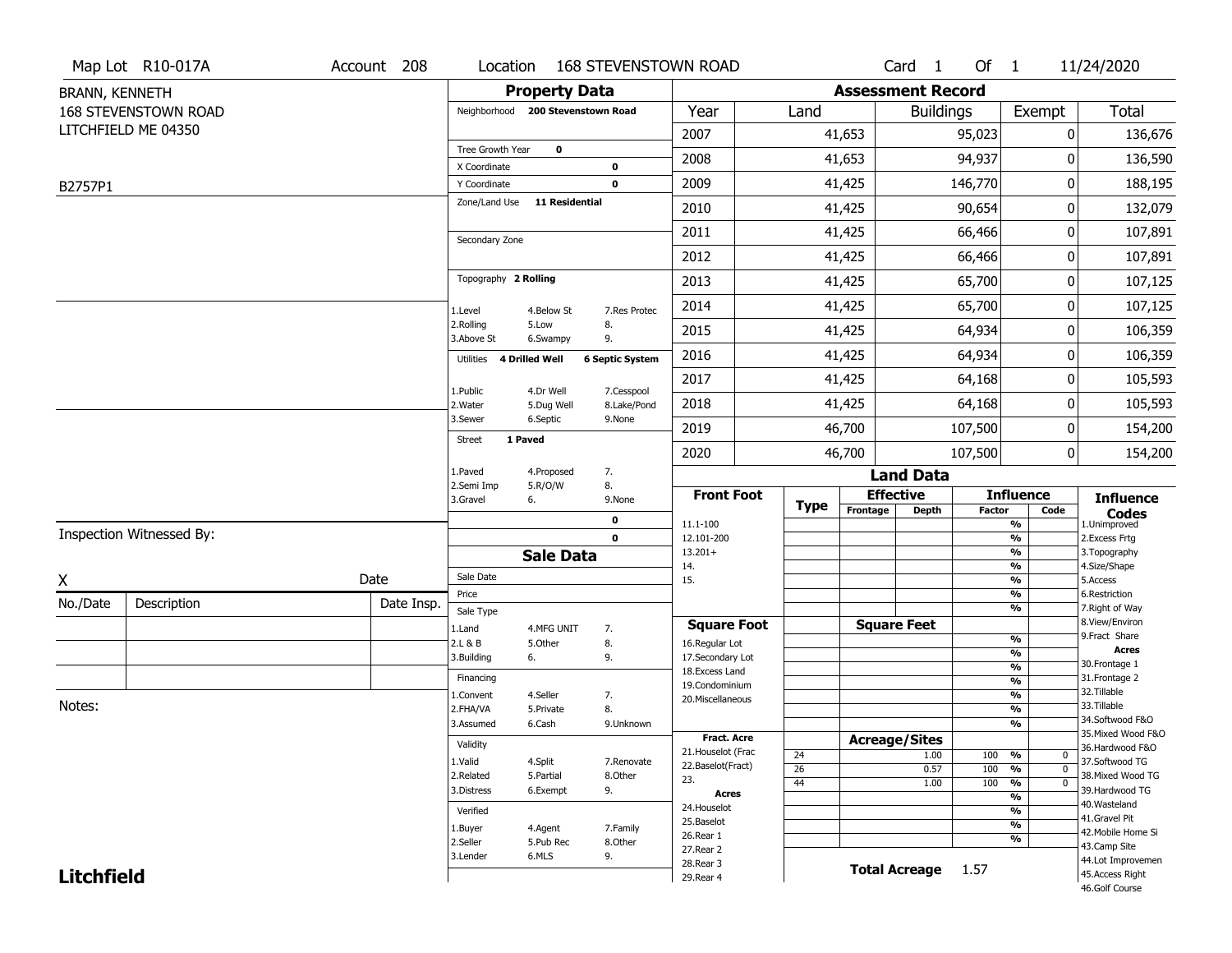Map Lot R10-017A | Account 208 | Location 168 STEVENSTOWN ROAD | Card 1 Of 1 | 11/24/2020

BRANN, KENNETH
168 STEVENSTOWN ROAD
LITCHFIELD ME 04350

B2757P1

## Property Data

Neighborhood **200 Stevenstown Road**

Tree Growth Year **0**
X Coordinate **0**
Y Coordinate **0**
Zone/Land Use **11 Residential**

Secondary Zone

Topography **2 Rolling**

1.Level 4.Below St 7.Res Protec
2.Rolling 5.Low 8.
3.Above St 6.Swampy 9.

Utilities **4 Drilled Well** **6 Septic System**

1.Public 4.Dr Well 7.Cesspool
2.Water 5.Dug Well 8.Lake/Pond
3.Sewer 6.Septic 9.None

Street **1 Paved**

1.Paved 4.Proposed 7.
2.Semi Imp 5.R/O/W 8.
3.Gravel 6. 9.None

**0**
**0**

## Sale Data

Sale Date
Price
Sale Type
1.Land 4.MFG UNIT 7.
2.L & B 5.Other 8.
3.Building 6. 9.

Financing
1.Convent 4.Seller 7.
2.FHA/VA 5.Private 8.
3.Assumed 6.Cash 9.Unknown

Validity
1.Valid 4.Split 7.Renovate
2.Related 5.Partial 8.Other
3.Distress 6.Exempt 9.

Verified
1.Buyer 4.Agent 7.Family
2.Seller 5.Pub Rec 8.Other
3.Lender 6.MLS 9.

Inspection Witnessed By:

X Date

| No./Date | Description | Date Insp. |
|---|---|---|
| | | |
| | | |
| | | |

Notes:

## Assessment Record

| Year | Land | Buildings | Exempt | Total |
|---|---|---|---|---|
| 2007 | 41,653 | 95,023 | 0 | 136,676 |
| 2008 | 41,653 | 94,937 | 0 | 136,590 |
| 2009 | 41,425 | 146,770 | 0 | 188,195 |
| 2010 | 41,425 | 90,654 | 0 | 132,079 |
| 2011 | 41,425 | 66,466 | 0 | 107,891 |
| 2012 | 41,425 | 66,466 | 0 | 107,891 |
| 2013 | 41,425 | 65,700 | 0 | 107,125 |
| 2014 | 41,425 | 65,700 | 0 | 107,125 |
| 2015 | 41,425 | 64,934 | 0 | 106,359 |
| 2016 | 41,425 | 64,934 | 0 | 106,359 |
| 2017 | 41,425 | 64,168 | 0 | 105,593 |
| 2018 | 41,425 | 64,168 | 0 | 105,593 |
| 2019 | 46,700 | 107,500 | 0 | 154,200 |
| 2020 | 46,700 | 107,500 | 0 | 154,200 |

## Land Data

Front Foot: 11.1-100, 12.101-200, 13.201+, 14., 15.

Square Foot: 16.Regular Lot, 17.Secondary Lot, 18.Excess Land, 19.Condominium, 20.Miscellaneous

Fract. Acre: 21.Houselot (Frac, 22.Baselot(Fract), 23.

Acres: 24.Houselot, 25.Baselot, 26.Rear 1, 27.Rear 2, 28.Rear 3, 29.Rear 4

### Acreage/Sites

| Type | Acreage/Sites | Influence Factor | Code |
|---|---|---|---|
| 24 | 1.00 | 100 % | 0 |
| 26 | 0.57 | 100 % | 0 |
| 44 | 1.00 | 100 % | 0 |

**Total Acreage** 1.57

### Influence Codes

1.Unimproved
2.Excess Frtg
3.Topography
4.Size/Shape
5.Access
6.Restriction
7.Right of Way
8.View/Environ
9.Fract Share

**Acres**
30.Frontage 1
31.Frontage 2
32.Tillable
33.Tillable
34.Softwood F&O
35.Mixed Wood F&O
36.Hardwood F&O
37.Softwood TG
38.Mixed Wood TG
39.Hardwood TG
40.Wasteland
41.Gravel Pit
42.Mobile Home Si
43.Camp Site
44.Lot Improvemen
45.Access Right
46.Golf Course

**Litchfield**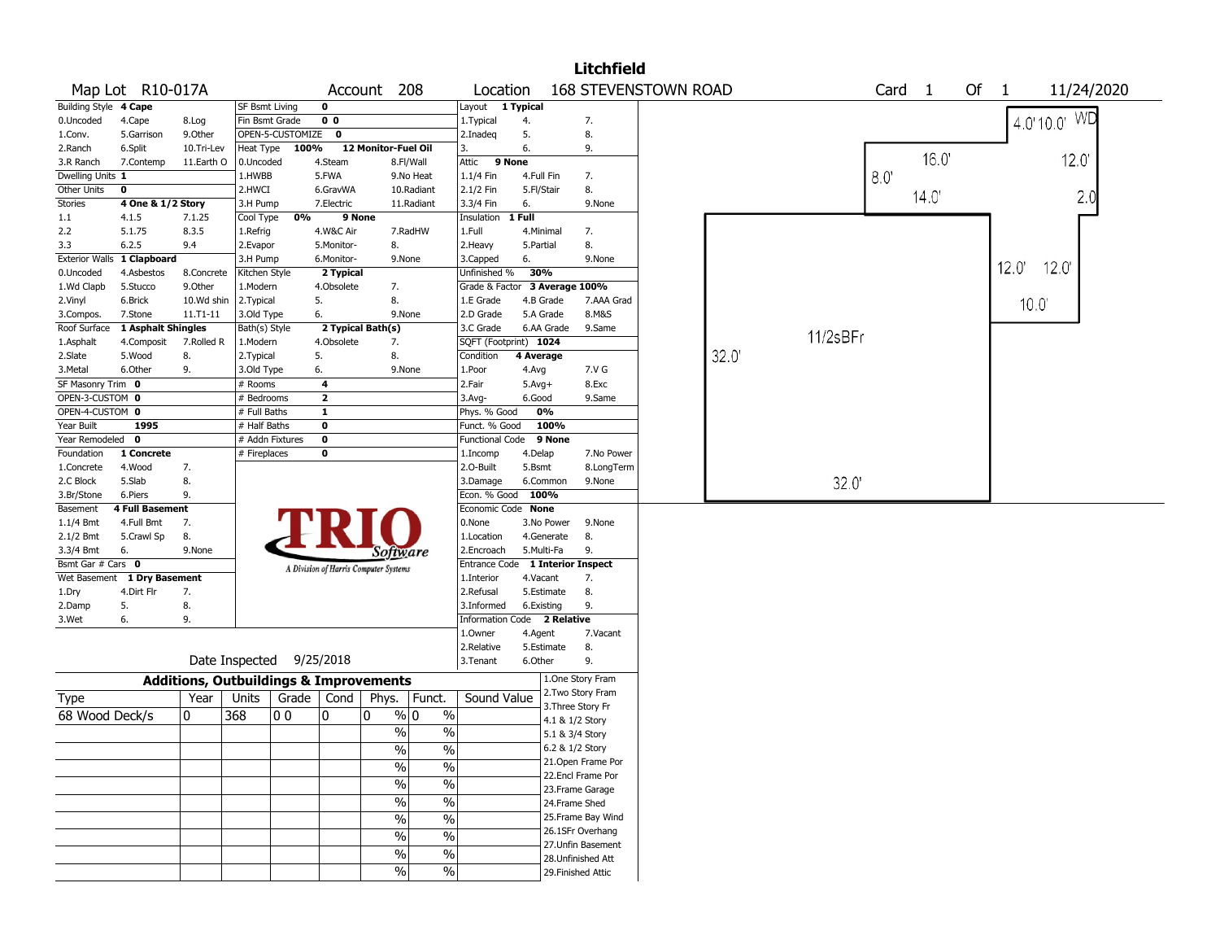# Litchfield

**Map Lot** R10-017A **Account** 208 **Location** 168 STEVENSTOWN ROAD **Card** 1 **Of** 1 11/24/2020

| Building Style | 4 Cape | | SF Bsmt Living | 0 | | Layout | 1 Typical | |
|---|---|---|---|---|---|---|---|---|
| 0.Uncoded | 4.Cape | 8.Log | Fin Bsmt Grade | 0 0 | | 1.Typical | 4. | 7. |
| 1.Conv. | 5.Garrison | 9.Other | OPEN-5-CUSTOMIZE | 0 | | 2.Inadeq | 5. | 8. |
| 2.Ranch | 6.Split | 10.Tri-Lev | Heat Type 100% | 12 Monitor-Fuel Oil | | 3. | 6. | 9. |
| 3.R Ranch | 7.Contemp | 11.Earth O | 0.Uncoded | 4.Steam | 8.Fl/Wall | Attic | 9 None | |
| Dwelling Units | 1 | | 1.HWBB | 5.FWA | 9.No Heat | 1.1/4 Fin | 4.Full Fin | 7. |
| Other Units | 0 | | 2.HWCI | 6.GravWA | 10.Radiant | 2.1/2 Fin | 5.Fl/Stair | 8. |
| Stories | 4 One & 1/2 Story | | 3.H Pump | 7.Electric | 11.Radiant | 3.3/4 Fin | 6. | 9.None |
| 1.1 | 4.1.5 | 7.1.25 | Cool Type 0% | 9 None | | Insulation | 1 Full | |
| 2.2 | 5.1.75 | 8.3.5 | 1.Refrig | 4.W&C Air | 7.RadHW | 1.Full | 4.Minimal | 7. |
| 3.3 | 6.2.5 | 9.4 | 2.Evapor | 5.Monitor- | 8. | 2.Heavy | 5.Partial | 8. |
| Exterior Walls | 1 Clapboard | | 3.H Pump | 6.Monitor- | 9.None | 3.Capped | 6. | 9.None |
| 0.Uncoded | 4.Asbestos | 8.Concrete | Kitchen Style | 2 Typical | | Unfinished % | 30% | |
| 1.Wd Clapb | 5.Stucco | 9.Other | 1.Modern | 4.Obsolete | 7. | Grade & Factor | 3 Average 100% | |
| 2.Vinyl | 6.Brick | 10.Wd shin | 2.Typical | 5. | 8. | 1.E Grade | 4.B Grade | 7.AAA Grad |
| 3.Compos. | 7.Stone | 11.T1-11 | 3.Old Type | 6. | 9.None | 2.D Grade | 5.A Grade | 8.M&S |
| Roof Surface | 1 Asphalt Shingles | | Bath(s) Style | 2 Typical Bath(s) | | 3.C Grade | 6.AA Grade | 9.Same |
| 1.Asphalt | 4.Composit | 7.Rolled R | 1.Modern | 4.Obsolete | 7. | SQFT (Footprint) | 1024 | |
| 2.Slate | 5.Wood | 8. | 2.Typical | 5. | 8. | Condition | 4 Average | |
| 3.Metal | 6.Other | 9. | 3.Old Type | 6. | 9.None | 1.Poor | 4.Avg | 7.V G |
| SF Masonry Trim | 0 | | # Rooms | 4 | | 2.Fair | 5.Avg+ | 8.Exc |
| OPEN-3-CUSTOM | 0 | | # Bedrooms | 2 | | 3.Avg- | 6.Good | 9.Same |
| OPEN-4-CUSTOM | 0 | | # Full Baths | 1 | | Phys. % Good | 0% | |
| Year Built | 1995 | | # Half Baths | 0 | | Funct. % Good | 100% | |
| Year Remodeled | 0 | | # Addn Fixtures | 0 | | Functional Code | 9 None | |
| Foundation | 1 Concrete | | # Fireplaces | 0 | | 1.Incomp | 4.Delap | 7.No Power |
| 1.Concrete | 4.Wood | 7. | | | | 2.O-Built | 5.Bsmt | 8.LongTerm |
| 2.C Block | 5.Slab | 8. | | | | 3.Damage | 6.Common | 9.None |
| 3.Br/Stone | 6.Piers | 9. | | | | Econ. % Good | 100% | |
| Basement | 4 Full Basement | | | | | Economic Code | None | |
| 1.1/4 Bmt | 4.Full Bmt | 7. | | | | 0.None | 3.No Power | 9.None |
| 2.1/2 Bmt | 5.Crawl Sp | 8. | | | | 1.Location | 4.Generate | 8. |
| 3.3/4 Bmt | 6. | 9.None | | | | 2.Encroach | 5.Multi-Fa | 9. |
| Bsmt Gar # Cars | 0 | | | | | Entrance Code | 1 Interior Inspect | |
| Wet Basement | 1 Dry Basement | | | | | 1.Interior | 4.Vacant | 7. |
| 1.Dry | 4.Dirt Flr | 7. | | | | 2.Refusal | 5.Estimate | 8. |
| 2.Damp | 5. | 8. | | | | 3.Informed | 6.Existing | 9. |
| 3.Wet | 6. | 9. | | | | Information Code | 2 Relative | |
| | | | | | | 1.Owner | 4.Agent | 7.Vacant |
| | | | | | | 2.Relative | 5.Estimate | 8. |
| | | | Date Inspected | 9/25/2018 | | 3.Tenant | 6.Other | 9. |

TRIO Software — A Division of Harris Computer Systems

## Additions, Outbuildings & Improvements

| Type | Year | Units | Grade | Cond | Phys. | Funct. | Sound Value |
|---|---|---|---|---|---|---|---|
| 68 Wood Deck/s | 0 | 368 | 0 0 | 0 | 0 % | 0 % | |
| | | | | | % | % | |
| | | | | | % | % | |
| | | | | | % | % | |
| | | | | | % | % | |
| | | | | | % | % | |
| | | | | | % | % | |
| | | | | | % | % | |
| | | | | | % | % | |
| | | | | | % | % | |

1.One Story Fram
2.Two Story Fram
3.Three Story Fr
4.1 & 1/2 Story
5.1 & 3/4 Story
6.2 & 1/2 Story
21.Open Frame Por
22.Encl Frame Por
23.Frame Garage
24.Frame Shed
25.Frame Bay Wind
26.1SFr Overhang
27.Unfin Basement
28.Unfinished Att
29.Finished Attic

Sketch labels: 11/2sBFr; 32.0'; 32.0'; 16.0'; 8.0'; 14.0'; 4.0' 10.0' WD; 12.0'; 2.0; 12.0' 12.0'; 10.0'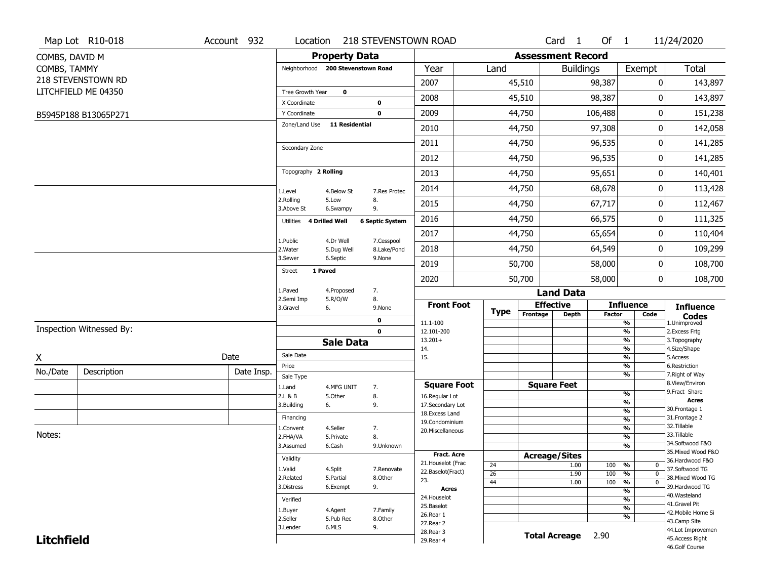Map Lot R10-018 | Account 932 | Location 218 STEVENSTOWN ROAD | Card 1 Of 1 | 11/24/2020

COMBS, DAVID M
COMBS, TAMMY
218 STEVENSTOWN RD
LITCHFIELD ME 04350

B5945P188 B13065P271

## Property Data

- Neighborhood: 200 Stevenstown Road
- Tree Growth Year: 0
- X Coordinate: 0
- Y Coordinate: 0
- Zone/Land Use: 11 Residential
- Secondary Zone:
- Topography: 2 Rolling
  - 1.Level 4.Below St 7.Res Protec
  - 2.Rolling 5.Low 8.
  - 3.Above St 6.Swampy 9.
- Utilities: 4 Drilled Well, 6 Septic System
  - 1.Public 4.Dr Well 7.Cesspool
  - 2.Water 5.Dug Well 8.Lake/Pond
  - 3.Sewer 6.Septic 9.None
- Street: 1 Paved
  - 1.Paved 4.Proposed 7.
  - 2.Semi Imp 5.R/O/W 8.
  - 3.Gravel 6. 9.None
- 0
- 0

## Sale Data

- Sale Date:
- Price:
- Sale Type:
  - 1.Land 4.MFG UNIT 7.
  - 2.L & B 5.Other 8.
  - 3.Building 6. 9.
- Financing:
  - 1.Convent 4.Seller 7.
  - 2.FHA/VA 5.Private 8.
  - 3.Assumed 6.Cash 9.Unknown
- Validity:
  - 1.Valid 4.Split 7.Renovate
  - 2.Related 5.Partial 8.Other
  - 3.Distress 6.Exempt 9.
- Verified:
  - 1.Buyer 4.Agent 7.Family
  - 2.Seller 5.Pub Rec 8.Other
  - 3.Lender 6.MLS 9.

## Assessment Record

| Year | Land | Buildings | Exempt | Total |
|---|---|---|---|---|
| 2007 | 45,510 | 98,387 | 0 | 143,897 |
| 2008 | 45,510 | 98,387 | 0 | 143,897 |
| 2009 | 44,750 | 106,488 | 0 | 151,238 |
| 2010 | 44,750 | 97,308 | 0 | 142,058 |
| 2011 | 44,750 | 96,535 | 0 | 141,285 |
| 2012 | 44,750 | 96,535 | 0 | 141,285 |
| 2013 | 44,750 | 95,651 | 0 | 140,401 |
| 2014 | 44,750 | 68,678 | 0 | 113,428 |
| 2015 | 44,750 | 67,717 | 0 | 112,467 |
| 2016 | 44,750 | 66,575 | 0 | 111,325 |
| 2017 | 44,750 | 65,654 | 0 | 110,404 |
| 2018 | 44,750 | 64,549 | 0 | 109,299 |
| 2019 | 50,700 | 58,000 | 0 | 108,700 |
| 2020 | 50,700 | 58,000 | 0 | 108,700 |

## Land Data

Front Foot: 11.1-100, 12.101-200, 13.201+, 14., 15.

Square Foot: 16.Regular Lot, 17.Secondary Lot, 18.Excess Land, 19.Condominium, 20.Miscellaneous

Fract. Acre: 21.Houselot (Frac, 22.Baselot(Fract), 23.

Acres: 24.Houselot, 25.Baselot, 26.Rear 1, 27.Rear 2, 28.Rear 3, 29.Rear 4

### Acreage/Sites

| Type | Acreage/Sites | Influence Factor | Code |
|---|---|---|---|
| 24 | 1.00 | 100 % | 0 |
| 26 | 1.90 | 100 % | 0 |
| 44 | 1.00 | 100 % | 0 |

**Total Acreage** 2.90

### Influence Codes

1.Unimproved, 2.Excess Frtg, 3.Topography, 4.Size/Shape, 5.Access, 6.Restriction, 7.Right of Way, 8.View/Environ, 9.Fract Share

**Acres**: 30.Frontage 1, 31.Frontage 2, 32.Tillable, 33.Tillable, 34.Softwood F&O, 35.Mixed Wood F&O, 36.Hardwood F&O, 37.Softwood TG, 38.Mixed Wood TG, 39.Hardwood TG, 40.Wasteland, 41.Gravel Pit, 42.Mobile Home Si, 43.Camp Site, 44.Lot Improvemen, 45.Access Right, 46.Golf Course

Inspection Witnessed By:

X ______ Date

| No./Date | Description | Date Insp. |
|---|---|---|
| | | |
| | | |
| | | |

Notes:

**Litchfield**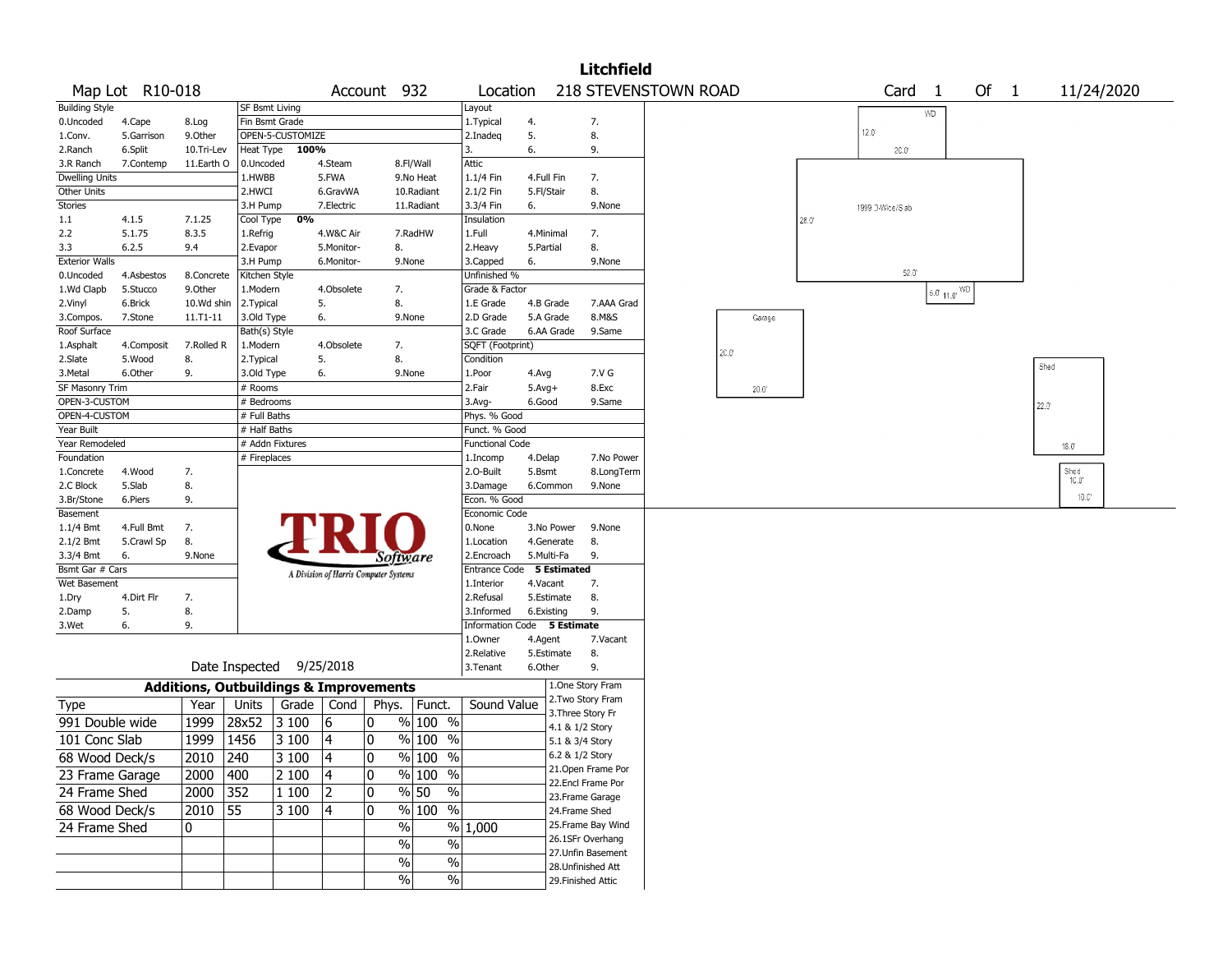# Litchfield

Map Lot R10-018 | Account 932 | Location 218 STEVENSTOWN ROAD | Card 1 Of 1 | 11/24/2020

| Building Style | | | SF Bsmt Living | | | Layout | | |
|---|---|---|---|---|---|---|---|---|
| 0.Uncoded | 4.Cape | 8.Log | Fin Bsmt Grade | | | 1.Typical | 4. | 7. |
| 1.Conv. | 5.Garrison | 9.Other | OPEN-5-CUSTOMIZE | | | 2.Inadeq | 5. | 8. |
| 2.Ranch | 6.Split | 10.Tri-Lev | Heat Type 100% | | | 3. | 6. | 9. |
| 3.R Ranch | 7.Contemp | 11.Earth O | 0.Uncoded | 4.Steam | 8.Fl/Wall | Attic | | |
| Dwelling Units | | | 1.HWBB | 5.FWA | 9.No Heat | 1.1/4 Fin | 4.Full Fin | 7. |
| Other Units | | | 2.HWCI | 6.GravWA | 10.Radiant | 2.1/2 Fin | 5.Fl/Stair | 8. |
| Stories | | | 3.H Pump | 7.Electric | 11.Radiant | 3.3/4 Fin | 6. | 9.None |
| 1.1 | 4.1.5 | 7.1.25 | Cool Type 0% | | | Insulation | | |
| 2.2 | 5.1.75 | 8.3.5 | 1.Refrig | 4.W&C Air | 7.RadHW | 1.Full | 4.Minimal | 7. |
| 3.3 | 6.2.5 | 9.4 | 2.Evapor | 5.Monitor- | 8. | 2.Heavy | 5.Partial | 8. |
| Exterior Walls | | | 3.H Pump | 6.Monitor- | 9.None | 3.Capped | 6. | 9.None |
| 0.Uncoded | 4.Asbestos | 8.Concrete | Kitchen Style | | | Unfinished % | | |
| 1.Wd Clapb | 5.Stucco | 9.Other | 1.Modern | 4.Obsolete | 7. | Grade & Factor | | |
| 2.Vinyl | 6.Brick | 10.Wd shin | 2.Typical | 5. | 8. | 1.E Grade | 4.B Grade | 7.AAA Grad |
| 3.Compos. | 7.Stone | 11.T1-11 | 3.Old Type | 6. | 9.None | 2.D Grade | 5.A Grade | 8.M&S |
| Roof Surface | | | Bath(s) Style | | | 3.C Grade | 6.AA Grade | 9.Same |
| 1.Asphalt | 4.Composit | 7.Rolled R | 1.Modern | 4.Obsolete | 7. | SQFT (Footprint) | | |
| 2.Slate | 5.Wood | 8. | 2.Typical | 5. | 8. | Condition | | |
| 3.Metal | 6.Other | 9. | 3.Old Type | 6. | 9.None | 1.Poor | 4.Avg | 7.V G |
| SF Masonry Trim | | | # Rooms | | | 2.Fair | 5.Avg+ | 8.Exc |
| OPEN-3-CUSTOM | | | # Bedrooms | | | 3.Avg- | 6.Good | 9.Same |
| OPEN-4-CUSTOM | | | # Full Baths | | | Phys. % Good | | |
| Year Built | | | # Half Baths | | | Funct. % Good | | |
| Year Remodeled | | | # Addn Fixtures | | | Functional Code | | |
| Foundation | | | # Fireplaces | | | 1.Incomp | 4.Delap | 7.No Power |
| 1.Concrete | 4.Wood | 7. | | | | 2.O-Built | 5.Bsmt | 8.LongTerm |
| 2.C Block | 5.Slab | 8. | | | | 3.Damage | 6.Common | 9.None |
| 3.Br/Stone | 6.Piers | 9. | | | | Econ. % Good | | |
| Basement | | | | | | Economic Code | | |
| 1.1/4 Bmt | 4.Full Bmt | 7. | | | | 0.None | 3.No Power | 9.None |
| 2.1/2 Bmt | 5.Crawl Sp | 8. | | | | 1.Location | 4.Generate | 8. |
| 3.3/4 Bmt | 6. | 9.None | | | | 2.Encroach | 5.Multi-Fa | 9. |
| Bsmt Gar # Cars | | | | | | Entrance Code 5 Estimated | | |
| Wet Basement | | | | | | 1.Interior | 4.Vacant | 7. |
| 1.Dry | 4.Dirt Flr | 7. | | | | 2.Refusal | 5.Estimate | 8. |
| 2.Damp | 5. | 8. | | | | 3.Informed | 6.Existing | 9. |
| 3.Wet | 6. | 9. | | | | Information Code 5 Estimate | | |
| | | | | | | 1.Owner | 4.Agent | 7.Vacant |
| | | | | | | 2.Relative | 5.Estimate | 8. |
| Date Inspected 9/25/2018 | | | | | | 3.Tenant | 6.Other | 9. |

TRIO Software — A Division of Harris Computer Systems

## Additions, Outbuildings & Improvements

| Type | Year | Units | Grade | Cond | Phys. | Funct. | Sound Value |
|---|---|---|---|---|---|---|---|
| 991 Double wide | 1999 | 28x52 | 3 100 | 6 | 0 % | 100 % | |
| 101 Conc Slab | 1999 | 1456 | 3 100 | 4 | 0 % | 100 % | |
| 68 Wood Deck/s | 2010 | 240 | 3 100 | 4 | 0 % | 100 % | |
| 23 Frame Garage | 2000 | 400 | 2 100 | 4 | 0 % | 100 % | |
| 24 Frame Shed | 2000 | 352 | 1 100 | 2 | 0 % | 50 % | |
| 68 Wood Deck/s | 2010 | 55 | 3 100 | 4 | 0 % | 100 % | |
| 24 Frame Shed | 0 | | | | % | % | 1,000 |
| | | | | | % | % | |
| | | | | | % | % | |
| | | | | | % | % | |

1.One Story Fram
2.Two Story Fram
3.Three Story Fr
4.1 & 1/2 Story
5.1 & 3/4 Story
6.2 & 1/2 Story
21.Open Frame Por
22.Encl Frame Por
23.Frame Garage
24.Frame Shed
25.Frame Bay Wind
26.1SFr Overhang
27.Unfin Basement
28.Unfinished Att
29.Finished Attic

Sketch labels: WD 12.0' 20.0'; 1999 D-Wide/Slab 28.0' 52.0'; WD 5.0' 11.0'; Garage 20.0' 20.0'; Shed 22.0' 16.0'; Shed 10.0' 10.0'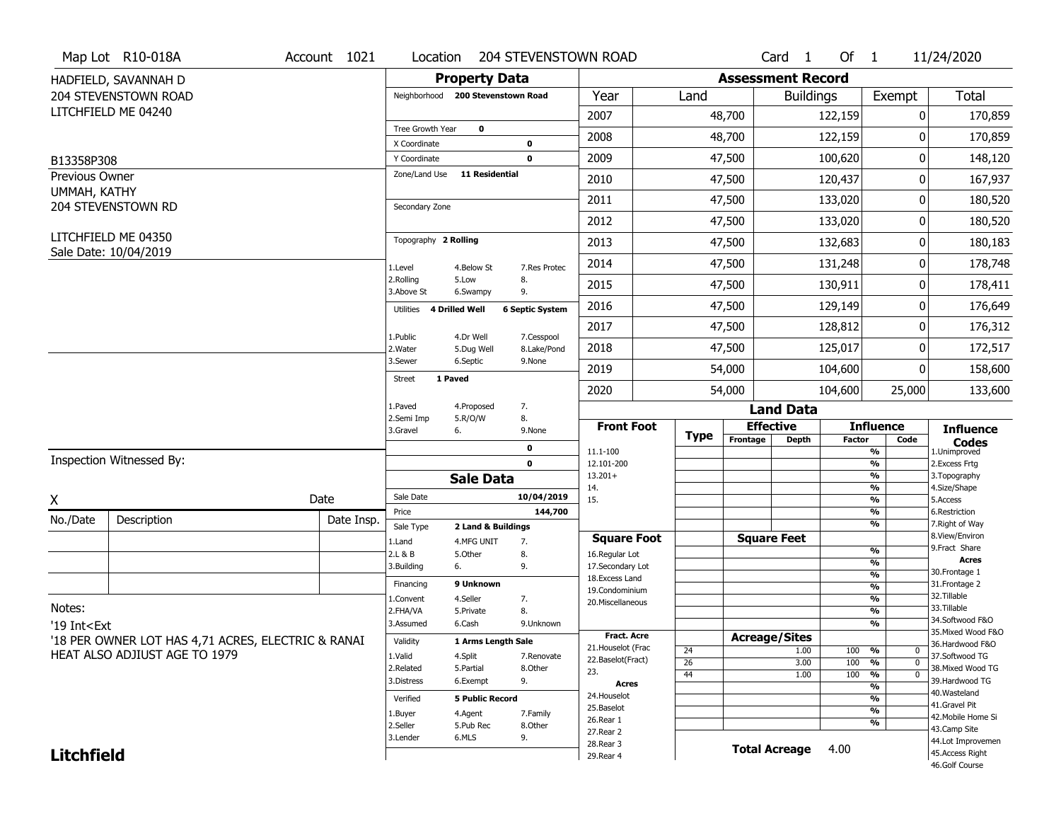Map Lot R10-018A | Account 1021 | Location 204 STEVENSTOWN ROAD | Card 1 Of 1 | 11/24/2020

HADFIELD, SAVANNAH D
204 STEVENSTOWN ROAD
LITCHFIELD ME 04240

B13358P308

Previous Owner
UMMAH, KATHY
204 STEVENSTOWN RD

LITCHFIELD ME 04350
Sale Date: 10/04/2019

## Property Data

Neighborhood: 200 Stevenstown Road

Tree Growth Year: 0
X Coordinate: 0
Y Coordinate: 0
Zone/Land Use: 11 Residential

Secondary Zone

Topography: 2 Rolling

| | | |
|---|---|---|
| 1.Level | 4.Below St | 7.Res Protec |
| 2.Rolling | 5.Low | 8. |
| 3.Above St | 6.Swampy | 9. |

Utilities: 4 Drilled Well, 6 Septic System

| | | |
|---|---|---|
| 1.Public | 4.Dr Well | 7.Cesspool |
| 2.Water | 5.Dug Well | 8.Lake/Pond |
| 3.Sewer | 6.Septic | 9.None |

Street: 1 Paved

| | | |
|---|---|---|
| 1.Paved | 4.Proposed | 7. |
| 2.Semi Imp | 5.R/O/W | 8. |
| 3.Gravel | 6. | 9.None |

0
0

## Assessment Record

| Year | Land | Buildings | Exempt | Total |
|---|---|---|---|---|
| 2007 | 48,700 | 122,159 | 0 | 170,859 |
| 2008 | 48,700 | 122,159 | 0 | 170,859 |
| 2009 | 47,500 | 100,620 | 0 | 148,120 |
| 2010 | 47,500 | 120,437 | 0 | 167,937 |
| 2011 | 47,500 | 133,020 | 0 | 180,520 |
| 2012 | 47,500 | 133,020 | 0 | 180,520 |
| 2013 | 47,500 | 132,683 | 0 | 180,183 |
| 2014 | 47,500 | 131,248 | 0 | 178,748 |
| 2015 | 47,500 | 130,911 | 0 | 178,411 |
| 2016 | 47,500 | 129,149 | 0 | 176,649 |
| 2017 | 47,500 | 128,812 | 0 | 176,312 |
| 2018 | 47,500 | 125,017 | 0 | 172,517 |
| 2019 | 54,000 | 104,600 | 0 | 158,600 |
| 2020 | 54,000 | 104,600 | 25,000 | 133,600 |

Inspection Witnessed By:

X _______________ Date

| No./Date | Description | Date Insp. |
|---|---|---|
| | | |
| | | |
| | | |

## Sale Data

Sale Date: 10/04/2019
Price: 144,700
Sale Type: 2 Land & Buildings

| | | |
|---|---|---|
| 1.Land | 4.MFG UNIT | 7. |
| 2.L & B | 5.Other | 8. |
| 3.Building | 6. | 9. |

Financing: 9 Unknown

| | | |
|---|---|---|
| 1.Convent | 4.Seller | 7. |
| 2.FHA/VA | 5.Private | 8. |
| 3.Assumed | 6.Cash | 9.Unknown |

Validity: 1 Arms Length Sale

| | | |
|---|---|---|
| 1.Valid | 4.Split | 7.Renovate |
| 2.Related | 5.Partial | 8.Other |
| 3.Distress | 6.Exempt | 9. |

Verified: 5 Public Record

| | | |
|---|---|---|
| 1.Buyer | 4.Agent | 7.Family |
| 2.Seller | 5.Pub Rec | 8.Other |
| 3.Lender | 6.MLS | 9. |

Notes:
'19 Int<Ext
'18 PER OWNER LOT HAS 4,71 ACRES, ELECTRIC & RANAI HEAT ALSO ADJIUST AGE TO 1979

## Land Data

Front Foot: 11.1-100, 12.101-200, 13.201+, 14., 15.

Square Foot: 16.Regular Lot, 17.Secondary Lot, 18.Excess Land, 19.Condominium, 20.Miscellaneous

Fract. Acre: 21.Houselot (Frac, 22.Baselot(Fract), 23.

Acres: 24.Houselot, 25.Baselot, 26.Rear 1, 27.Rear 2, 28.Rear 3, 29.Rear 4

Acreage/Sites

| Type | Acreage | Factor | Code |
|---|---|---|---|
| 24 | 1.00 | 100 % | 0 |
| 26 | 3.00 | 100 % | 0 |
| 44 | 1.00 | 100 % | 0 |

Total Acreage 4.00

Influence Codes: 1.Unimproved, 2.Excess Frtg, 3.Topography, 4.Size/Shape, 5.Access, 6.Restriction, 7.Right of Way, 8.View/Environ, 9.Fract Share

Acres: 30.Frontage 1, 31.Frontage 2, 32.Tillable, 33.Tillable, 34.Softwood F&O, 35.Mixed Wood F&O, 36.Hardwood F&O, 37.Softwood TG, 38.Mixed Wood TG, 39.Hardwood TG, 40.Wasteland, 41.Gravel Pit, 42.Mobile Home Si, 43.Camp Site, 44.Lot Improvemen, 45.Access Right, 46.Golf Course

**Litchfield**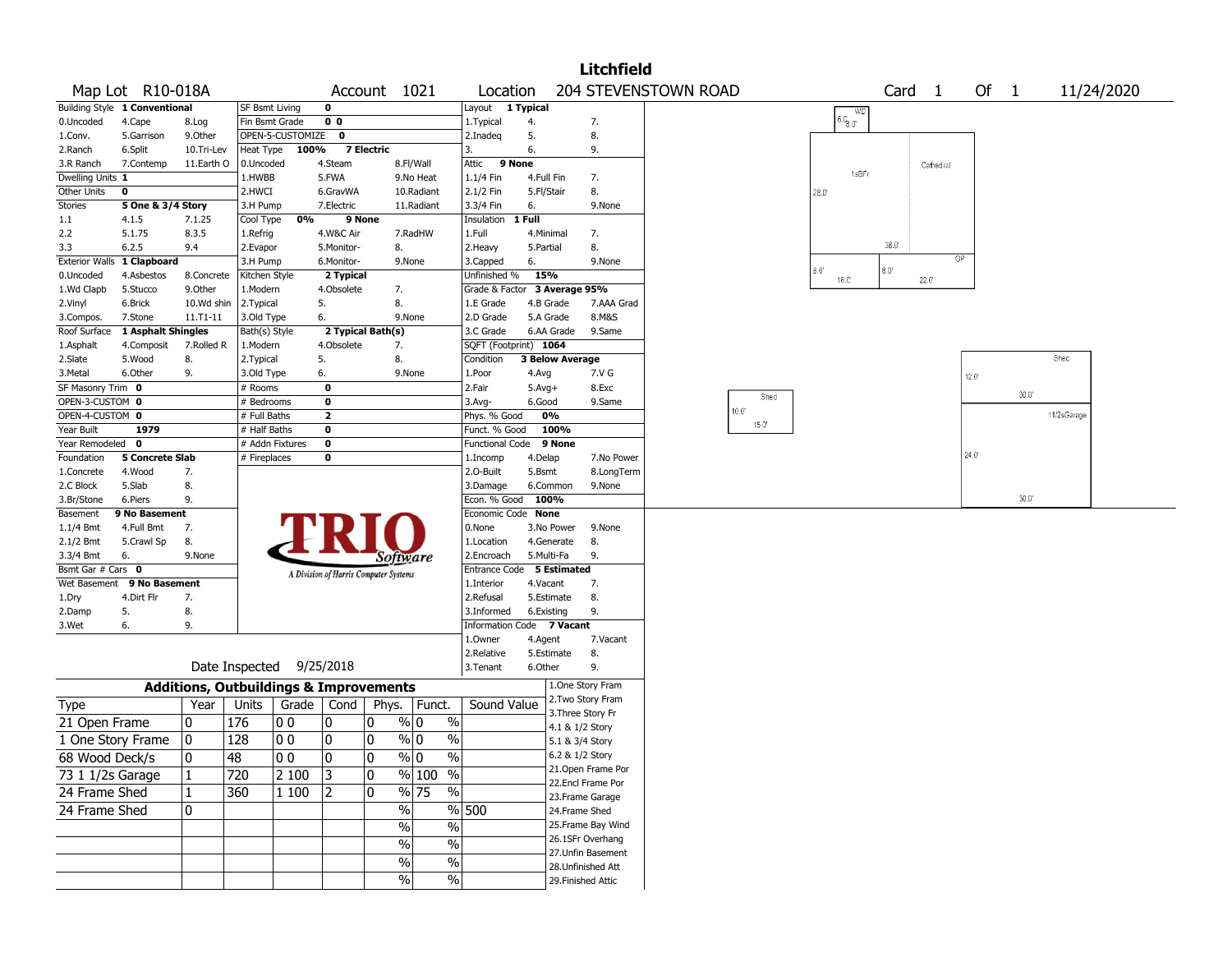# Litchfield

**Map Lot** R10-018A **Account** 1021 **Location** 204 STEVENSTOWN ROAD **Card** 1 **Of** 1 11/24/2020

| Building Style | 1 Conventional | | SF Bsmt Living | 0 | | | Layout | 1 Typical | |
|---|---|---|---|---|---|---|---|---|---|
| 0.Uncoded | 4.Cape | 8.Log | Fin Bsmt Grade | 0 0 | | | 1.Typical | 4. | 7. |
| 1.Conv. | 5.Garrison | 9.Other | OPEN-5-CUSTOMIZE | 0 | | | 2.Inadeq | 5. | 8. |
| 2.Ranch | 6.Split | 10.Tri-Lev | Heat Type | 100% | 7 Electric | | 3. | 6. | 9. |
| 3.R Ranch | 7.Contemp | 11.Earth O | 0.Uncoded | 4.Steam | 8.Fl/Wall | | Attic | 9 None | |
| Dwelling Units | 1 | | 1.HWBB | 5.FWA | 9.No Heat | | 1.1/4 Fin | 4.Full Fin | 7. |
| Other Units | 0 | | 2.HWCI | 6.GravWA | 10.Radiant | | 2.1/2 Fin | 5.Fl/Stair | 8. |
| Stories | 5 One & 3/4 Story | | 3.H Pump | 7.Electric | 11.Radiant | | 3.3/4 Fin | 6. | 9.None |
| 1.1 | 4.1.5 | 7.1.25 | Cool Type | 0% | 9 None | | Insulation | 1 Full | |
| 2.2 | 5.1.75 | 8.3.5 | 1.Refrig | 4.W&C Air | 7.RadHW | | 1.Full | 4.Minimal | 7. |
| 3.3 | 6.2.5 | 9.4 | 2.Evapor | 5.Monitor- | 8. | | 2.Heavy | 5.Partial | 8. |
| Exterior Walls | 1 Clapboard | | 3.H Pump | 6.Monitor- | 9.None | | 3.Capped | 6. | 9.None |
| 0.Uncoded | 4.Asbestos | 8.Concrete | Kitchen Style | 2 Typical | | | Unfinished % | 15% | |
| 1.Wd Clapb | 5.Stucco | 9.Other | 1.Modern | 4.Obsolete | 7. | | Grade & Factor | 3 Average 95% | |
| 2.Vinyl | 6.Brick | 10.Wd shin | 2.Typical | 5. | 8. | | 1.E Grade | 4.B Grade | 7.AAA Grad |
| 3.Compos. | 7.Stone | 11.T1-11 | 3.Old Type | 6. | 9.None | | 2.D Grade | 5.A Grade | 8.M&S |
| Roof Surface | 1 Asphalt Shingles | | Bath(s) Style | 2 Typical Bath(s) | | | 3.C Grade | 6.AA Grade | 9.Same |
| 1.Asphalt | 4.Composit | 7.Rolled R | 1.Modern | 4.Obsolete | 7. | | SQFT (Footprint) | 1064 | |
| 2.Slate | 5.Wood | 8. | 2.Typical | 5. | 8. | | Condition | 3 Below Average | |
| 3.Metal | 6.Other | 9. | 3.Old Type | 6. | 9.None | | 1.Poor | 4.Avg | 7.V G |
| SF Masonry Trim | 0 | | # Rooms | 0 | | | 2.Fair | 5.Avg+ | 8.Exc |
| OPEN-3-CUSTOM | 0 | | # Bedrooms | 0 | | | 3.Avg- | 6.Good | 9.Same |
| OPEN-4-CUSTOM | 0 | | # Full Baths | 2 | | | Phys. % Good | 0% | |
| Year Built | 1979 | | # Half Baths | 0 | | | Funct. % Good | 100% | |
| Year Remodeled | 0 | | # Addn Fixtures | 0 | | | Functional Code | 9 None | |
| Foundation | 5 Concrete Slab | | # Fireplaces | 0 | | | 1.Incomp | 4.Delap | 7.No Power |
| 1.Concrete | 4.Wood | 7. | | | | | 2.O-Built | 5.Bsmt | 8.LongTerm |
| 2.C Block | 5.Slab | 8. | | | | | 3.Damage | 6.Common | 9.None |
| 3.Br/Stone | 6.Piers | 9. | | | | | Econ. % Good | 100% | |
| Basement | 9 No Basement | | | | | | Economic Code | None | |
| 1.1/4 Bmt | 4.Full Bmt | 7. | | | | | 0.None | 3.No Power | 9.None |
| 2.1/2 Bmt | 5.Crawl Sp | 8. | | | | | 1.Location | 4.Generate | 8. |
| 3.3/4 Bmt | 6. | 9.None | | | | | 2.Encroach | 5.Multi-Fa | 9. |
| Bsmt Gar # Cars | 0 | | | | | | Entrance Code | 5 Estimated | |
| Wet Basement | 9 No Basement | | | | | | 1.Interior | 4.Vacant | 7. |
| 1.Dry | 4.Dirt Flr | 7. | | | | | 2.Refusal | 5.Estimate | 8. |
| 2.Damp | 5. | 8. | | | | | 3.Informed | 6.Existing | 9. |
| 3.Wet | 6. | 9. | | | | | Information Code | 7 Vacant | |
| | | | | | | | 1.Owner | 4.Agent | 7.Vacant |
| | | | | | | | 2.Relative | 5.Estimate | 8. |
| | | | Date Inspected | 9/25/2018 | | | 3.Tenant | 6.Other | 9. |

TRIO Software — A Division of Harris Computer Systems

## Additions, Outbuildings & Improvements

| Type | Year | Units | Grade | Cond | Phys. | Funct. | Sound Value |
|---|---|---|---|---|---|---|---|
| 21 Open Frame | 0 | 176 | 0 0 | 0 | 0 % | 0 % | |
| 1 One Story Frame | 0 | 128 | 0 0 | 0 | 0 % | 0 % | |
| 68 Wood Deck/s | 0 | 48 | 0 0 | 0 | 0 % | 0 % | |
| 73 1 1/2s Garage | 1 | 720 | 2 100 | 3 | 0 % | 100 % | |
| 24 Frame Shed | 1 | 360 | 1 100 | 2 | 0 % | 75 % | |
| 24 Frame Shed | 0 | | | | % | % | 500 |
| | | | | | % | % | |
| | | | | | % | % | |
| | | | | | % | % | |
| | | | | | % | % | |

1.One Story Fram, 2.Two Story Fram, 3.Three Story Fr, 4.1 & 1/2 Story, 5.1 & 3/4 Story, 6.2 & 1/2 Story, 21.Open Frame Por, 22.Encl Frame Por, 23.Frame Garage, 24.Frame Shed, 25.Frame Bay Wind, 26.1SFr Overhang, 27.Unfin Basement, 28.Unfinished Att, 29.Finished Attic

Sketch labels: WD 6.0' 8.0'; 1sBFr; Cathedral; 28.0'; 38.0'; OP; 6.0'; 16.0'; 8.0'; 22.0'; Shed 10.0' 15.0'; Shed 12.0' 30.0'; 11/2sGarage 24.0' 30.0'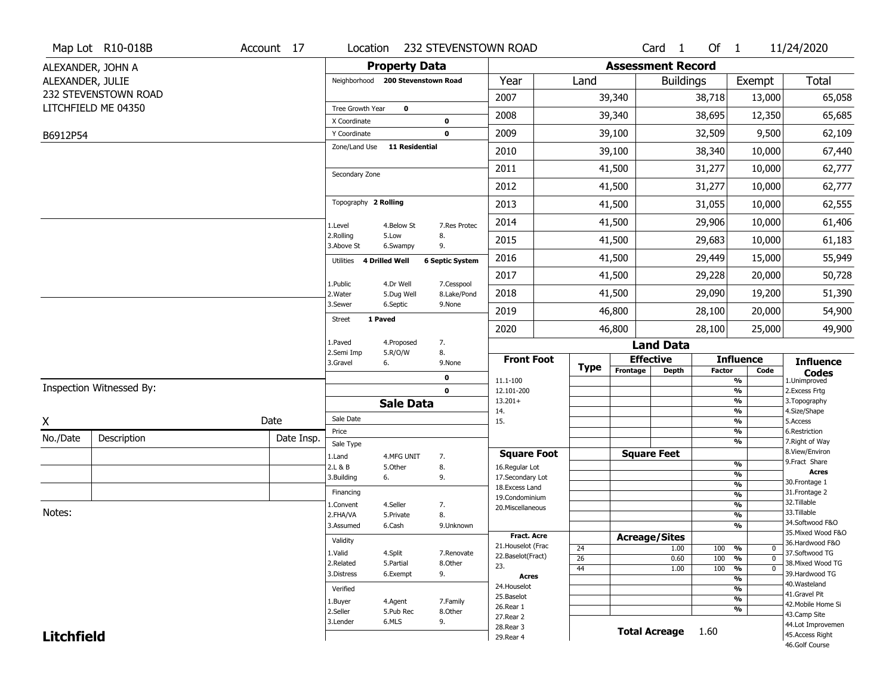Map Lot R10-018B | Account 17 | Location 232 STEVENSTOWN ROAD | Card 1 Of 1 | 11/24/2020

ALEXANDER, JOHN A
ALEXANDER, JULIE
232 STEVENSTOWN ROAD
LITCHFIELD ME 04350

B6912P54

## Property Data

Neighborhood **200 Stevenstown Road**

Tree Growth Year **0**
X Coordinate **0**
Y Coordinate **0**
Zone/Land Use **11 Residential**

Secondary Zone

Topography **2 Rolling**

| | | |
|---|---|---|
| 1.Level | 4.Below St | 7.Res Protec |
| 2.Rolling | 5.Low | 8. |
| 3.Above St | 6.Swampy | 9. |

Utilities **4 Drilled Well** **6 Septic System**

| | | |
|---|---|---|
| 1.Public | 4.Dr Well | 7.Cesspool |
| 2.Water | 5.Dug Well | 8.Lake/Pond |
| 3.Sewer | 6.Septic | 9.None |

Street **1 Paved**

| | | |
|---|---|---|
| 1.Paved | 4.Proposed | 7. |
| 2.Semi Imp | 5.R/O/W | 8. |
| 3.Gravel | 6. | 9.None |

**0**
**0**

## Assessment Record

| Year | Land | Buildings | Exempt | Total |
|---|---|---|---|---|
| 2007 | 39,340 | 38,718 | 13,000 | 65,058 |
| 2008 | 39,340 | 38,695 | 12,350 | 65,685 |
| 2009 | 39,100 | 32,509 | 9,500 | 62,109 |
| 2010 | 39,100 | 38,340 | 10,000 | 67,440 |
| 2011 | 41,500 | 31,277 | 10,000 | 62,777 |
| 2012 | 41,500 | 31,277 | 10,000 | 62,777 |
| 2013 | 41,500 | 31,055 | 10,000 | 62,555 |
| 2014 | 41,500 | 29,906 | 10,000 | 61,406 |
| 2015 | 41,500 | 29,683 | 10,000 | 61,183 |
| 2016 | 41,500 | 29,449 | 15,000 | 55,949 |
| 2017 | 41,500 | 29,228 | 20,000 | 50,728 |
| 2018 | 41,500 | 29,090 | 19,200 | 51,390 |
| 2019 | 46,800 | 28,100 | 20,000 | 54,900 |
| 2020 | 46,800 | 28,100 | 25,000 | 49,900 |

Inspection Witnessed By:

X Date

| No./Date | Description | Date Insp. |
|---|---|---|
| | | |
| | | |
| | | |

Notes:

## Sale Data

Sale Date
Price
Sale Type

| | | |
|---|---|---|
| 1.Land | 4.MFG UNIT | 7. |
| 2.L & B | 5.Other | 8. |
| 3.Building | 6. | 9. |

Financing

| | | |
|---|---|---|
| 1.Convent | 4.Seller | 7. |
| 2.FHA/VA | 5.Private | 8. |
| 3.Assumed | 6.Cash | 9.Unknown |

Validity

| | | |
|---|---|---|
| 1.Valid | 4.Split | 7.Renovate |
| 2.Related | 5.Partial | 8.Other |
| 3.Distress | 6.Exempt | 9. |

Verified

| | | |
|---|---|---|
| 1.Buyer | 4.Agent | 7.Family |
| 2.Seller | 5.Pub Rec | 8.Other |
| 3.Lender | 6.MLS | 9. |

## Land Data

| Front Foot | Type | Effective Frontage | Effective Depth | Influence Factor | Influence Code |
|---|---|---|---|---|---|
| 11.1-100 | | | | % | |
| 12.101-200 | | | | % | |
| 13.201+ | | | | % | |
| 14. | | | | % | |
| 15. | | | | % | |
| | | | | % | |
| | | | | % | |
| **Square Foot** | | **Square Feet** | | | |
| 16.Regular Lot | | | | % | |
| 17.Secondary Lot | | | | % | |
| 18.Excess Land | | | | % | |
| 19.Condominium | | | | % | |
| 20.Miscellaneous | | | | % | |
| | | | | % | |
| | | | | % | |
| **Fract. Acre** | | **Acreage/Sites** | | | |
| 21.Houselot (Frac | 24 | | 1.00 | 100 % | 0 |
| 22.Baselot(Fract) | 26 | | 0.60 | 100 % | 0 |
| 23. | 44 | | 1.00 | 100 % | 0 |
| **Acres** | | | | % | |
| 24.Houselot | | | | % | |
| 25.Baselot | | | | % | |
| 26.Rear 1 | | | | % | |
| 27.Rear 2 | | | | | |
| 28.Rear 3 | | | | | |
| 29.Rear 4 | | | | | |

**Total Acreage** 1.60

**Influence Codes**
1.Unimproved
2.Excess Frtg
3.Topography
4.Size/Shape
5.Access
6.Restriction
7.Right of Way
8.View/Environ
9.Fract Share
**Acres**
30.Frontage 1
31.Frontage 2
32.Tillable
33.Tillable
34.Softwood F&O
35.Mixed Wood F&O
36.Hardwood F&O
37.Softwood TG
38.Mixed Wood TG
39.Hardwood TG
40.Wasteland
41.Gravel Pit
42.Mobile Home Si
43.Camp Site
44.Lot Improvemen
45.Access Right
46.Golf Course

**Litchfield**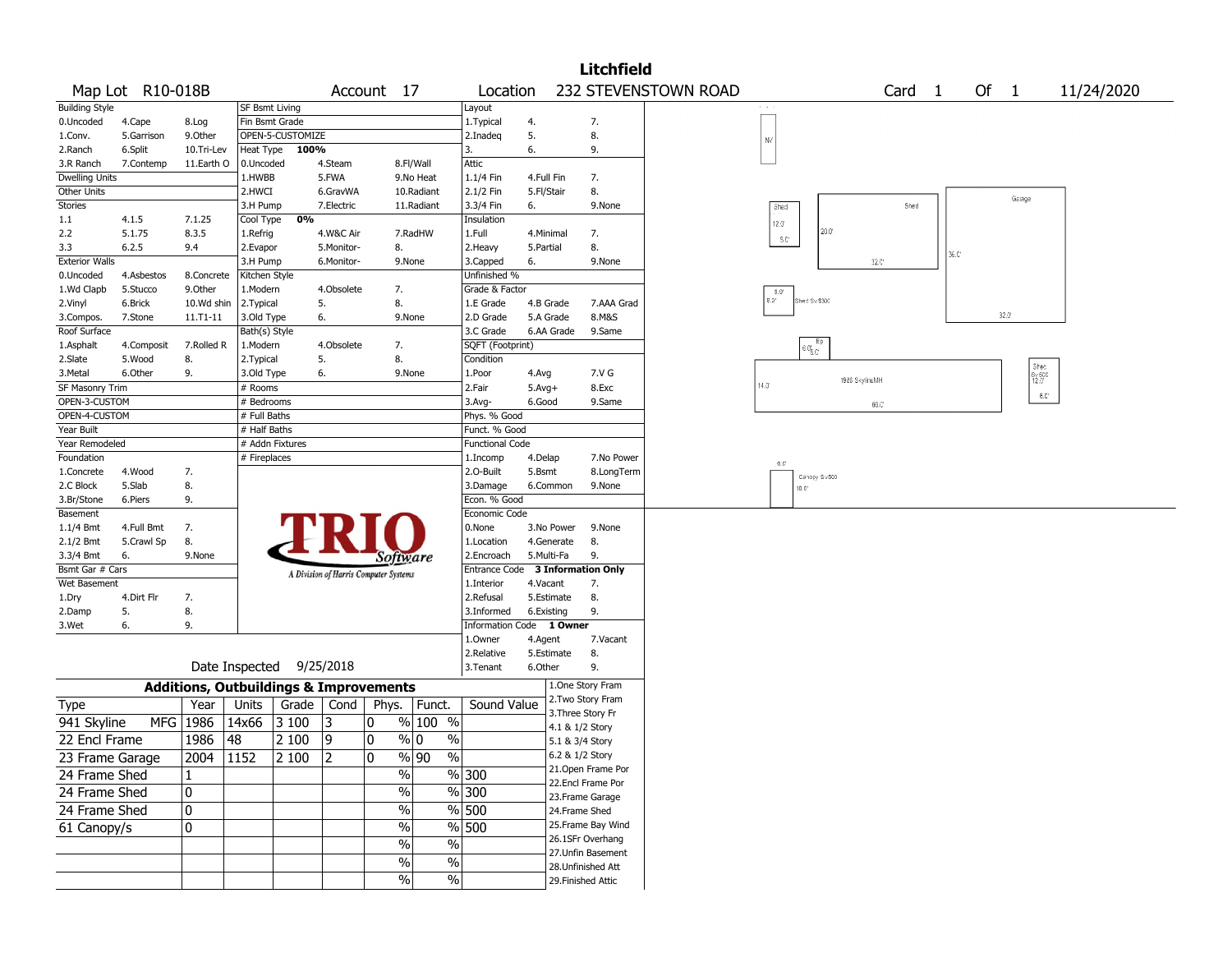# Litchfield

Map Lot R10-018B | Account 17 | Location 232 STEVENSTOWN ROAD | Card 1 Of 1 | 11/24/2020

| Building Style | | | SF Bsmt Living | | | Layout | | |
|---|---|---|---|---|---|---|---|---|
| 0.Uncoded | 4.Cape | 8.Log | Fin Bsmt Grade | | | 1.Typical | 4. | 7. |
| 1.Conv. | 5.Garrison | 9.Other | OPEN-5-CUSTOMIZE | | | 2.Inadeq | 5. | 8. |
| 2.Ranch | 6.Split | 10.Tri-Lev | Heat Type 100% | | | 3. | 6. | 9. |
| 3.R Ranch | 7.Contemp | 11.Earth O | 0.Uncoded | 4.Steam | 8.Fl/Wall | Attic | | |
| Dwelling Units | | | 1.HWBB | 5.FWA | 9.No Heat | 1.1/4 Fin | 4.Full Fin | 7. |
| Other Units | | | 2.HWCI | 6.GravWA | 10.Radiant | 2.1/2 Fin | 5.Fl/Stair | 8. |
| Stories | | | 3.H Pump | 7.Electric | 11.Radiant | 3.3/4 Fin | 6. | 9.None |
| 1.1 | 4.1.5 | 7.1.25 | Cool Type 0% | | | Insulation | | |
| 2.2 | 5.1.75 | 8.3.5 | 1.Refrig | 4.W&C Air | 7.RadHW | 1.Full | 4.Minimal | 7. |
| 3.3 | 6.2.5 | 9.4 | 2.Evapor | 5.Monitor- | 8. | 2.Heavy | 5.Partial | 8. |
| Exterior Walls | | | 3.H Pump | 6.Monitor- | 9.None | 3.Capped | 6. | 9.None |
| 0.Uncoded | 4.Asbestos | 8.Concrete | Kitchen Style | | | Unfinished % | | |
| 1.Wd Clapb | 5.Stucco | 9.Other | 1.Modern | 4.Obsolete | 7. | Grade & Factor | | |
| 2.Vinyl | 6.Brick | 10.Wd shin | 2.Typical | 5. | 8. | 1.E Grade | 4.B Grade | 7.AAA Grad |
| 3.Compos. | 7.Stone | 11.T1-11 | 3.Old Type | 6. | 9.None | 2.D Grade | 5.A Grade | 8.M&S |
| Roof Surface | | | Bath(s) Style | | | 3.C Grade | 6.AA Grade | 9.Same |
| 1.Asphalt | 4.Composit | 7.Rolled R | 1.Modern | 4.Obsolete | 7. | SQFT (Footprint) | | |
| 2.Slate | 5.Wood | 8. | 2.Typical | 5. | 8. | Condition | | |
| 3.Metal | 6.Other | 9. | 3.Old Type | 6. | 9.None | 1.Poor | 4.Avg | 7.V G |
| SF Masonry Trim | | | # Rooms | | | 2.Fair | 5.Avg+ | 8.Exc |
| OPEN-3-CUSTOM | | | # Bedrooms | | | 3.Avg- | 6.Good | 9.Same |
| OPEN-4-CUSTOM | | | # Full Baths | | | Phys. % Good | | |
| Year Built | | | # Half Baths | | | Funct. % Good | | |
| Year Remodeled | | | # Addn Fixtures | | | Functional Code | | |
| Foundation | | | # Fireplaces | | | 1.Incomp | 4.Delap | 7.No Power |
| 1.Concrete | 4.Wood | 7. | | | | 2.O-Built | 5.Bsmt | 8.LongTerm |
| 2.C Block | 5.Slab | 8. | | | | 3.Damage | 6.Common | 9.None |
| 3.Br/Stone | 6.Piers | 9. | | | | Econ. % Good | | |
| Basement | | | | | | Economic Code | | |
| 1.1/4 Bmt | 4.Full Bmt | 7. | | | | 0.None | 3.No Power | 9.None |
| 2.1/2 Bmt | 5.Crawl Sp | 8. | | | | 1.Location | 4.Generate | 8. |
| 3.3/4 Bmt | 6. | 9.None | | | | 2.Encroach | 5.Multi-Fa | 9. |
| Bsmt Gar # Cars | | | | | | Entrance Code 3 Information Only | | |
| Wet Basement | | | | | | 1.Interior | 4.Vacant | 7. |
| 1.Dry | 4.Dirt Flr | 7. | | | | 2.Refusal | 5.Estimate | 8. |
| 2.Damp | 5. | 8. | | | | 3.Informed | 6.Existing | 9. |
| 3.Wet | 6. | 9. | | | | Information Code 1 Owner | | |
| | | | | | | 1.Owner | 4.Agent | 7.Vacant |
| | | | | | | 2.Relative | 5.Estimate | 8. |
| | | | Date Inspected 9/25/2018 | | | 3.Tenant | 6.Other | 9. |

## Additions, Outbuildings & Improvements

| Type | Year | Units | Grade | Cond | Phys. | Funct. | Sound Value |
|---|---|---|---|---|---|---|---|
| 941 Skyline MFG | 1986 | 14x66 | 3 100 | 3 | 0 % | 100 % | |
| 22 Encl Frame | 1986 | 48 | 2 100 | 9 | 0 % | 0 % | |
| 23 Frame Garage | 2004 | 1152 | 2 100 | 2 | 0 % | 90 % | |
| 24 Frame Shed | 1 | | | | % | % | 300 |
| 24 Frame Shed | 0 | | | | % | % | 300 |
| 24 Frame Shed | 0 | | | | % | % | 500 |
| 61 Canopy/s | 0 | | | | % | % | 500 |
| | | | | | % | % | |
| | | | | | % | % | |
| | | | | | % | % | |

1.One Story Fram
2.Two Story Fram
3.Three Story Fr
4.1 & 1/2 Story
5.1 & 3/4 Story
6.2 & 1/2 Story
21.Open Frame Por
22.Encl Frame Por
23.Frame Garage
24.Frame Shed
25.Frame Bay Wind
26.1SFr Overhang
27.Unfin Basement
28.Unfinished Att
29.Finished Attic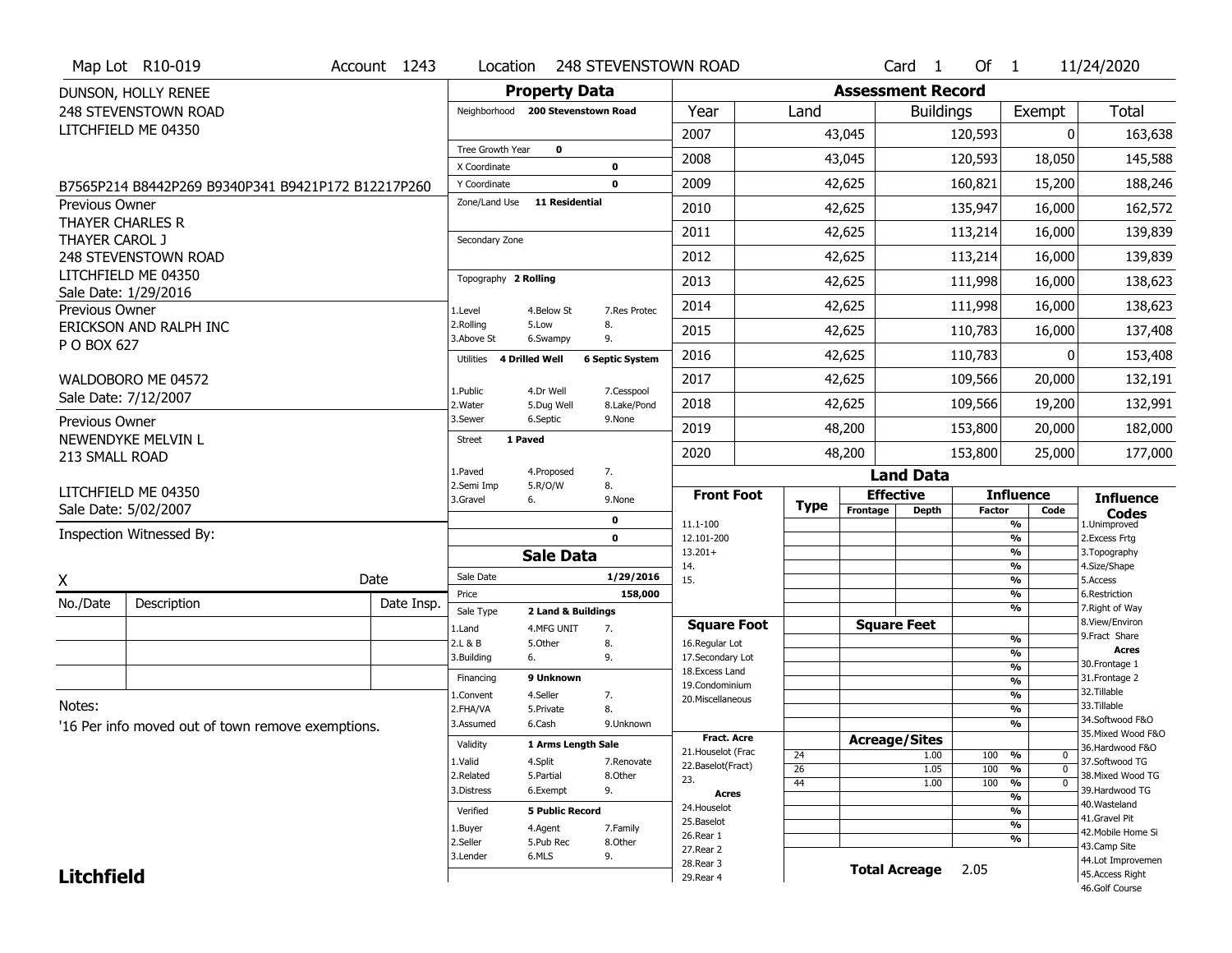Map Lot R10-019 | Account 1243 | Location 248 STEVENSTOWN ROAD | Card 1 Of 1 | 11/24/2020

DUNSON, HOLLY RENEE
248 STEVENSTOWN ROAD
LITCHFIELD ME 04350

B7565P214 B8442P269 B9340P341 B9421P172 B12217P260

Previous Owner
THAYER CHARLES R
THAYER CAROL J
248 STEVENSTOWN ROAD
LITCHFIELD ME 04350
Sale Date: 1/29/2016

Previous Owner
ERICKSON AND RALPH INC
P O BOX 627
WALDOBORO ME 04572
Sale Date: 7/12/2007

Previous Owner
NEWENDYKE MELVIN L
213 SMALL ROAD
LITCHFIELD ME 04350
Sale Date: 5/02/2007

Inspection Witnessed By:

X ______ Date ______

| No./Date | Description | Date Insp. |
|---|---|---|
| | | |
| | | |
| | | |

Notes:
'16 Per info moved out of town remove exemptions.

## Property Data

Neighborhood **200 Stevenstown Road**

Tree Growth Year **0**
X Coordinate **0**
Y Coordinate **0**
Zone/Land Use **11 Residential**

Secondary Zone

Topography **2 Rolling**

1.Level 4.Below St 7.Res Protec
2.Rolling 5.Low 8.
3.Above St 6.Swampy 9.

Utilities **4 Drilled Well** **6 Septic System**

1.Public 4.Dr Well 7.Cesspool
2.Water 5.Dug Well 8.Lake/Pond
3.Sewer 6.Septic 9.None

Street **1 Paved**

1.Paved 4.Proposed 7.
2.Semi Imp 5.R/O/W 8.
3.Gravel 6. 9.None

0
0

## Sale Data

Sale Date **1/29/2016**
Price **158,000**
Sale Type **2 Land & Buildings**

1.Land 4.MFG UNIT 7.
2.L & B 5.Other 8.
3.Building 6. 9.

Financing **9 Unknown**

1.Convent 4.Seller 7.
2.FHA/VA 5.Private 8.
3.Assumed 6.Cash 9.Unknown

Validity **1 Arms Length Sale**

1.Valid 4.Split 7.Renovate
2.Related 5.Partial 8.Other
3.Distress 6.Exempt 9.

Verified **5 Public Record**

1.Buyer 4.Agent 7.Family
2.Seller 5.Pub Rec 8.Other
3.Lender 6.MLS 9.

## Assessment Record

| Year | Land | Buildings | Exempt | Total |
|---|---|---|---|---|
| 2007 | 43,045 | 120,593 | 0 | 163,638 |
| 2008 | 43,045 | 120,593 | 18,050 | 145,588 |
| 2009 | 42,625 | 160,821 | 15,200 | 188,246 |
| 2010 | 42,625 | 135,947 | 16,000 | 162,572 |
| 2011 | 42,625 | 113,214 | 16,000 | 139,839 |
| 2012 | 42,625 | 113,214 | 16,000 | 139,839 |
| 2013 | 42,625 | 111,998 | 16,000 | 138,623 |
| 2014 | 42,625 | 111,998 | 16,000 | 138,623 |
| 2015 | 42,625 | 110,783 | 16,000 | 137,408 |
| 2016 | 42,625 | 110,783 | 0 | 153,408 |
| 2017 | 42,625 | 109,566 | 20,000 | 132,191 |
| 2018 | 42,625 | 109,566 | 19,200 | 132,991 |
| 2019 | 48,200 | 153,800 | 20,000 | 182,000 |
| 2020 | 48,200 | 153,800 | 25,000 | 177,000 |

## Land Data

| Front Foot | Type | Effective Frontage | Effective Depth | Influence Factor | Influence Code |
|---|---|---|---|---|---|
| 11.1-100 | | | | % | |
| 12.101-200 | | | | % | |
| 13.201+ | | | | % | |
| 14. | | | | % | |
| 15. | | | | % | |
| | | | | % | |
| | | | | % | |

| Square Foot | | Square Feet | | |
|---|---|---|---|---|
| 16.Regular Lot | | | % | |
| 17.Secondary Lot | | | % | |
| 18.Excess Land | | | % | |
| 19.Condominium | | | % | |
| 20.Miscellaneous | | | % | |
| | | | % | |
| | | | % | |

| Fract. Acre | Type | Acreage/Sites | Factor | Code |
|---|---|---|---|---|
| 21.Houselot (Frac | 24 | 1.00 | 100 % | 0 |
| 22.Baselot(Fract) | 26 | 1.05 | 100 % | 0 |
| 23. | 44 | 1.00 | 100 % | 0 |
| **Acres** | | | % | |
| 24.Houselot | | | % | |
| 25.Baselot | | | % | |
| 26.Rear 1 | | | % | |
| 27.Rear 2 | | | | |
| 28.Rear 3 | | | | |
| 29.Rear 4 | | | | |

**Total Acreage** 2.05

**Influence Codes**
1.Unimproved
2.Excess Frtg
3.Topography
4.Size/Shape
5.Access
6.Restriction
7.Right of Way
8.View/Environ
9.Fract Share
**Acres**
30.Frontage 1
31.Frontage 2
32.Tillable
33.Tillable
34.Softwood F&O
35.Mixed Wood F&O
36.Hardwood F&O
37.Softwood TG
38.Mixed Wood TG
39.Hardwood TG
40.Wasteland
41.Gravel Pit
42.Mobile Home Si
43.Camp Site
44.Lot Improvemen
45.Access Right
46.Golf Course

**Litchfield**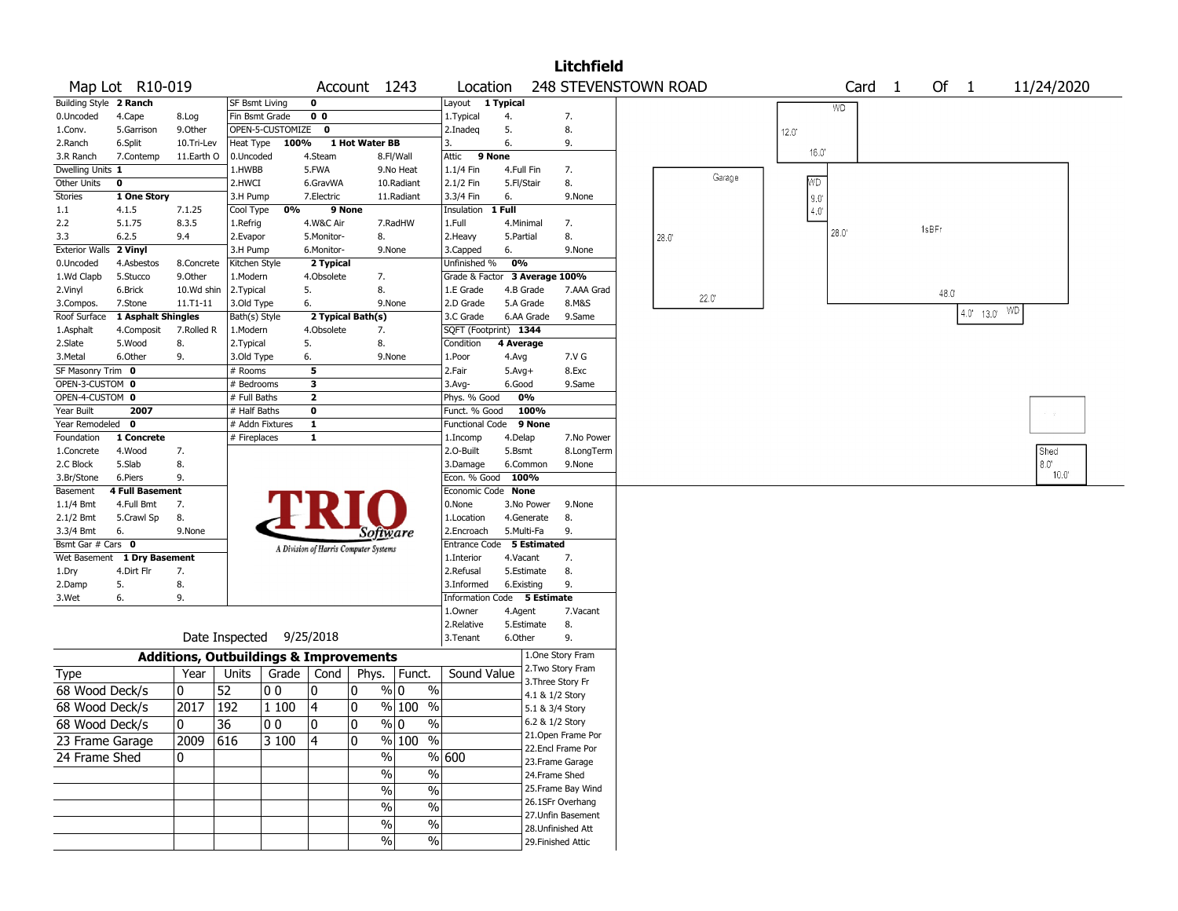# Litchfield

**Map Lot** R10-019 **Account** 1243 **Location** 248 STEVENSTOWN ROAD **Card** 1 **Of** 1 11/24/2020

| Building Style | 2 Ranch | | SF Bsmt Living | 0 | | Layout | 1 Typical | |
|---|---|---|---|---|---|---|---|---|
| 0.Uncoded | 4.Cape | 8.Log | Fin Bsmt Grade | 0 0 | | 1.Typical | 4. | 7. |
| 1.Conv. | 5.Garrison | 9.Other | OPEN-5-CUSTOMIZE | 0 | | 2.Inadeq | 5. | 8. |
| 2.Ranch | 6.Split | 10.Tri-Lev | Heat Type | 100% | 1 Hot Water BB | 3. | 6. | 9. |
| 3.R Ranch | 7.Contemp | 11.Earth O | 0.Uncoded | 4.Steam | 8.Fl/Wall | Attic | 9 None | |
| Dwelling Units | 1 | | 1.HWBB | 5.FWA | 9.No Heat | 1.1/4 Fin | 4.Full Fin | 7. |
| Other Units | 0 | | 2.HWCI | 6.GravWA | 10.Radiant | 2.1/2 Fin | 5.Fl/Stair | 8. |
| Stories | 1 One Story | | 3.H Pump | 7.Electric | 11.Radiant | 3.3/4 Fin | 6. | 9.None |
| 1.1 | 4.1.5 | 7.1.25 | Cool Type | 0% | 9 None | Insulation | 1 Full | |
| 2.2 | 5.1.75 | 8.3.5 | 1.Refrig | 4.W&C Air | 7.RadHW | 1.Full | 4.Minimal | 7. |
| 3.3 | 6.2.5 | 9.4 | 2.Evapor | 5.Monitor- | 8. | 2.Heavy | 5.Partial | 8. |
| Exterior Walls | 2 Vinyl | | 3.H Pump | 6.Monitor- | 9.None | 3.Capped | 6. | 9.None |
| 0.Uncoded | 4.Asbestos | 8.Concrete | Kitchen Style | 2 Typical | | Unfinished % | 0% | |
| 1.Wd Clapb | 5.Stucco | 9.Other | 1.Modern | 4.Obsolete | 7. | Grade & Factor | 3 Average 100% | |
| 2.Vinyl | 6.Brick | 10.Wd shin | 2.Typical | 5. | 8. | 1.E Grade | 4.B Grade | 7.AAA Grad |
| 3.Compos. | 7.Stone | 11.T1-11 | 3.Old Type | 6. | 9.None | 2.D Grade | 5.A Grade | 8.M&S |
| Roof Surface | 1 Asphalt Shingles | | Bath(s) Style | 2 Typical Bath(s) | | 3.C Grade | 6.AA Grade | 9.Same |
| 1.Asphalt | 4.Composit | 7.Rolled R | 1.Modern | 4.Obsolete | 7. | SQFT (Footprint) | 1344 | |
| 2.Slate | 5.Wood | 8. | 2.Typical | 5. | 8. | Condition | 4 Average | |
| 3.Metal | 6.Other | 9. | 3.Old Type | 6. | 9.None | 1.Poor | 4.Avg | 7.V G |
| SF Masonry Trim | 0 | | # Rooms | 5 | | 2.Fair | 5.Avg+ | 8.Exc |
| OPEN-3-CUSTOM | 0 | | # Bedrooms | 3 | | 3.Avg- | 6.Good | 9.Same |
| OPEN-4-CUSTOM | 0 | | # Full Baths | 2 | | Phys. % Good | 0% | |
| Year Built | 2007 | | # Half Baths | 0 | | Funct. % Good | 100% | |
| Year Remodeled | 0 | | # Addn Fixtures | 1 | | Functional Code | 9 None | |
| Foundation | 1 Concrete | | # Fireplaces | 1 | | 1.Incomp | 4.Delap | 7.No Power |
| 1.Concrete | 4.Wood | 7. | | | | 2.O-Built | 5.Bsmt | 8.LongTerm |
| 2.C Block | 5.Slab | 8. | | | | 3.Damage | 6.Common | 9.None |
| 3.Br/Stone | 6.Piers | 9. | | | | Econ. % Good | 100% | |
| Basement | 4 Full Basement | | | | | Economic Code | None | |
| 1.1/4 Bmt | 4.Full Bmt | 7. | | | | 0.None | 3.No Power | 9.None |
| 2.1/2 Bmt | 5.Crawl Sp | 8. | | | | 1.Location | 4.Generate | 8. |
| 3.3/4 Bmt | 6. | 9.None | | | | 2.Encroach | 5.Multi-Fa | 9. |
| Bsmt Gar # Cars | 0 | | | | | Entrance Code | 5 Estimated | |
| Wet Basement | 1 Dry Basement | | | | | 1.Interior | 4.Vacant | 7. |
| 1.Dry | 4.Dirt Flr | 7. | | | | 2.Refusal | 5.Estimate | 8. |
| 2.Damp | 5. | 8. | | | | 3.Informed | 6.Existing | 9. |
| 3.Wet | 6. | 9. | | | | Information Code | 5 Estimate | |
| | | | | | | 1.Owner | 4.Agent | 7.Vacant |
| | | | | | | 2.Relative | 5.Estimate | 8. |
| | | | | | | 3.Tenant | 6.Other | 9. |

TRIO Software — A Division of Harris Computer Systems

Date Inspected 9/25/2018

## Additions, Outbuildings & Improvements

| Type | Year | Units | Grade | Cond | Phys. | Funct. | Sound Value |
|---|---|---|---|---|---|---|---|
| 68 Wood Deck/s | 0 | 52 | 0 0 | 0 | 0 % | 0 % | |
| 68 Wood Deck/s | 2017 | 192 | 1 100 | 4 | 0 % | 100 % | |
| 68 Wood Deck/s | 0 | 36 | 0 0 | 0 | 0 % | 0 % | |
| 23 Frame Garage | 2009 | 616 | 3 100 | 4 | 0 % | 100 % | |
| 24 Frame Shed | 0 | | | | % | % | 600 |
| | | | | | % | % | |
| | | | | | % | % | |
| | | | | | % | % | |
| | | | | | % | % | |
| | | | | | % | % | |

1.One Story Fram
2.Two Story Fram
3.Three Story Fr
4.1 & 1/2 Story
5.1 & 3/4 Story
6.2 & 1/2 Story
21.Open Frame Por
22.Encl Frame Por
23.Frame Garage
24.Frame Shed
25.Frame Bay Wind
26.1SFr Overhang
27.Unfin Basement
28.Unfinished Att
29.Finished Attic

Sketch labels: WD, 12.0', 16.0', Garage, 28.0', 22.0', WD, 9.0', 4.0', 28.0', 1sBFr, 48.0', 4.0', 13.0', WD, Shed, 8.0', 10.0'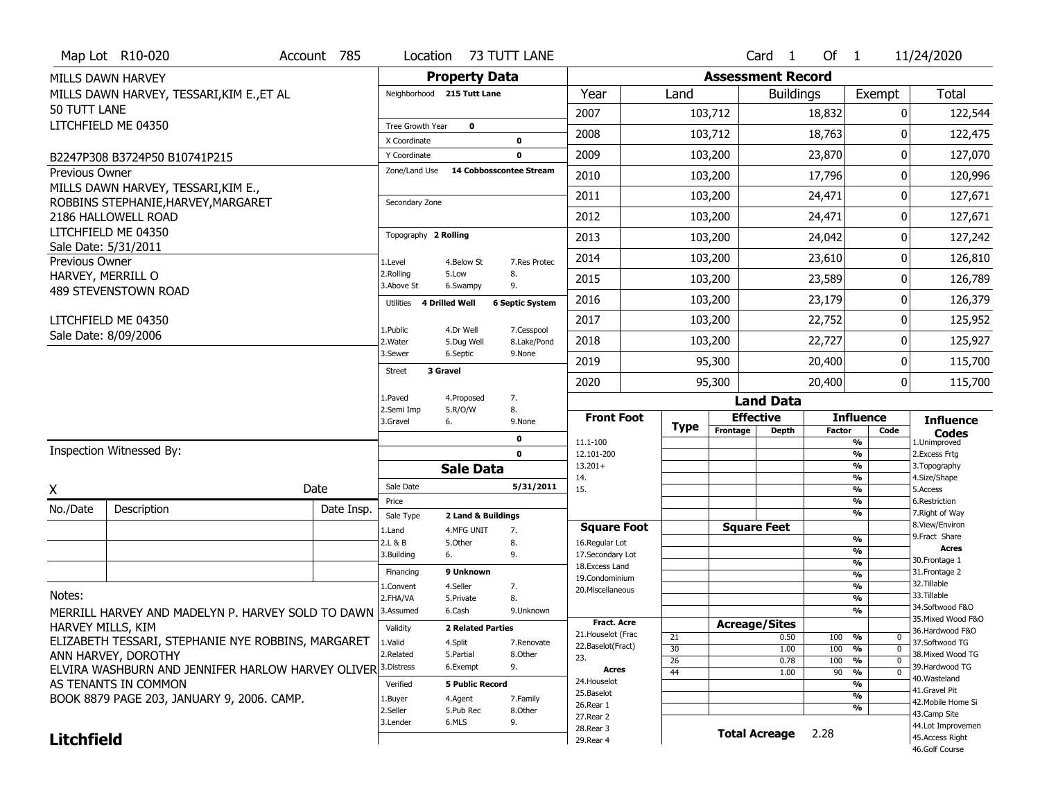Map Lot R10-020 | Account 785 | Location 73 TUTT LANE | Card 1 Of 1 | 11/24/2020

MILLS DAWN HARVEY
MILLS DAWN HARVEY, TESSARI,KIM E.,ET AL
50 TUTT LANE
LITCHFIELD ME 04350

B2247P308 B3724P50 B10741P215

Previous Owner
MILLS DAWN HARVEY, TESSARI,KIM E.,
ROBBINS STEPHANIE,HARVEY,MARGARET
2186 HALLOWELL ROAD
LITCHFIELD ME 04350
Sale Date: 5/31/2011

Previous Owner
HARVEY, MERRILL O
489 STEVENSTOWN ROAD

LITCHFIELD ME 04350
Sale Date: 8/09/2006

Inspection Witnessed By:

X ______________ Date

| No./Date | Description | Date Insp. |
|---|---|---|
| | | |
| | | |
| | | |

Notes:
MERRILL HARVEY AND MADELYN P. HARVEY SOLD TO DAWN HARVEY MILLS, KIM ELIZABETH TESSARI, STEPHANIE NYE ROBBINS, MARGARET ANN HARVEY, DOROTHY ELVIRA WASHBURN AND JENNIFER HARLOW HARVEY OLIVER AS TENANTS IN COMMON
BOOK 8879 PAGE 203, JANUARY 9, 2006. CAMP.

**Litchfield**

## Property Data

- Neighborhood: 215 Tutt Lane
- Tree Growth Year: 0
- X Coordinate: 0
- Y Coordinate: 0
- Zone/Land Use: 14 Cobbosscontee Stream
- Secondary Zone:
- Topography: 2 Rolling (1.Level 2.Rolling 3.Above St 4.Below St 5.Low 6.Swampy 7.Res Protec 8. 9.)
- Utilities: 4 Drilled Well, 6 Septic System (1.Public 2.Water 3.Sewer 4.Dr Well 5.Dug Well 6.Septic 7.Cesspool 8.Lake/Pond 9.None)
- Street: 3 Gravel (1.Paved 2.Semi Imp 3.Gravel 4.Proposed 5.R/O/W 6. 7. 8. 9.None)
- 0
- 0

## Sale Data

- Sale Date: 5/31/2011
- Price:
- Sale Type: 2 Land & Buildings (1.Land 2.L & B 3.Building 4.MFG UNIT 5.Other 6. 7. 8. 9.)
- Financing: 9 Unknown (1.Convent 2.FHA/VA 3.Assumed 4.Seller 5.Private 6.Cash 7. 8. 9.Unknown)
- Validity: 2 Related Parties (1.Valid 2.Related 3.Distress 4.Split 5.Partial 6.Exempt 7.Renovate 8.Other 9.)
- Verified: 5 Public Record (1.Buyer 2.Seller 3.Lender 4.Agent 5.Pub Rec 6.MLS 7.Family 8.Other 9.)

## Assessment Record

| Year | Land | Buildings | Exempt | Total |
|---|---|---|---|---|
| 2007 | 103,712 | 18,832 | 0 | 122,544 |
| 2008 | 103,712 | 18,763 | 0 | 122,475 |
| 2009 | 103,200 | 23,870 | 0 | 127,070 |
| 2010 | 103,200 | 17,796 | 0 | 120,996 |
| 2011 | 103,200 | 24,471 | 0 | 127,671 |
| 2012 | 103,200 | 24,471 | 0 | 127,671 |
| 2013 | 103,200 | 24,042 | 0 | 127,242 |
| 2014 | 103,200 | 23,610 | 0 | 126,810 |
| 2015 | 103,200 | 23,589 | 0 | 126,789 |
| 2016 | 103,200 | 23,179 | 0 | 126,379 |
| 2017 | 103,200 | 22,752 | 0 | 125,952 |
| 2018 | 103,200 | 22,727 | 0 | 125,927 |
| 2019 | 95,300 | 20,400 | 0 | 115,700 |
| 2020 | 95,300 | 20,400 | 0 | 115,700 |

## Land Data

| Type | Frontage / Square Feet / Acreage | Depth | Influence Factor | Influence Code |
|---|---|---|---|---|
| 21 | 0.50 | | 100 % | 0 |
| 30 | 1.00 | | 100 % | 0 |
| 26 | 0.78 | | 100 % | 0 |
| 44 | 1.00 | | 90 % | 0 |

Front Foot: 11.1-100, 12.101-200, 13.201+, 14., 15.

Square Foot: 16.Regular Lot, 17.Secondary Lot, 18.Excess Land, 19.Condominium, 20.Miscellaneous

Fract. Acre: 21.Houselot (Frac, 22.Baselot(Fract), 23.

Acres: 24.Houselot, 25.Baselot, 26.Rear 1, 27.Rear 2, 28.Rear 3, 29.Rear 4

**Total Acreage 2.28**

Influence Codes: 1.Unimproved, 2.Excess Frtg, 3.Topography, 4.Size/Shape, 5.Access, 6.Restriction, 7.Right of Way, 8.View/Environ, 9.Fract Share

Acres: 30.Frontage 1, 31.Frontage 2, 32.Tillable, 33.Tillable, 34.Softwood F&O, 35.Mixed Wood F&O, 36.Hardwood F&O, 37.Softwood TG, 38.Mixed Wood TG, 39.Hardwood TG, 40.Wasteland, 41.Gravel Pit, 42.Mobile Home Si, 43.Camp Site, 44.Lot Improvemen, 45.Access Right, 46.Golf Course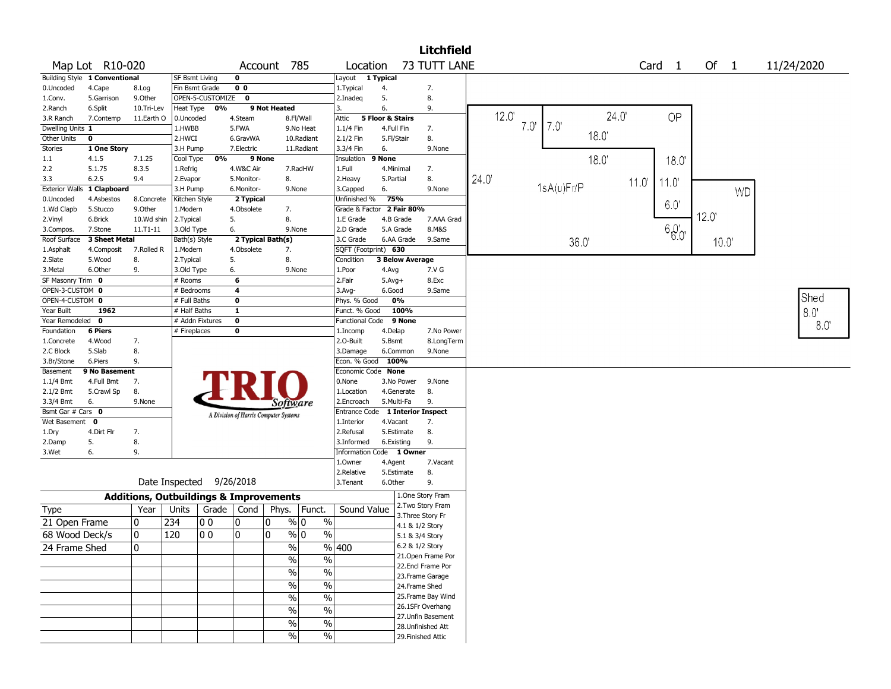# Litchfield

**Map Lot** R10-020 | **Account** 785 | **Location** 73 TUTT LANE | **Card** 1 **Of** 1 | 11/24/2020

| Building Style | 1 Conventional | | SF Bsmt Living | 0 | | | Layout | 1 Typical | |
|---|---|---|---|---|---|---|---|---|---|
| 0.Uncoded | 4.Cape | 8.Log | Fin Bsmt Grade | 0 0 | | | 1.Typical | 4. | 7. |
| 1.Conv. | 5.Garrison | 9.Other | OPEN-5-CUSTOMIZE | 0 | | | 2.Inadeq | 5. | 8. |
| 2.Ranch | 6.Split | 10.Tri-Lev | Heat Type | 0% | 9 Not Heated | | 3. | 6. | 9. |
| 3.R Ranch | 7.Contemp | 11.Earth O | 0.Uncoded | 4.Steam | 8.Fl/Wall | | Attic | 5 Floor & Stairs | |
| Dwelling Units | 1 | | 1.HWBB | 5.FWA | 9.No Heat | | 1.1/4 Fin | 4.Full Fin | 7. |
| Other Units | 0 | | 2.HWCI | 6.GravWA | 10.Radiant | | 2.1/2 Fin | 5.Fl/Stair | 8. |
| Stories | 1 One Story | | 3.H Pump | 7.Electric | 11.Radiant | | 3.3/4 Fin | 6. | 9.None |
| 1.1 | 4.1.5 | 7.1.25 | Cool Type | 0% | 9 None | | Insulation | 9 None | |
| 2.2 | 5.1.75 | 8.3.5 | 1.Refrig | 4.W&C Air | 7.RadHW | | 1.Full | 4.Minimal | 7. |
| 3.3 | 6.2.5 | 9.4 | 2.Evapor | 5.Monitor- | 8. | | 2.Heavy | 5.Partial | 8. |
| Exterior Walls | 1 Clapboard | | 3.H Pump | 6.Monitor- | 9.None | | 3.Capped | 6. | 9.None |
| 0.Uncoded | 4.Asbestos | 8.Concrete | Kitchen Style | 2 Typical | | | Unfinished % | 75% | |
| 1.Wd Clapb | 5.Stucco | 9.Other | 1.Modern | 4.Obsolete | 7. | | Grade & Factor | 2 Fair 80% | |
| 2.Vinyl | 6.Brick | 10.Wd shin | 2.Typical | 5. | 8. | | 1.E Grade | 4.B Grade | 7.AAA Grad |
| 3.Compos. | 7.Stone | 11.T1-11 | 3.Old Type | 6. | 9.None | | 2.D Grade | 5.A Grade | 8.M&S |
| Roof Surface | 3 Sheet Metal | | Bath(s) Style | 2 Typical Bath(s) | | | 3.C Grade | 6.AA Grade | 9.Same |
| 1.Asphalt | 4.Composit | 7.Rolled R | 1.Modern | 4.Obsolete | 7. | | SQFT (Footprint) | 630 | |
| 2.Slate | 5.Wood | 8. | 2.Typical | 5. | 8. | | Condition | 3 Below Average | |
| 3.Metal | 6.Other | 9. | 3.Old Type | 6. | 9.None | | 1.Poor | 4.Avg | 7.V G |
| SF Masonry Trim | 0 | | # Rooms | 6 | | | 2.Fair | 5.Avg+ | 8.Exc |
| OPEN-3-CUSTOM | 0 | | # Bedrooms | 4 | | | 3.Avg- | 6.Good | 9.Same |
| OPEN-4-CUSTOM | 0 | | # Full Baths | 0 | | | Phys. % Good | 0% | |
| Year Built | 1962 | | # Half Baths | 1 | | | Funct. % Good | 100% | |
| Year Remodeled | 0 | | # Addn Fixtures | 0 | | | Functional Code | 9 None | |
| Foundation | 6 Piers | | # Fireplaces | 0 | | | 1.Incomp | 4.Delap | 7.No Power |
| 1.Concrete | 4.Wood | 7. | | | | | 2.O-Built | 5.Bsmt | 8.LongTerm |
| 2.C Block | 5.Slab | 8. | | | | | 3.Damage | 6.Common | 9.None |
| 3.Br/Stone | 6.Piers | 9. | | | | | Econ. % Good | 100% | |
| Basement | 9 No Basement | | | | | | Economic Code | None | |
| 1.1/4 Bmt | 4.Full Bmt | 7. | | | | | 0.None | 3.No Power | 9.None |
| 2.1/2 Bmt | 5.Crawl Sp | 8. | | | | | 1.Location | 4.Generate | 8. |
| 3.3/4 Bmt | 6. | 9.None | | | | | 2.Encroach | 5.Multi-Fa | 9. |
| Bsmt Gar # Cars | 0 | | | | | | Entrance Code | 1 Interior Inspect | |
| Wet Basement | 0 | | | | | | 1.Interior | 4.Vacant | 7. |
| 1.Dry | 4.Dirt Flr | 7. | | | | | 2.Refusal | 5.Estimate | 8. |
| 2.Damp | 5. | 8. | | | | | 3.Informed | 6.Existing | 9. |
| 3.Wet | 6. | 9. | | | | | Information Code | 1 Owner | |
| | | | | | | | 1.Owner | 4.Agent | 7.Vacant |
| | | | | | | | 2.Relative | 5.Estimate | 8. |
| | | | | | | | 3.Tenant | 6.Other | 9. |

TRIO Software — A Division of Harris Computer Systems

Date Inspected 9/26/2018

## Additions, Outbuildings & Improvements

| Type | Year | Units | Grade | Cond | Phys. | Funct. | Sound Value |
|---|---|---|---|---|---|---|---|
| 21 Open Frame | 0 | 234 | 0 0 | 0 | 0 % | 0 % | |
| 68 Wood Deck/s | 0 | 120 | 0 0 | 0 | 0 % | 0 % | |
| 24 Frame Shed | 0 | | | | % | % | 400 |
| | | | | | % | % | |
| | | | | | % | % | |
| | | | | | % | % | |
| | | | | | % | % | |
| | | | | | % | % | |
| | | | | | % | % | |
| | | | | | % | % | |

1.One Story Fram, 2.Two Story Fram, 3.Three Story Fr, 4.1 & 1/2 Story, 5.1 & 3/4 Story, 6.2 & 1/2 Story, 21.Open Frame Por, 22.Encl Frame Por, 23.Frame Garage, 24.Frame Shed, 25.Frame Bay Wind, 26.1SFr Overhang, 27.Unfin Basement, 28.Unfinished Att, 29.Finished Attic

Sketch labels: 1sA(u)Fr/P 24.0' 36.0' 12.0' 7.0' 7.0' 24.0' 18.0' 18.0' 18.0' 11.0' 11.0' 6.0' 6.0' 6.0' OP WD 12.0' 10.0' Shed 8.0' 8.0'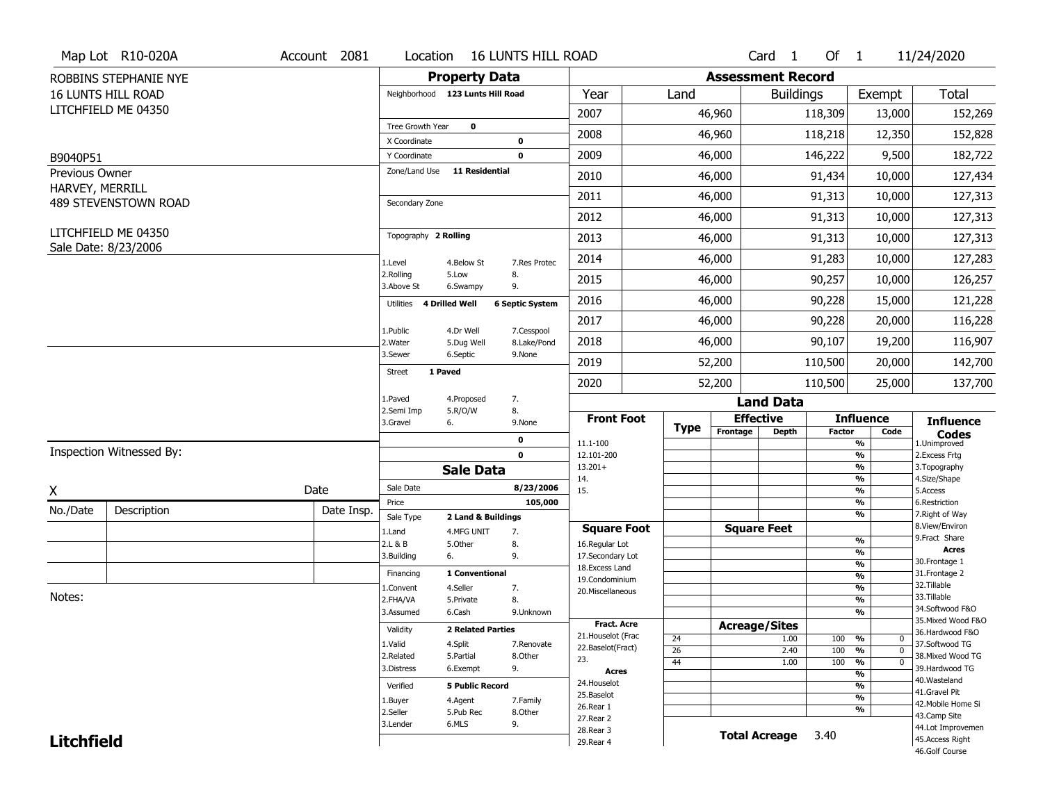Map Lot R10-020A | Account 2081 | Location 16 LUNTS HILL ROAD | Card 1 Of 1 | 11/24/2020

ROBBINS STEPHANIE NYE
16 LUNTS HILL ROAD
LITCHFIELD ME 04350

B9040P51

Previous Owner
HARVEY, MERRILL
489 STEVENSTOWN ROAD

LITCHFIELD ME 04350
Sale Date: 8/23/2006

## Property Data

Neighborhood: 123 Lunts Hill Road

Tree Growth Year: 0
X Coordinate: 0
Y Coordinate: 0
Zone/Land Use: 11 Residential

Secondary Zone

Topography: 2 Rolling

| | | |
|---|---|---|
| 1.Level | 4.Below St | 7.Res Protec |
| 2.Rolling | 5.Low | 8. |
| 3.Above St | 6.Swampy | 9. |

Utilities: 4 Drilled Well, 6 Septic System

| | | |
|---|---|---|
| 1.Public | 4.Dr Well | 7.Cesspool |
| 2.Water | 5.Dug Well | 8.Lake/Pond |
| 3.Sewer | 6.Septic | 9.None |

Street: 1 Paved

| | | |
|---|---|---|
| 1.Paved | 4.Proposed | 7. |
| 2.Semi Imp | 5.R/O/W | 8. |
| 3.Gravel | 6. | 9.None |

0
0

## Sale Data

Sale Date: 8/23/2006
Price: 105,000
Sale Type: 2 Land & Buildings

| | | |
|---|---|---|
| 1.Land | 4.MFG UNIT | 7. |
| 2.L & B | 5.Other | 8. |
| 3.Building | 6. | 9. |

Financing: 1 Conventional

| | | |
|---|---|---|
| 1.Convent | 4.Seller | 7. |
| 2.FHA/VA | 5.Private | 8. |
| 3.Assumed | 6.Cash | 9.Unknown |

Validity: 2 Related Parties

| | | |
|---|---|---|
| 1.Valid | 4.Split | 7.Renovate |
| 2.Related | 5.Partial | 8.Other |
| 3.Distress | 6.Exempt | 9. |

Verified: 5 Public Record

| | | |
|---|---|---|
| 1.Buyer | 4.Agent | 7.Family |
| 2.Seller | 5.Pub Rec | 8.Other |
| 3.Lender | 6.MLS | 9. |

## Assessment Record

| Year | Land | Buildings | Exempt | Total |
|---|---|---|---|---|
| 2007 | 46,960 | 118,309 | 13,000 | 152,269 |
| 2008 | 46,960 | 118,218 | 12,350 | 152,828 |
| 2009 | 46,000 | 146,222 | 9,500 | 182,722 |
| 2010 | 46,000 | 91,434 | 10,000 | 127,434 |
| 2011 | 46,000 | 91,313 | 10,000 | 127,313 |
| 2012 | 46,000 | 91,313 | 10,000 | 127,313 |
| 2013 | 46,000 | 91,313 | 10,000 | 127,313 |
| 2014 | 46,000 | 91,283 | 10,000 | 127,283 |
| 2015 | 46,000 | 90,257 | 10,000 | 126,257 |
| 2016 | 46,000 | 90,228 | 15,000 | 121,228 |
| 2017 | 46,000 | 90,228 | 20,000 | 116,228 |
| 2018 | 46,000 | 90,107 | 19,200 | 116,907 |
| 2019 | 52,200 | 110,500 | 20,000 | 142,700 |
| 2020 | 52,200 | 110,500 | 25,000 | 137,700 |

## Land Data

| Front Foot | Type | Effective Frontage | Effective Depth | Influence Factor | Influence Code |
|---|---|---|---|---|---|
| 11.1-100 | | | | % | |
| 12.101-200 | | | | % | |
| 13.201+ | | | | % | |
| 14. | | | | % | |
| 15. | | | | % | |
| | | | | % | |
| | | | | % | |
| **Square Foot** | | **Square Feet** | | | |
| 16.Regular Lot | | | | % | |
| 17.Secondary Lot | | | | % | |
| 18.Excess Land | | | | % | |
| 19.Condominium | | | | % | |
| 20.Miscellaneous | | | | % | |
| | | | | % | |
| | | | | % | |
| **Fract. Acre** | | **Acreage/Sites** | | | |
| 21.Houselot (Frac | 24 | | 1.00 | 100 % | 0 |
| 22.Baselot(Fract) | 26 | | 2.40 | 100 % | 0 |
| 23. | 44 | | 1.00 | 100 % | 0 |
| **Acres** | | | | % | |
| 24.Houselot | | | | % | |
| 25.Baselot | | | | % | |
| 26.Rear 1 | | | | % | |
| 27.Rear 2 | | | | | |
| 28.Rear 3 | | | | | |
| 29.Rear 4 | | | | | |

**Total Acreage** 3.40

**Influence Codes**
1.Unimproved
2.Excess Frtg
3.Topography
4.Size/Shape
5.Access
6.Restriction
7.Right of Way
8.View/Environ
9.Fract Share

**Acres**
30.Frontage 1
31.Frontage 2
32.Tillable
33.Tillable
34.Softwood F&O
35.Mixed Wood F&O
36.Hardwood F&O
37.Softwood TG
38.Mixed Wood TG
39.Hardwood TG
40.Wasteland
41.Gravel Pit
42.Mobile Home Si
43.Camp Site
44.Lot Improvemen
45.Access Right
46.Golf Course

Inspection Witnessed By:

X ______________________ Date

| No./Date | Description | Date Insp. |
|---|---|---|
| | | |
| | | |
| | | |

Notes:

**Litchfield**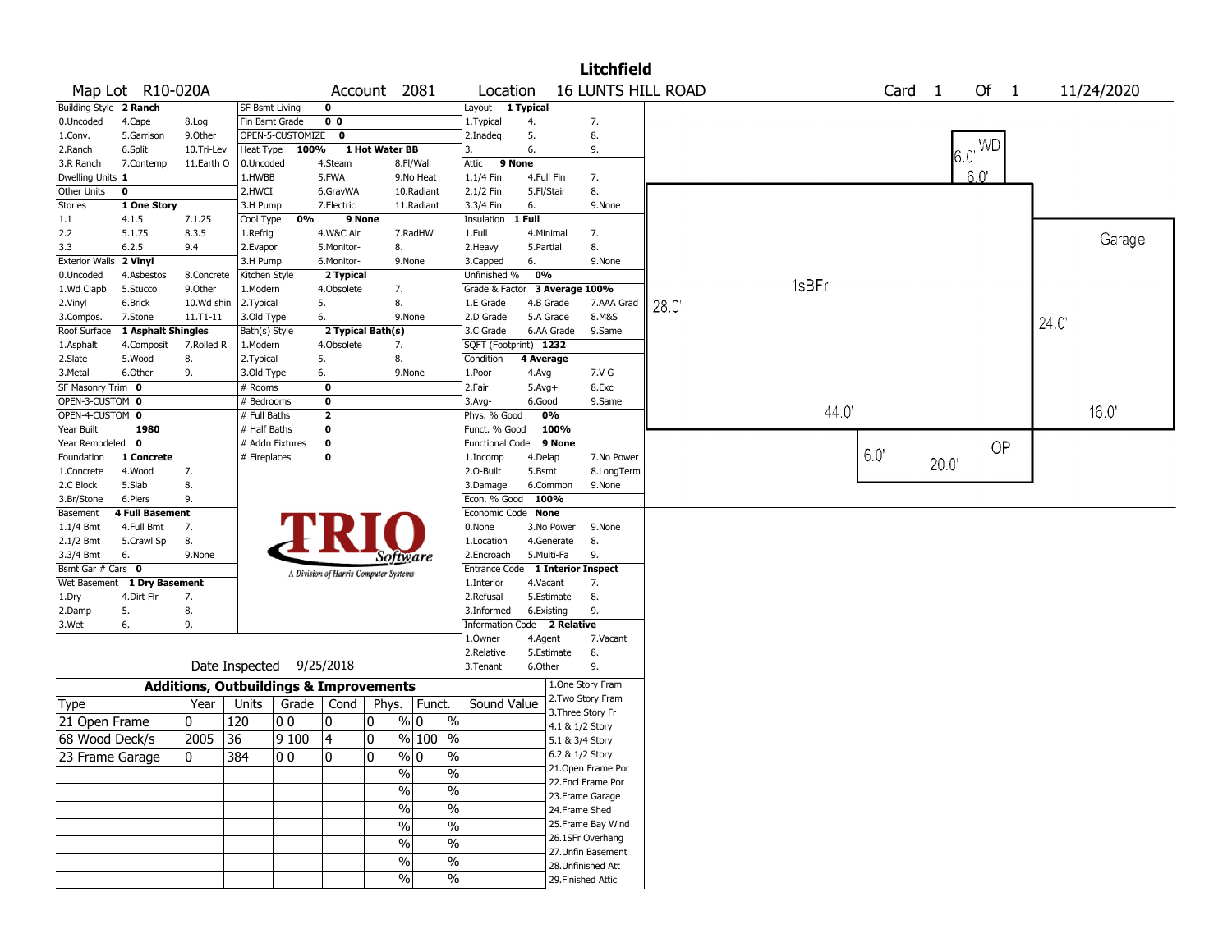# Litchfield

**Map Lot** R10-020A **Account** 2081 **Location** 16 LUNTS HILL ROAD **Card** 1 **Of** 1 11/24/2020

| Building Style | 2 Ranch | | SF Bsmt Living | 0 | | Layout | 1 Typical | |
|---|---|---|---|---|---|---|---|---|
| 0.Uncoded | 4.Cape | 8.Log | Fin Bsmt Grade | 0 0 | | 1.Typical | 4. | 7. |
| 1.Conv. | 5.Garrison | 9.Other | OPEN-5-CUSTOMIZE | 0 | | 2.Inadeq | 5. | 8. |
| 2.Ranch | 6.Split | 10.Tri-Lev | Heat Type 100% | 1 Hot Water BB | | 3. | 6. | 9. |
| 3.R Ranch | 7.Contemp | 11.Earth O | 0.Uncoded | 4.Steam | 8.Fl/Wall | Attic | 9 None | |
| Dwelling Units | 1 | | 1.HWBB | 5.FWA | 9.No Heat | 1.1/4 Fin | 4.Full Fin | 7. |
| Other Units | 0 | | 2.HWCI | 6.GravWA | 10.Radiant | 2.1/2 Fin | 5.Fl/Stair | 8. |
| Stories | 1 One Story | | 3.H Pump | 7.Electric | 11.Radiant | 3.3/4 Fin | 6. | 9.None |
| 1.1 | 4.1.5 | 7.1.25 | Cool Type 0% | 9 None | | Insulation | 1 Full | |
| 2.2 | 5.1.75 | 8.3.5 | 1.Refrig | 4.W&C Air | 7.RadHW | 1.Full | 4.Minimal | 7. |
| 3.3 | 6.2.5 | 9.4 | 2.Evapor | 5.Monitor- | 8. | 2.Heavy | 5.Partial | 8. |
| Exterior Walls | 2 Vinyl | | 3.H Pump | 6.Monitor- | 9.None | 3.Capped | 6. | 9.None |
| 0.Uncoded | 4.Asbestos | 8.Concrete | Kitchen Style | 2 Typical | | Unfinished % | 0% | |
| 1.Wd Clapb | 5.Stucco | 9.Other | 1.Modern | 4.Obsolete | 7. | Grade & Factor | 3 Average 100% | |
| 2.Vinyl | 6.Brick | 10.Wd shin | 2.Typical | 5. | 8. | 1.E Grade | 4.B Grade | 7.AAA Grad |
| 3.Compos. | 7.Stone | 11.T1-11 | 3.Old Type | 6. | 9.None | 2.D Grade | 5.A Grade | 8.M&S |
| Roof Surface | 1 Asphalt Shingles | | Bath(s) Style | 2 Typical Bath(s) | | 3.C Grade | 6.AA Grade | 9.Same |
| 1.Asphalt | 4.Composit | 7.Rolled R | 1.Modern | 4.Obsolete | 7. | SQFT (Footprint) | 1232 | |
| 2.Slate | 5.Wood | 8. | 2.Typical | 5. | 8. | Condition | 4 Average | |
| 3.Metal | 6.Other | 9. | 3.Old Type | 6. | 9.None | 1.Poor | 4.Avg | 7.V G |
| SF Masonry Trim | 0 | | # Rooms | 0 | | 2.Fair | 5.Avg+ | 8.Exc |
| OPEN-3-CUSTOM | 0 | | # Bedrooms | 0 | | 3.Avg- | 6.Good | 9.Same |
| OPEN-4-CUSTOM | 0 | | # Full Baths | 2 | | Phys. % Good | 0% | |
| Year Built | 1980 | | # Half Baths | 0 | | Funct. % Good | 100% | |
| Year Remodeled | 0 | | # Addn Fixtures | 0 | | Functional Code | 9 None | |
| Foundation | 1 Concrete | | # Fireplaces | 0 | | 1.Incomp | 4.Delap | 7.No Power |
| 1.Concrete | 4.Wood | 7. | | | | 2.O-Built | 5.Bsmt | 8.LongTerm |
| 2.C Block | 5.Slab | 8. | | | | 3.Damage | 6.Common | 9.None |
| 3.Br/Stone | 6.Piers | 9. | | | | Econ. % Good | 100% | |
| Basement | 4 Full Basement | | | | | Economic Code | None | |
| 1.1/4 Bmt | 4.Full Bmt | 7. | | | | 0.None | 3.No Power | 9.None |
| 2.1/2 Bmt | 5.Crawl Sp | 8. | | | | 1.Location | 4.Generate | 8. |
| 3.3/4 Bmt | 6. | 9.None | | | | 2.Encroach | 5.Multi-Fa | 9. |
| Bsmt Gar # Cars | 0 | | | | | Entrance Code | 1 Interior Inspect | |
| Wet Basement | 1 Dry Basement | | | | | 1.Interior | 4.Vacant | 7. |
| 1.Dry | 4.Dirt Flr | 7. | | | | 2.Refusal | 5.Estimate | 8. |
| 2.Damp | 5. | 8. | | | | 3.Informed | 6.Existing | 9. |
| 3.Wet | 6. | 9. | | | | Information Code | 2 Relative | |
| | | | | | | 1.Owner | 4.Agent | 7.Vacant |
| | | | | | | 2.Relative | 5.Estimate | 8. |
| | | | | | | 3.Tenant | 6.Other | 9. |

TRIO Software — A Division of Harris Computer Systems

Date Inspected 9/25/2018

## Additions, Outbuildings & Improvements

| Type | Year | Units | Grade | Cond | Phys. | Funct. | Sound Value |
|---|---|---|---|---|---|---|---|
| 21 Open Frame | 0 | 120 | 0 0 | 0 | 0 % | 0 % | |
| 68 Wood Deck/s | 2005 | 36 | 9 100 | 4 | 0 % | 100 % | |
| 23 Frame Garage | 0 | 384 | 0 0 | 0 | 0 % | 0 % | |
| | | | | | % | % | |
| | | | | | % | % | |
| | | | | | % | % | |
| | | | | | % | % | |
| | | | | | % | % | |
| | | | | | % | % | |
| | | | | | % | % | |

1.One Story Fram
2.Two Story Fram
3.Three Story Fr
4.1 & 1/2 Story
5.1 & 3/4 Story
6.2 & 1/2 Story
21.Open Frame Por
22.Encl Frame Por
23.Frame Garage
24.Frame Shed
25.Frame Bay Wind
26.1SFr Overhang
27.Unfin Basement
28.Unfinished Att
29.Finished Attic

Sketch labels: 1sBFr 28.0' × 44.0'; WD 6.0' × 6.0'; Garage 24.0' × 16.0'; OP 6.0' × 20.0'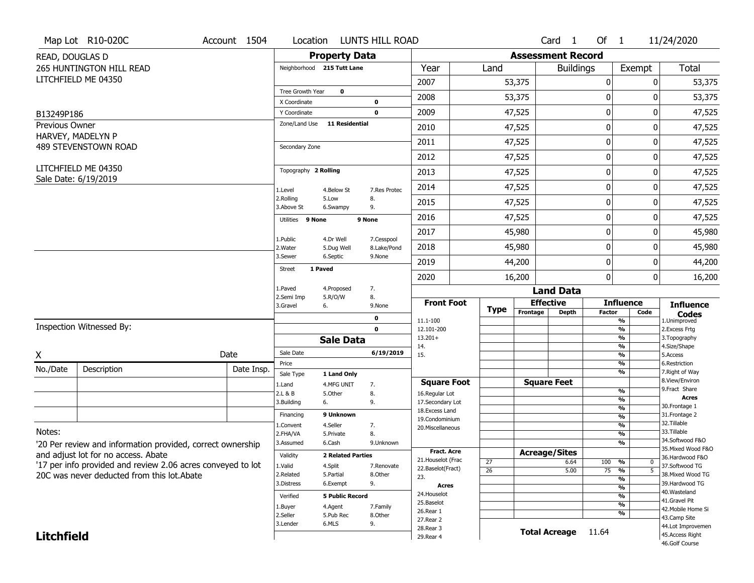Map Lot R10-020C | Account 1504 | Location LUNTS HILL ROAD | Card 1 Of 1 | 11/24/2020

READ, DOUGLAS D
265 HUNTINGTON HILL READ
LITCHFIELD ME 04350

B13249P186

Previous Owner
HARVEY, MADELYN P
489 STEVENSTOWN ROAD

LITCHFIELD ME 04350
Sale Date: 6/19/2019

## Property Data

| | |
|---|---|
| Neighborhood | 215 Tutt Lane |
| Tree Growth Year | 0 |
| X Coordinate | 0 |
| Y Coordinate | 0 |
| Zone/Land Use | 11 Residential |
| Secondary Zone | |
| Topography | 2 Rolling |
| Utilities | 9 None / 9 None |
| Street | 1 Paved |

Topography codes: 1.Level, 2.Rolling, 3.Above St, 4.Below St, 5.Low, 6.Swampy, 7.Res Protec, 8., 9.

Utilities codes: 1.Public, 2.Water, 3.Sewer, 4.Dr Well, 5.Dug Well, 6.Septic, 7.Cesspool, 8.Lake/Pond, 9.None

Street codes: 1.Paved, 2.Semi Imp, 3.Gravel, 4.Proposed, 5.R/O/W, 6., 7., 8., 9.None

0
0

## Sale Data

| | |
|---|---|
| Sale Date | 6/19/2019 |
| Price | |
| Sale Type | 1 Land Only |
| Financing | 9 Unknown |
| Validity | 2 Related Parties |
| Verified | 5 Public Record |

Sale Type codes: 1.Land, 2.L & B, 3.Building, 4.MFG UNIT, 5.Other, 6., 7., 8., 9.

Financing codes: 1.Convent, 2.FHA/VA, 3.Assumed, 4.Seller, 5.Private, 6.Cash, 7., 8., 9.Unknown

Validity codes: 1.Valid, 2.Related, 3.Distress, 4.Split, 5.Partial, 6.Exempt, 7.Renovate, 8.Other, 9.

Verified codes: 1.Buyer, 2.Seller, 3.Lender, 4.Agent, 5.Pub Rec, 6.MLS, 7.Family, 8.Other, 9.

## Assessment Record

| Year | Land | Buildings | Exempt | Total |
|---|---|---|---|---|
| 2007 | 53,375 | 0 | 0 | 53,375 |
| 2008 | 53,375 | 0 | 0 | 53,375 |
| 2009 | 47,525 | 0 | 0 | 47,525 |
| 2010 | 47,525 | 0 | 0 | 47,525 |
| 2011 | 47,525 | 0 | 0 | 47,525 |
| 2012 | 47,525 | 0 | 0 | 47,525 |
| 2013 | 47,525 | 0 | 0 | 47,525 |
| 2014 | 47,525 | 0 | 0 | 47,525 |
| 2015 | 47,525 | 0 | 0 | 47,525 |
| 2016 | 47,525 | 0 | 0 | 47,525 |
| 2017 | 45,980 | 0 | 0 | 45,980 |
| 2018 | 45,980 | 0 | 0 | 45,980 |
| 2019 | 44,200 | 0 | 0 | 44,200 |
| 2020 | 16,200 | 0 | 0 | 16,200 |

## Land Data

| Type | Effective Frontage | Effective Depth | Influence Factor | Influence Code |
|---|---|---|---|---|
| 27 | | 6.64 | 100 % | 0 |
| 26 | | 5.00 | 75 % | 5 |

Front Foot: 11.1-100, 12.101-200, 13.201+, 14., 15.

Square Foot: 16.Regular Lot, 17.Secondary Lot, 18.Excess Land, 19.Condominium, 20.Miscellaneous

Fract. Acre: 21.Houselot (Frac, 22.Baselot(Fract), 23.

Acres: 24.Houselot, 25.Baselot, 26.Rear 1, 27.Rear 2, 28.Rear 3, 29.Rear 4

**Total Acreage** 11.64

Influence Codes: 1.Unimproved, 2.Excess Frtg, 3.Topography, 4.Size/Shape, 5.Access, 6.Restriction, 7.Right of Way, 8.View/Environ, 9.Fract Share

Acres: 30.Frontage 1, 31.Frontage 2, 32.Tillable, 33.Tillable, 34.Softwood F&O, 35.Mixed Wood F&O, 36.Hardwood F&O, 37.Softwood TG, 38.Mixed Wood TG, 39.Hardwood TG, 40.Wasteland, 41.Gravel Pit, 42.Mobile Home Si, 43.Camp Site, 44.Lot Improvemen, 45.Access Right, 46.Golf Course

Inspection Witnessed By:

X ____________________ Date

| No./Date | Description | Date Insp. |
|---|---|---|
| | | |
| | | |
| | | |

Notes:

'20 Per review and information provided, correct ownership and adjust lot for no access. Abate

'17 per info provided and review 2.06 acres conveyed to lot 20C was never deducted from this lot.Abate

**Litchfield**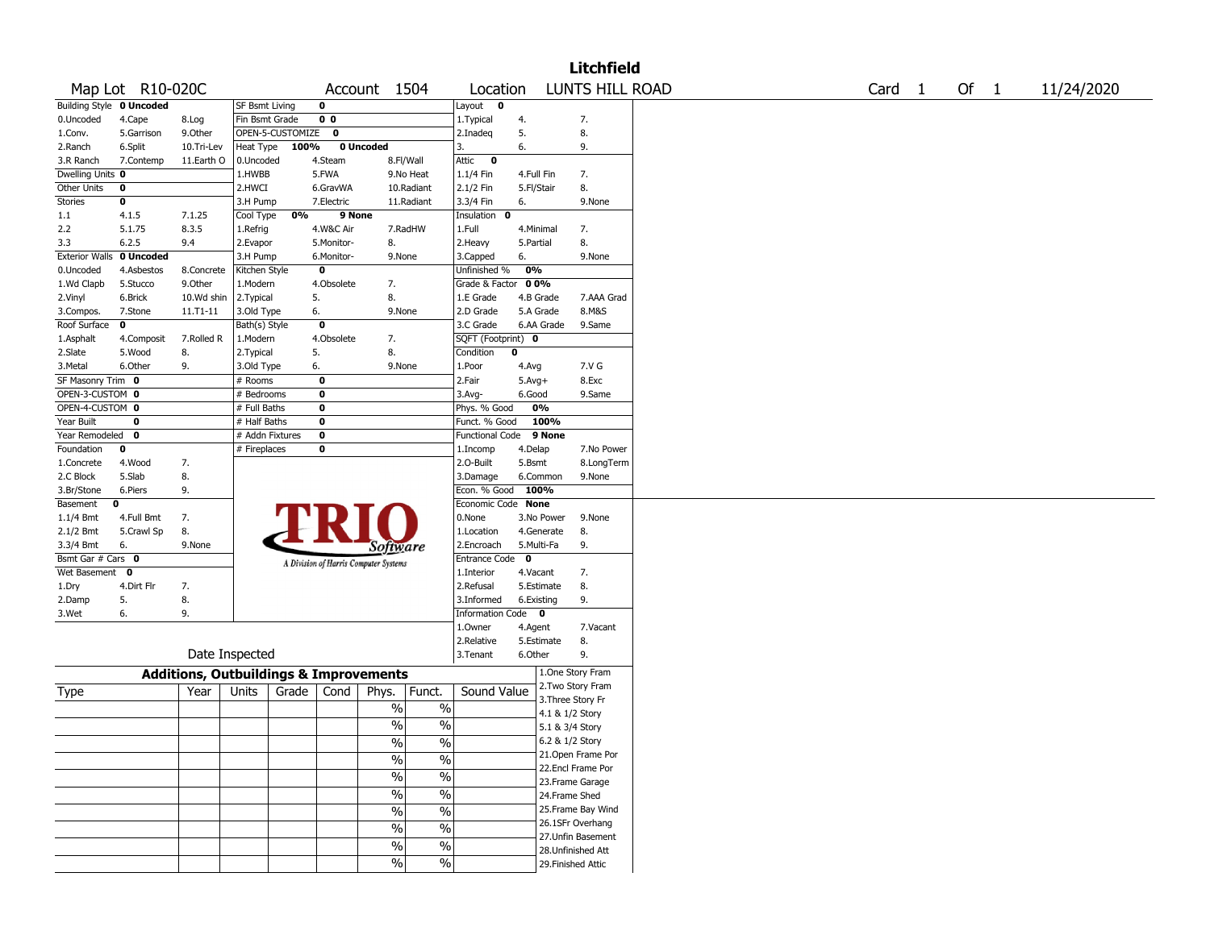# Litchfield

| Map Lot | R10-020C | Account | 1504 | Location | LUNTS HILL ROAD | Card | 1 | Of | 1 | 11/24/2020 |
|---|---|---|---|---|---|---|---|---|---|---|

| Building Style | 0 Uncoded | | SF Bsmt Living | 0 | | Layout | 0 | |
|---|---|---|---|---|---|---|---|---|
| 0.Uncoded | 4.Cape | 8.Log | Fin Bsmt Grade | 0 0 | | 1.Typical | 4. | 7. |
| 1.Conv. | 5.Garrison | 9.Other | OPEN-5-CUSTOMIZE | 0 | | 2.Inadeq | 5. | 8. |
| 2.Ranch | 6.Split | 10.Tri-Lev | Heat Type | 100% | 0 Uncoded | 3. | 6. | 9. |
| 3.R Ranch | 7.Contemp | 11.Earth O | 0.Uncoded | 4.Steam | 8.Fl/Wall | Attic | 0 | |
| Dwelling Units | 0 | | 1.HWBB | 5.FWA | 9.No Heat | 1.1/4 Fin | 4.Full Fin | 7. |
| Other Units | 0 | | 2.HWCI | 6.GravWA | 10.Radiant | 2.1/2 Fin | 5.Fl/Stair | 8. |
| Stories | 0 | | 3.H Pump | 7.Electric | 11.Radiant | 3.3/4 Fin | 6. | 9.None |
| 1.1 | 4.1.5 | 7.1.25 | Cool Type | 0% | 9 None | Insulation | 0 | |
| 2.2 | 5.1.75 | 8.3.5 | 1.Refrig | 4.W&C Air | 7.RadHW | 1.Full | 4.Minimal | 7. |
| 3.3 | 6.2.5 | 9.4 | 2.Evapor | 5.Monitor- | 8. | 2.Heavy | 5.Partial | 8. |
| Exterior Walls | 0 Uncoded | | 3.H Pump | 6.Monitor- | 9.None | 3.Capped | 6. | 9.None |
| 0.Uncoded | 4.Asbestos | 8.Concrete | Kitchen Style | 0 | | Unfinished % | 0% | |
| 1.Wd Clapb | 5.Stucco | 9.Other | 1.Modern | 4.Obsolete | 7. | Grade & Factor | 0 0% | |
| 2.Vinyl | 6.Brick | 10.Wd shin | 2.Typical | 5. | 8. | 1.E Grade | 4.B Grade | 7.AAA Grad |
| 3.Compos. | 7.Stone | 11.T1-11 | 3.Old Type | 6. | 9.None | 2.D Grade | 5.A Grade | 8.M&S |
| Roof Surface | 0 | | Bath(s) Style | 0 | | 3.C Grade | 6.AA Grade | 9.Same |
| 1.Asphalt | 4.Composit | 7.Rolled R | 1.Modern | 4.Obsolete | 7. | SQFT (Footprint) | 0 | |
| 2.Slate | 5.Wood | 8. | 2.Typical | 5. | 8. | Condition | 0 | |
| 3.Metal | 6.Other | 9. | 3.Old Type | 6. | 9.None | 1.Poor | 4.Avg | 7.V G |
| SF Masonry Trim | 0 | | # Rooms | 0 | | 2.Fair | 5.Avg+ | 8.Exc |
| OPEN-3-CUSTOM | 0 | | # Bedrooms | 0 | | 3.Avg- | 6.Good | 9.Same |
| OPEN-4-CUSTOM | 0 | | # Full Baths | 0 | | Phys. % Good | 0% | |
| Year Built | 0 | | # Half Baths | 0 | | Funct. % Good | 100% | |
| Year Remodeled | 0 | | # Addn Fixtures | 0 | | Functional Code | 9 None | |
| Foundation | 0 | | # Fireplaces | 0 | | 1.Incomp | 4.Delap | 7.No Power |
| 1.Concrete | 4.Wood | 7. | | | | 2.O-Built | 5.Bsmt | 8.LongTerm |
| 2.C Block | 5.Slab | 8. | | | | 3.Damage | 6.Common | 9.None |
| 3.Br/Stone | 6.Piers | 9. | | | | Econ. % Good | 100% | |
| Basement | 0 | | | | | Economic Code | None | |
| 1.1/4 Bmt | 4.Full Bmt | 7. | | | | 0.None | 3.No Power | 9.None |
| 2.1/2 Bmt | 5.Crawl Sp | 8. | | | | 1.Location | 4.Generate | 8. |
| 3.3/4 Bmt | 6. | 9.None | | | | 2.Encroach | 5.Multi-Fa | 9. |
| Bsmt Gar # Cars | 0 | | | | | Entrance Code | 0 | |
| Wet Basement | 0 | | | | | 1.Interior | 4.Vacant | 7. |
| 1.Dry | 4.Dirt Flr | 7. | | | | 2.Refusal | 5.Estimate | 8. |
| 2.Damp | 5. | 8. | | | | 3.Informed | 6.Existing | 9. |
| 3.Wet | 6. | 9. | | | | Information Code | 0 | |
| | | | | | | 1.Owner | 4.Agent | 7.Vacant |
| | | | | | | 2.Relative | 5.Estimate | 8. |
| | Date Inspected | | | | | 3.Tenant | 6.Other | 9. |

## Additions, Outbuildings & Improvements

| Type | Year | Units | Grade | Cond | Phys. | Funct. | Sound Value | |
|---|---|---|---|---|---|---|---|---|
| | | | | | | | | 1.One Story Fram |
| | | | | | % | % | | 2.Two Story Fram |
| | | | | | | | | 3.Three Story Fr |
| | | | | | % | % | | 4.1 & 1/2 Story |
| | | | | | % | % | | 5.1 & 3/4 Story |
| | | | | | % | % | | 6.2 & 1/2 Story |
| | | | | | % | % | | 21.Open Frame Por |
| | | | | | % | % | | 22.Encl Frame Por |
| | | | | | % | % | | 23.Frame Garage |
| | | | | | % | % | | 24.Frame Shed |
| | | | | | % | % | | 25.Frame Bay Wind |
| | | | | | % | % | | 26.1SFr Overhang |
| | | | | | % | % | | 27.Unfin Basement |
| | | | | | % | % | | 28.Unfinished Att |
| | | | | | | | | 29.Finished Attic |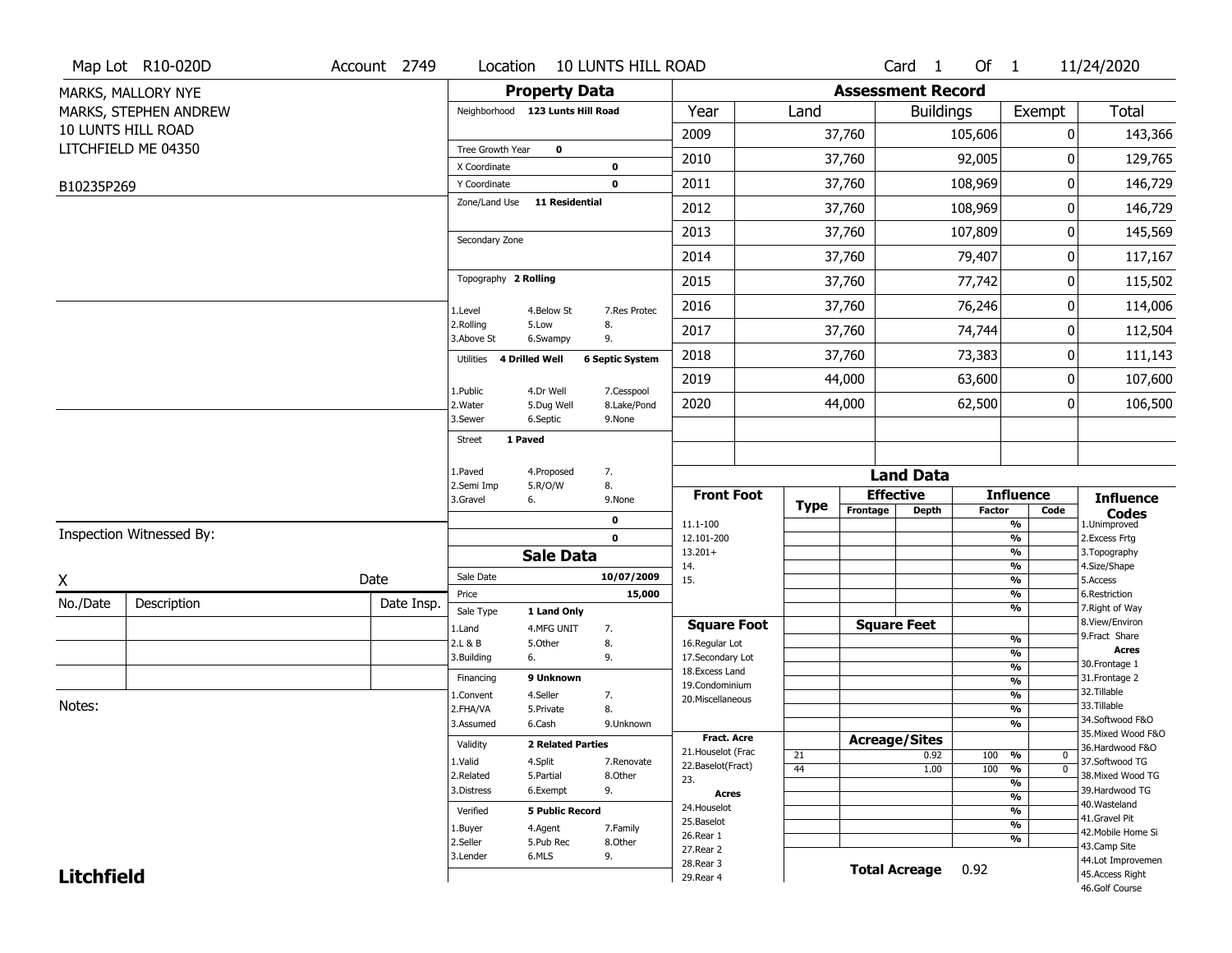Map Lot R10-020D | Account 2749 | Location 10 LUNTS HILL ROAD | Card 1 Of 1 | 11/24/2020

MARKS, MALLORY NYE
MARKS, STEPHEN ANDREW
10 LUNTS HILL ROAD
LITCHFIELD ME 04350

B10235P269

## Property Data

Neighborhood 123 Lunts Hill Road

Tree Growth Year 0
X Coordinate 0
Y Coordinate 0
Zone/Land Use 11 Residential

Secondary Zone

Topography 2 Rolling

1.Level 4.Below St 7.Res Protec
2.Rolling 5.Low 8.
3.Above St 6.Swampy 9.

Utilities 4 Drilled Well 6 Septic System

1.Public 4.Dr Well 7.Cesspool
2.Water 5.Dug Well 8.Lake/Pond
3.Sewer 6.Septic 9.None

Street 1 Paved

1.Paved 4.Proposed 7.
2.Semi Imp 5.R/O/W 8.
3.Gravel 6. 9.None

0
0

## Sale Data

Sale Date 10/07/2009
Price 15,000
Sale Type 1 Land Only

1.Land 4.MFG UNIT 7.
2.L & B 5.Other 8.
3.Building 6. 9.

Financing 9 Unknown

1.Convent 4.Seller 7.
2.FHA/VA 5.Private 8.
3.Assumed 6.Cash 9.Unknown

Validity 2 Related Parties

1.Valid 4.Split 7.Renovate
2.Related 5.Partial 8.Other
3.Distress 6.Exempt 9.

Verified 5 Public Record

1.Buyer 4.Agent 7.Family
2.Seller 5.Pub Rec 8.Other
3.Lender 6.MLS 9.

## Assessment Record

| Year | Land | Buildings | Exempt | Total |
|---|---|---|---|---|
| 2009 | 37,760 | 105,606 | 0 | 143,366 |
| 2010 | 37,760 | 92,005 | 0 | 129,765 |
| 2011 | 37,760 | 108,969 | 0 | 146,729 |
| 2012 | 37,760 | 108,969 | 0 | 146,729 |
| 2013 | 37,760 | 107,809 | 0 | 145,569 |
| 2014 | 37,760 | 79,407 | 0 | 117,167 |
| 2015 | 37,760 | 77,742 | 0 | 115,502 |
| 2016 | 37,760 | 76,246 | 0 | 114,006 |
| 2017 | 37,760 | 74,744 | 0 | 112,504 |
| 2018 | 37,760 | 73,383 | 0 | 111,143 |
| 2019 | 44,000 | 63,600 | 0 | 107,600 |
| 2020 | 44,000 | 62,500 | 0 | 106,500 |

## Land Data

| Front Foot | Type | Effective Frontage | Effective Depth | Influence Factor | Influence Code |
|---|---|---|---|---|---|
| 11.1-100 | | | | % | |
| 12.101-200 | | | | % | |
| 13.201+ | | | | % | |
| 14. | | | | % | |
| 15. | | | | % | |
| | | | | % | |
| | | | | % | |

| Square Foot | | Square Feet | | |
|---|---|---|---|---|
| 16.Regular Lot | | | % | |
| 17.Secondary Lot | | | % | |
| 18.Excess Land | | | % | |
| 19.Condominium | | | % | |
| 20.Miscellaneous | | | % | |
| | | | % | |
| | | | % | |

| Fract. Acre | Type | Acreage/Sites | Factor | Code |
|---|---|---|---|---|
| 21.Houselot (Frac | 21 | 0.92 | 100 % | 0 |
| 22.Baselot(Fract) | 44 | 1.00 | 100 % | 0 |
| 23. | | | % | |
| **Acres** | | | % | |
| 24.Houselot | | | % | |
| 25.Baselot | | | % | |
| 26.Rear 1 | | | % | |
| 27.Rear 2 | | | | |
| 28.Rear 3 | | | | |
| 29.Rear 4 | | | | |

Total Acreage 0.92

**Influence Codes**
1.Unimproved
2.Excess Frtg
3.Topography
4.Size/Shape
5.Access
6.Restriction
7.Right of Way
8.View/Environ
9.Fract Share
**Acres**
30.Frontage 1
31.Frontage 2
32.Tillable
33.Tillable
34.Softwood F&O
35.Mixed Wood F&O
36.Hardwood F&O
37.Softwood TG
38.Mixed Wood TG
39.Hardwood TG
40.Wasteland
41.Gravel Pit
42.Mobile Home Si
43.Camp Site
44.Lot Improvemen
45.Access Right
46.Golf Course

Inspection Witnessed By:

X ______________________ Date

| No./Date | Description | Date Insp. |
|---|---|---|
| | | |
| | | |
| | | |

Notes:

**Litchfield**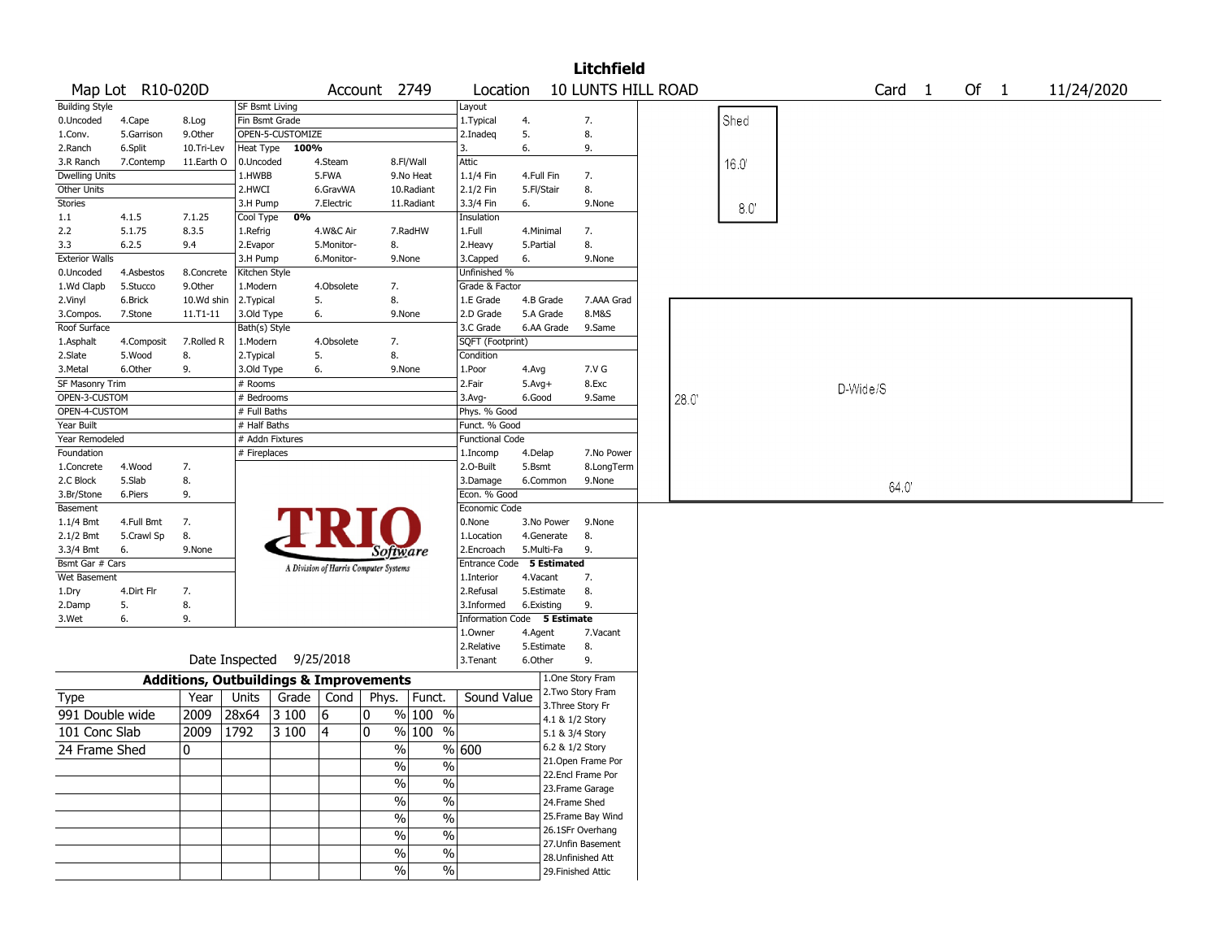# Litchfield

**Map Lot** R10-020D **Account** 2749 **Location** 10 LUNTS HILL ROAD **Card** 1 **Of** 1 11/24/2020

| Building Style | | | SF Bsmt Living | | | Layout | | |
|---|---|---|---|---|---|---|---|---|
| 0.Uncoded | 4.Cape | 8.Log | Fin Bsmt Grade | | | 1.Typical | 4. | 7. |
| 1.Conv. | 5.Garrison | 9.Other | OPEN-5-CUSTOMIZE | | | 2.Inadeq | 5. | 8. |
| 2.Ranch | 6.Split | 10.Tri-Lev | Heat Type 100% | | | 3. | 6. | 9. |
| 3.R Ranch | 7.Contemp | 11.Earth O | 0.Uncoded | 4.Steam | 8.Fl/Wall | Attic | | |
| Dwelling Units | | | 1.HWBB | 5.FWA | 9.No Heat | 1.1/4 Fin | 4.Full Fin | 7. |
| Other Units | | | 2.HWCI | 6.GravWA | 10.Radiant | 2.1/2 Fin | 5.Fl/Stair | 8. |
| Stories | | | 3.H Pump | 7.Electric | 11.Radiant | 3.3/4 Fin | 6. | 9.None |
| 1.1 | 4.1.5 | 7.1.25 | Cool Type 0% | | | Insulation | | |
| 2.2 | 5.1.75 | 8.3.5 | 1.Refrig | 4.W&C Air | 7.RadHW | 1.Full | 4.Minimal | 7. |
| 3.3 | 6.2.5 | 9.4 | 2.Evapor | 5.Monitor- | 8. | 2.Heavy | 5.Partial | 8. |
| Exterior Walls | | | 3.H Pump | 6.Monitor- | 9.None | 3.Capped | 6. | 9.None |
| 0.Uncoded | 4.Asbestos | 8.Concrete | Kitchen Style | | | Unfinished % | | |
| 1.Wd Clapb | 5.Stucco | 9.Other | 1.Modern | 4.Obsolete | 7. | Grade & Factor | | |
| 2.Vinyl | 6.Brick | 10.Wd shin | 2.Typical | 5. | 8. | 1.E Grade | 4.B Grade | 7.AAA Grad |
| 3.Compos. | 7.Stone | 11.T1-11 | 3.Old Type | 6. | 9.None | 2.D Grade | 5.A Grade | 8.M&S |
| Roof Surface | | | Bath(s) Style | | | 3.C Grade | 6.AA Grade | 9.Same |
| 1.Asphalt | 4.Composit | 7.Rolled R | 1.Modern | 4.Obsolete | 7. | SQFT (Footprint) | | |
| 2.Slate | 5.Wood | 8. | 2.Typical | 5. | 8. | Condition | | |
| 3.Metal | 6.Other | 9. | 3.Old Type | 6. | 9.None | 1.Poor | 4.Avg | 7.V G |
| SF Masonry Trim | | | # Rooms | | | 2.Fair | 5.Avg+ | 8.Exc |
| OPEN-3-CUSTOM | | | # Bedrooms | | | 3.Avg- | 6.Good | 9.Same |
| OPEN-4-CUSTOM | | | # Full Baths | | | Phys. % Good | | |
| Year Built | | | # Half Baths | | | Funct. % Good | | |
| Year Remodeled | | | # Addn Fixtures | | | Functional Code | | |
| Foundation | | | # Fireplaces | | | 1.Incomp | 4.Delap | 7.No Power |
| 1.Concrete | 4.Wood | 7. | | | | 2.O-Built | 5.Bsmt | 8.LongTerm |
| 2.C Block | 5.Slab | 8. | | | | 3.Damage | 6.Common | 9.None |
| 3.Br/Stone | 6.Piers | 9. | | | | Econ. % Good | | |
| Basement | | | | | | Economic Code | | |
| 1.1/4 Bmt | 4.Full Bmt | 7. | | | | 0.None | 3.No Power | 9.None |
| 2.1/2 Bmt | 5.Crawl Sp | 8. | | | | 1.Location | 4.Generate | 8. |
| 3.3/4 Bmt | 6. | 9.None | | | | 2.Encroach | 5.Multi-Fa | 9. |
| Bsmt Gar # Cars | | | | | | Entrance Code 5 Estimated | | |
| Wet Basement | | | | | | 1.Interior | 4.Vacant | 7. |
| 1.Dry | 4.Dirt Flr | 7. | | | | 2.Refusal | 5.Estimate | 8. |
| 2.Damp | 5. | 8. | | | | 3.Informed | 6.Existing | 9. |
| 3.Wet | 6. | 9. | | | | Information Code 5 Estimate | | |
| | | | | | | 1.Owner | 4.Agent | 7.Vacant |
| | | | | | | 2.Relative | 5.Estimate | 8. |
| | | | Date Inspected 9/25/2018 | | | 3.Tenant | 6.Other | 9. |

TRIO Software — A Division of Harris Computer Systems

## Additions, Outbuildings & Improvements

| Type | Year | Units | Grade | Cond | Phys. | Funct. | Sound Value |
|---|---|---|---|---|---|---|---|
| 991 Double wide | 2009 | 28x64 | 3 100 | 6 | 0 % | 100 % | |
| 101 Conc Slab | 2009 | 1792 | 3 100 | 4 | 0 % | 100 % | |
| 24 Frame Shed | 0 | | | | % | % | 600 |
| | | | | | % | % | |
| | | | | | % | % | |
| | | | | | % | % | |
| | | | | | % | % | |
| | | | | | % | % | |
| | | | | | % | % | |
| | | | | | % | % | |

1.One Story Fram, 2.Two Story Fram, 3.Three Story Fr, 4.1 & 1/2 Story, 5.1 & 3/4 Story, 6.2 & 1/2 Story, 21.Open Frame Por, 22.Encl Frame Por, 23.Frame Garage, 24.Frame Shed, 25.Frame Bay Wind, 26.1SFr Overhang, 27.Unfin Basement, 28.Unfinished Att, 29.Finished Attic

Sketch: Shed 16.0' x 8.0'; D-Wide/S 28.0' x 64.0'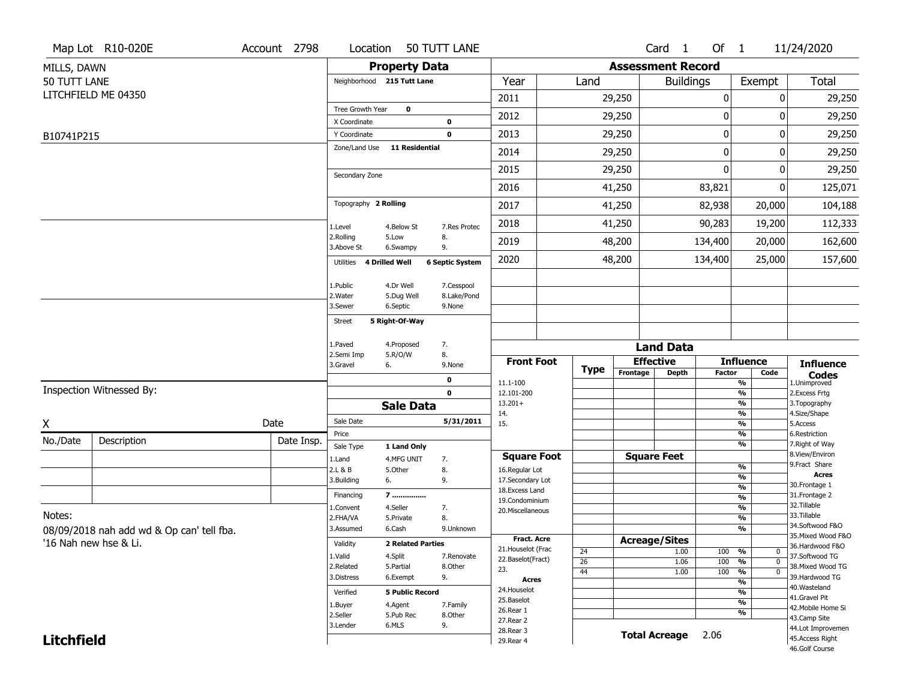Map Lot R10-020E | Account 2798 | Location 50 TUTT LANE | Card 1 Of 1 | 11/24/2020

MILLS, DAWN
50 TUTT LANE
LITCHFIELD ME 04350

B10741P215

## Property Data

Neighborhood 215 Tutt Lane

Tree Growth Year 0
X Coordinate 0
Y Coordinate 0
Zone/Land Use 11 Residential

Secondary Zone

Topography 2 Rolling

| | | |
|---|---|---|
| 1.Level | 4.Below St | 7.Res Protec |
| 2.Rolling | 5.Low | 8. |
| 3.Above St | 6.Swampy | 9. |

Utilities 4 Drilled Well, 6 Septic System

| | | |
|---|---|---|
| 1.Public | 4.Dr Well | 7.Cesspool |
| 2.Water | 5.Dug Well | 8.Lake/Pond |
| 3.Sewer | 6.Septic | 9.None |

Street 5 Right-Of-Way

| | | |
|---|---|---|
| 1.Paved | 4.Proposed | 7. |
| 2.Semi Imp | 5.R/O/W | 8. |
| 3.Gravel | 6. | 9.None |

0
0

## Assessment Record

| Year | Land | Buildings | Exempt | Total |
|---|---|---|---|---|
| 2011 | 29,250 | 0 | 0 | 29,250 |
| 2012 | 29,250 | 0 | 0 | 29,250 |
| 2013 | 29,250 | 0 | 0 | 29,250 |
| 2014 | 29,250 | 0 | 0 | 29,250 |
| 2015 | 29,250 | 0 | 0 | 29,250 |
| 2016 | 41,250 | 83,821 | 0 | 125,071 |
| 2017 | 41,250 | 82,938 | 20,000 | 104,188 |
| 2018 | 41,250 | 90,283 | 19,200 | 112,333 |
| 2019 | 48,200 | 134,400 | 20,000 | 162,600 |
| 2020 | 48,200 | 134,400 | 25,000 | 157,600 |

## Sale Data

Sale Date 5/31/2011
Price
Sale Type 1 Land Only

| | | |
|---|---|---|
| 1.Land | 4.MFG UNIT | 7. |
| 2.L & B | 5.Other | 8. |
| 3.Building | 6. | 9. |

Financing 7 ...............

| | | |
|---|---|---|
| 1.Convent | 4.Seller | 7. |
| 2.FHA/VA | 5.Private | 8. |
| 3.Assumed | 6.Cash | 9.Unknown |

Validity 2 Related Parties

| | | |
|---|---|---|
| 1.Valid | 4.Split | 7.Renovate |
| 2.Related | 5.Partial | 8.Other |
| 3.Distress | 6.Exempt | 9. |

Verified 5 Public Record

| | | |
|---|---|---|
| 1.Buyer | 4.Agent | 7.Family |
| 2.Seller | 5.Pub Rec | 8.Other |
| 3.Lender | 6.MLS | 9. |

## Land Data

Front Foot: 11.1-100, 12.101-200, 13.201+, 14., 15.

Square Foot: 16.Regular Lot, 17.Secondary Lot, 18.Excess Land, 19.Condominium, 20.Miscellaneous

Fract. Acre: 21.Houselot (Frac, 22.Baselot(Fract), 23.

Acres: 24.Houselot, 25.Baselot, 26.Rear 1, 27.Rear 2, 28.Rear 3, 29.Rear 4

Acreage/Sites

| Type | Acreage/Sites | Influence Factor | Code |
|---|---|---|---|
| 24 | 1.00 | 100 % | 0 |
| 26 | 1.06 | 100 % | 0 |
| 44 | 1.00 | 100 % | 0 |

Total Acreage 2.06

### Influence Codes

1.Unimproved
2.Excess Frtg
3.Topography
4.Size/Shape
5.Access
6.Restriction
7.Right of Way
8.View/Environ
9.Fract Share

**Acres**

30.Frontage 1
31.Frontage 2
32.Tillable
33.Tillable
34.Softwood F&O
35.Mixed Wood F&O
36.Hardwood F&O
37.Softwood TG
38.Mixed Wood TG
39.Hardwood TG
40.Wasteland
41.Gravel Pit
42.Mobile Home Si
43.Camp Site
44.Lot Improvemen
45.Access Right
46.Golf Course

Inspection Witnessed By:

X | Date

| No./Date | Description | Date Insp. |
|---|---|---|
| | | |
| | | |
| | | |

Notes:
08/09/2018 nah add wd & Op can' tell fba.
'16 Nah new hse & Li.

**Litchfield**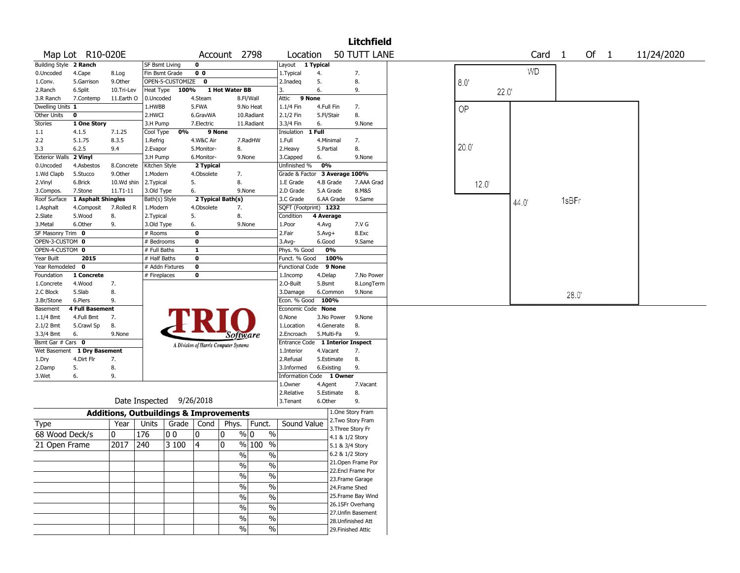# Litchfield

**Map Lot** R10-020E **Account** 2798 **Location** 50 TUTT LANE **Card** 1 **Of** 1 11/24/2020

| Building Style | 2 Ranch | | SF Bsmt Living | 0 | | Layout | 1 Typical | |
|---|---|---|---|---|---|---|---|---|
| 0.Uncoded | 4.Cape | 8.Log | Fin Bsmt Grade | 0 0 | | 1.Typical | 4. | 7. |
| 1.Conv. | 5.Garrison | 9.Other | OPEN-5-CUSTOMIZE | 0 | | 2.Inadeq | 5. | 8. |
| 2.Ranch | 6.Split | 10.Tri-Lev | Heat Type 100% | 1 Hot Water BB | | 3. | 6. | 9. |
| 3.R Ranch | 7.Contemp | 11.Earth O | 0.Uncoded | 4.Steam | 8.Fl/Wall | Attic | 9 None | |
| Dwelling Units | 1 | | 1.HWBB | 5.FWA | 9.No Heat | 1.1/4 Fin | 4.Full Fin | 7. |
| Other Units | 0 | | 2.HWCI | 6.GravWA | 10.Radiant | 2.1/2 Fin | 5.Fl/Stair | 8. |
| Stories | 1 One Story | | 3.H Pump | 7.Electric | 11.Radiant | 3.3/4 Fin | 6. | 9.None |
| 1.1 | 4.1.5 | 7.1.25 | Cool Type 0% | 9 None | | Insulation | 1 Full | |
| 2.2 | 5.1.75 | 8.3.5 | 1.Refrig | 4.W&C Air | 7.RadHW | 1.Full | 4.Minimal | 7. |
| 3.3 | 6.2.5 | 9.4 | 2.Evapor | 5.Monitor- | 8. | 2.Heavy | 5.Partial | 8. |
| Exterior Walls | 2 Vinyl | | 3.H Pump | 6.Monitor- | 9.None | 3.Capped | 6. | 9.None |
| 0.Uncoded | 4.Asbestos | 8.Concrete | Kitchen Style | 2 Typical | | Unfinished % | 0% | |
| 1.Wd Clapb | 5.Stucco | 9.Other | 1.Modern | 4.Obsolete | 7. | Grade & Factor | 3 Average 100% | |
| 2.Vinyl | 6.Brick | 10.Wd shin | 2.Typical | 5. | 8. | 1.E Grade | 4.B Grade | 7.AAA Grad |
| 3.Compos. | 7.Stone | 11.T1-11 | 3.Old Type | 6. | 9.None | 2.D Grade | 5.A Grade | 8.M&S |
| Roof Surface | 1 Asphalt Shingles | | Bath(s) Style | 2 Typical Bath(s) | | 3.C Grade | 6.AA Grade | 9.Same |
| 1.Asphalt | 4.Composit | 7.Rolled R | 1.Modern | 4.Obsolete | 7. | SQFT (Footprint) | 1232 | |
| 2.Slate | 5.Wood | 8. | 2.Typical | 5. | 8. | Condition | 4 Average | |
| 3.Metal | 6.Other | 9. | 3.Old Type | 6. | 9.None | 1.Poor | 4.Avg | 7.V G |
| SF Masonry Trim | 0 | | # Rooms | 0 | | 2.Fair | 5.Avg+ | 8.Exc |
| OPEN-3-CUSTOM | 0 | | # Bedrooms | 0 | | 3.Avg- | 6.Good | 9.Same |
| OPEN-4-CUSTOM | 0 | | # Full Baths | 1 | | Phys. % Good | 0% | |
| Year Built | 2015 | | # Half Baths | 0 | | Funct. % Good | 100% | |
| Year Remodeled | 0 | | # Addn Fixtures | 0 | | Functional Code | 9 None | |
| Foundation | 1 Concrete | | # Fireplaces | 0 | | 1.Incomp | 4.Delap | 7.No Power |
| 1.Concrete | 4.Wood | 7. | | | | 2.O-Built | 5.Bsmt | 8.LongTerm |
| 2.C Block | 5.Slab | 8. | | | | 3.Damage | 6.Common | 9.None |
| 3.Br/Stone | 6.Piers | 9. | | | | Econ. % Good | 100% | |
| Basement | 4 Full Basement | | | | | Economic Code | None | |
| 1.1/4 Bmt | 4.Full Bmt | 7. | | | | 0.None | 3.No Power | 9.None |
| 2.1/2 Bmt | 5.Crawl Sp | 8. | | | | 1.Location | 4.Generate | 8. |
| 3.3/4 Bmt | 6. | 9.None | | | | 2.Encroach | 5.Multi-Fa | 9. |
| Bsmt Gar # Cars | 0 | | | | | Entrance Code | 1 Interior Inspect | |
| Wet Basement | 1 Dry Basement | | | | | 1.Interior | 4.Vacant | 7. |
| 1.Dry | 4.Dirt Flr | 7. | | | | 2.Refusal | 5.Estimate | 8. |
| 2.Damp | 5. | 8. | | | | 3.Informed | 6.Existing | 9. |
| 3.Wet | 6. | 9. | | | | Information Code | 1 Owner | |
| | | | | | | 1.Owner | 4.Agent | 7.Vacant |
| | | | | | | 2.Relative | 5.Estimate | 8. |
| | | | Date Inspected | 9/26/2018 | | 3.Tenant | 6.Other | 9. |

TRIO Software — A Division of Harris Computer Systems

## Additions, Outbuildings & Improvements

| Type | Year | Units | Grade | Cond | Phys. % | Funct. % | Sound Value |
|---|---|---|---|---|---|---|---|
| 68 Wood Deck/s | 0 | 176 | 0 0 | 0 | 0 % | 0 % | |
| 21 Open Frame | 2017 | 240 | 3 100 | 4 | 0 % | 100 % | |
| | | | | | % | % | |
| | | | | | % | % | |
| | | | | | % | % | |
| | | | | | % | % | |
| | | | | | % | % | |
| | | | | | % | % | |
| | | | | | % | % | |
| | | | | | % | % | |

1.One Story Fram
2.Two Story Fram
3.Three Story Fr
4.1 & 1/2 Story
5.1 & 3/4 Story
6.2 & 1/2 Story
21.Open Frame Por
22.Encl Frame Por
23.Frame Garage
24.Frame Shed
25.Frame Bay Wind
26.1SFr Overhang
27.Unfin Basement
28.Unfinished Att
29.Finished Attic

Sketch labels: WD, 8.0', 22.0', OP, 20.0', 12.0', 44.0', 1sBFr, 28.0'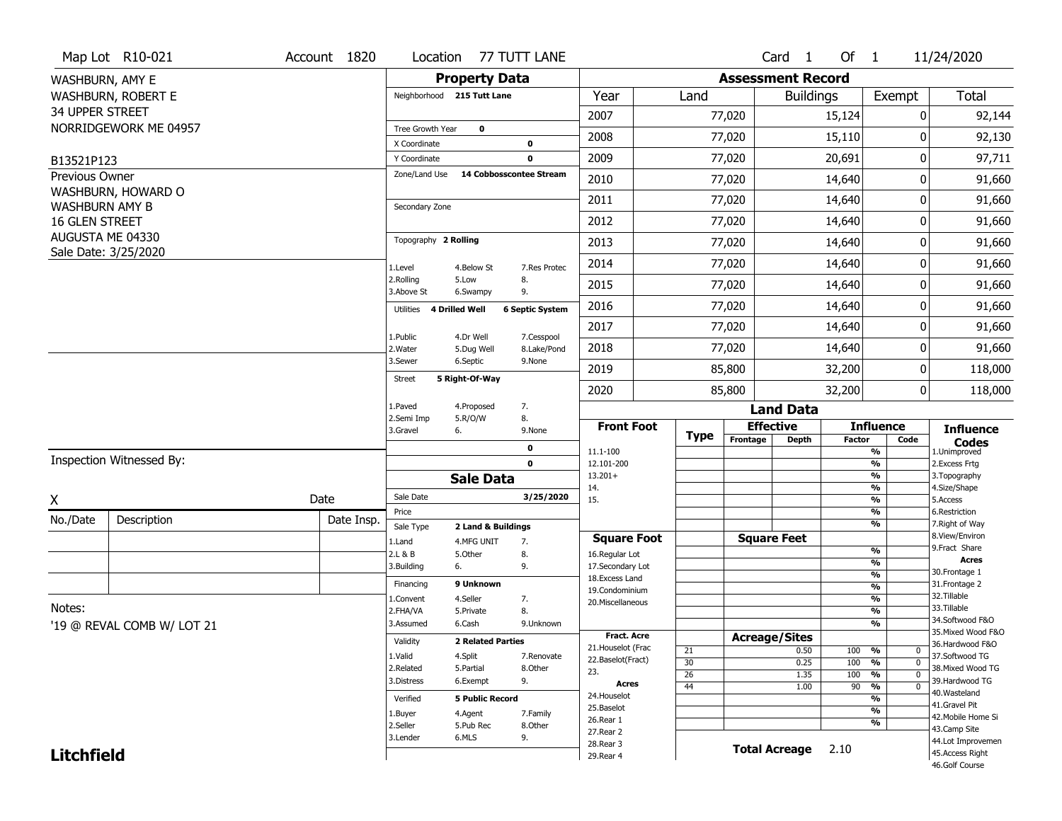Map Lot R10-021 | Account 1820 | Location 77 TUTT LANE | Card 1 Of 1 | 11/24/2020

WASHBURN, AMY E
WASHBURN, ROBERT E
34 UPPER STREET
NORRIDGEWORK ME 04957

B13521P123

Previous Owner
WASHBURN, HOWARD O
WASHBURN AMY B
16 GLEN STREET
AUGUSTA ME 04330
Sale Date: 3/25/2020

## Property Data

Neighborhood **215 Tutt Lane**

Tree Growth Year **0**
X Coordinate **0**
Y Coordinate **0**
Zone/Land Use **14 Cobbosscontee Stream**

Secondary Zone

Topography **2 Rolling**

| | | |
|---|---|---|
| 1.Level | 4.Below St | 7.Res Protec |
| 2.Rolling | 5.Low | 8. |
| 3.Above St | 6.Swampy | 9. |

Utilities **4 Drilled Well** **6 Septic System**

| | | |
|---|---|---|
| 1.Public | 4.Dr Well | 7.Cesspool |
| 2.Water | 5.Dug Well | 8.Lake/Pond |
| 3.Sewer | 6.Septic | 9.None |

Street **5 Right-Of-Way**

| | | |
|---|---|---|
| 1.Paved | 4.Proposed | 7. |
| 2.Semi Imp | 5.R/O/W | 8. |
| 3.Gravel | 6. | 9.None |

0
0

## Sale Data

Sale Date **3/25/2020**
Price
Sale Type **2 Land & Buildings**

| | | |
|---|---|---|
| 1.Land | 4.MFG UNIT | 7. |
| 2.L & B | 5.Other | 8. |
| 3.Building | 6. | 9. |

Financing **9 Unknown**

| | | |
|---|---|---|
| 1.Convent | 4.Seller | 7. |
| 2.FHA/VA | 5.Private | 8. |
| 3.Assumed | 6.Cash | 9.Unknown |

Validity **2 Related Parties**

| | | |
|---|---|---|
| 1.Valid | 4.Split | 7.Renovate |
| 2.Related | 5.Partial | 8.Other |
| 3.Distress | 6.Exempt | 9. |

Verified **5 Public Record**

| | | |
|---|---|---|
| 1.Buyer | 4.Agent | 7.Family |
| 2.Seller | 5.Pub Rec | 8.Other |
| 3.Lender | 6.MLS | 9. |

## Assessment Record

| Year | Land | Buildings | Exempt | Total |
|---|---|---|---|---|
| 2007 | 77,020 | 15,124 | 0 | 92,144 |
| 2008 | 77,020 | 15,110 | 0 | 92,130 |
| 2009 | 77,020 | 20,691 | 0 | 97,711 |
| 2010 | 77,020 | 14,640 | 0 | 91,660 |
| 2011 | 77,020 | 14,640 | 0 | 91,660 |
| 2012 | 77,020 | 14,640 | 0 | 91,660 |
| 2013 | 77,020 | 14,640 | 0 | 91,660 |
| 2014 | 77,020 | 14,640 | 0 | 91,660 |
| 2015 | 77,020 | 14,640 | 0 | 91,660 |
| 2016 | 77,020 | 14,640 | 0 | 91,660 |
| 2017 | 77,020 | 14,640 | 0 | 91,660 |
| 2018 | 77,020 | 14,640 | 0 | 91,660 |
| 2019 | 85,800 | 32,200 | 0 | 118,000 |
| 2020 | 85,800 | 32,200 | 0 | 118,000 |

## Land Data

| Front Foot | Type | Effective Frontage | Effective Depth | Influence Factor | Influence Code |
|---|---|---|---|---|---|
| 11.1-100 | | | | % | |
| 12.101-200 | | | | % | |
| 13.201+ | | | | % | |
| 14. | | | | % | |
| 15. | | | | % | |
| | | | | % | |
| | | | | % | |

| Square Foot | | Square Feet | | |
|---|---|---|---|---|
| 16.Regular Lot | | | % | |
| 17.Secondary Lot | | | % | |
| 18.Excess Land | | | % | |
| 19.Condominium | | | % | |
| 20.Miscellaneous | | | % | |
| | | | % | |
| | | | % | |

| Fract. Acre | Type | Acreage/Sites | Factor | Code |
|---|---|---|---|---|
| 21.Houselot (Frac | 21 | 0.50 | 100 % | 0 |
| 22.Baselot(Fract) | 30 | 0.25 | 100 % | 0 |
| 23. | 26 | 1.35 | 100 % | 0 |
| **Acres** | 44 | 1.00 | 90 % | 0 |
| 24.Houselot | | | % | |
| 25.Baselot | | | % | |
| 26.Rear 1 | | | % | |
| 27.Rear 2 | | | | |
| 28.Rear 3 | | | | |
| 29.Rear 4 | | | | |

**Total Acreage** 2.10

**Influence Codes**
1.Unimproved
2.Excess Frtg
3.Topography
4.Size/Shape
5.Access
6.Restriction
7.Right of Way
8.View/Environ
9.Fract Share
**Acres**
30.Frontage 1
31.Frontage 2
32.Tillable
33.Tillable
34.Softwood F&O
35.Mixed Wood F&O
36.Hardwood F&O
37.Softwood TG
38.Mixed Wood TG
39.Hardwood TG
40.Wasteland
41.Gravel Pit
42.Mobile Home Si
43.Camp Site
44.Lot Improvemen
45.Access Right
46.Golf Course

Inspection Witnessed By:

X | Date

| No./Date | Description | Date Insp. |
|---|---|---|
| | | |
| | | |
| | | |

Notes:
'19 @ REVAL COMB W/ LOT 21

**Litchfield**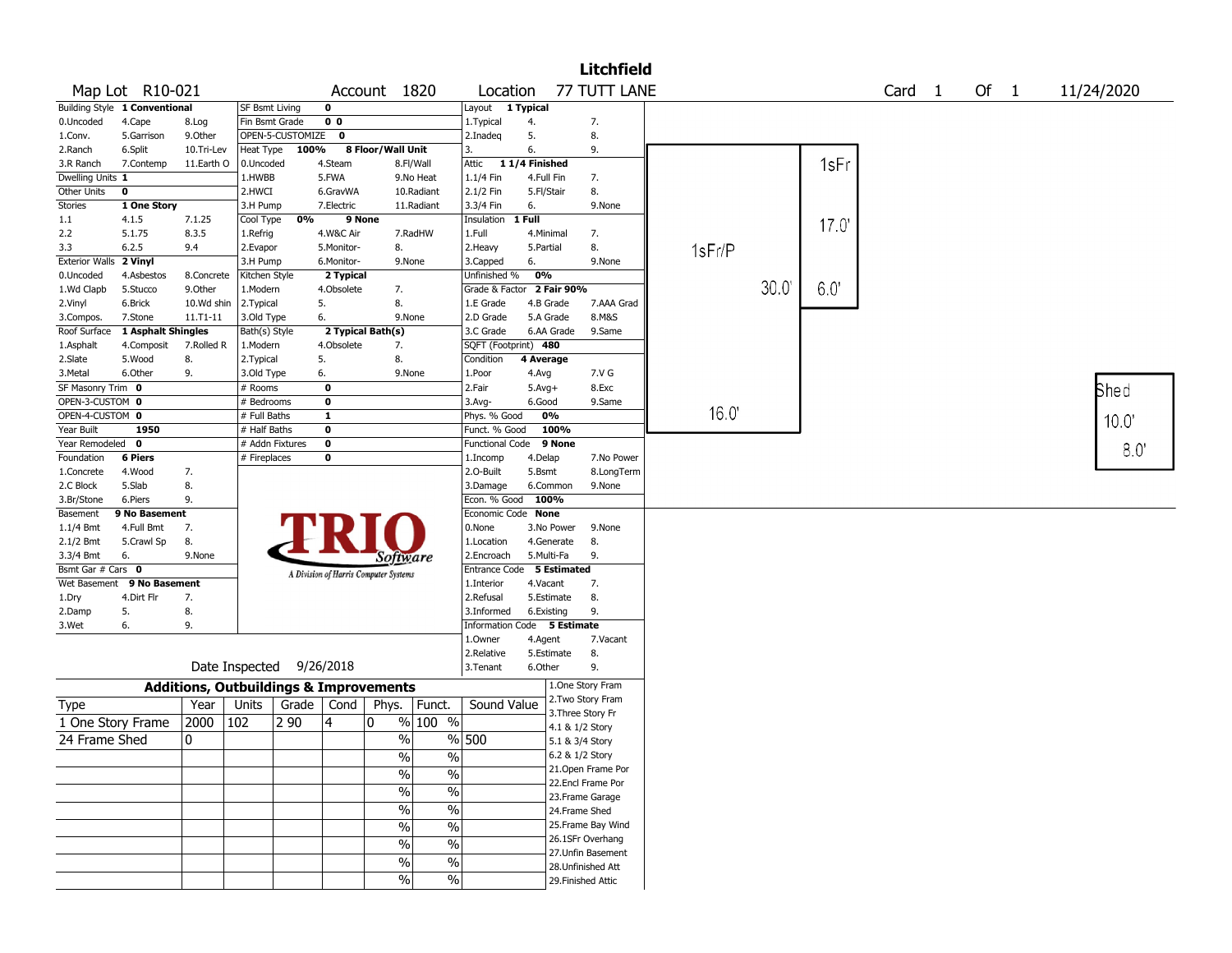# Litchfield

**Map Lot** R10-021 **Account** 1820 **Location** 77 TUTT LANE **Card** 1 **Of** 1 11/24/2020

| Field | Value |
|---|---|
| Building Style | 1 Conventional |
| Dwelling Units | 1 |
| Other Units | 0 |
| Stories | 1 One Story |
| Exterior Walls | 2 Vinyl |
| Roof Surface | 1 Asphalt Shingles |
| SF Masonry Trim | 0 |
| OPEN-3-CUSTOM | 0 |
| OPEN-4-CUSTOM | 0 |
| Year Built | 1950 |
| Year Remodeled | 0 |
| Foundation | 6 Piers |
| Basement | 9 No Basement |
| Bsmt Gar # Cars | 0 |
| Wet Basement | 9 No Basement |

Building Style codes: 0.Uncoded, 1.Conv., 2.Ranch, 3.R Ranch, 4.Cape, 5.Garrison, 6.Split, 7.Contemp, 8.Log, 9.Other, 10.Tri-Lev, 11.Earth O

Stories codes: 1.1, 2.2, 3.3, 4.1.5, 5.1.75, 6.2.5, 7.1.25, 8.3.5, 9.4

Exterior Walls codes: 0.Uncoded, 1.Wd Clapb, 2.Vinyl, 3.Compos., 4.Asbestos, 5.Stucco, 6.Brick, 7.Stone, 8.Concrete, 9.Other, 10.Wd shin, 11.T1-11

Roof Surface codes: 1.Asphalt, 2.Slate, 3.Metal, 4.Composit, 5.Wood, 6.Other, 7.Rolled R, 8., 9.

Foundation codes: 1.Concrete, 2.C Block, 3.Br/Stone, 4.Wood, 5.Slab, 6.Piers, 7., 8., 9.

Basement codes: 1.1/4 Bmt, 2.1/2 Bmt, 3.3/4 Bmt, 4.Full Bmt, 5.Crawl Sp, 6., 7., 8., 9.None

Wet Basement codes: 1.Dry, 2.Damp, 3.Wet, 4.Dirt Flr, 5., 6., 7., 8., 9.

| Field | Value |
|---|---|
| SF Bsmt Living | 0 |
| Fin Bsmt Grade | 0 0 |
| OPEN-5-CUSTOMIZE | 0 |
| Heat Type | 100% 8 Floor/Wall Unit |
| Cool Type | 0% 9 None |
| Kitchen Style | 2 Typical |
| Bath(s) Style | 2 Typical Bath(s) |
| # Rooms | 0 |
| # Bedrooms | 0 |
| # Full Baths | 1 |
| # Half Baths | 0 |
| # Addn Fixtures | 0 |
| # Fireplaces | 0 |

Heat Type codes: 0.Uncoded, 1.HWBB, 2.HWCI, 3.H Pump, 4.Steam, 5.FWA, 6.GravWA, 7.Electric, 8.Fl/Wall, 9.No Heat, 10.Radiant, 11.Radiant

Cool Type codes: 1.Refrig, 2.Evapor, 3.H Pump, 4.W&C Air, 5.Monitor-, 6.Monitor-, 7.RadHW, 8., 9.None

Kitchen Style codes: 1.Modern, 2.Typical, 3.Old Type, 4.Obsolete, 5., 6., 7., 8., 9.None

Bath(s) Style codes: 1.Modern, 2.Typical, 3.Old Type, 4.Obsolete, 5., 6., 7., 8., 9.None

| Field | Value |
|---|---|
| Layout | 1 Typical |
| Attic | 1 1/4 Finished |
| Insulation | 1 Full |
| Unfinished % | 0% |
| Grade & Factor | 2 Fair 90% |
| SQFT (Footprint) | 480 |
| Condition | 4 Average |
| Phys. % Good | 0% |
| Funct. % Good | 100% |
| Functional Code | 9 None |
| Econ. % Good | 100% |
| Economic Code | None |
| Entrance Code | 5 Estimated |
| Information Code | 5 Estimate |

Layout codes: 1.Typical, 2.Inadeq, 3., 4., 5., 6., 7., 8., 9.

Attic codes: 1.1/4 Fin, 2.1/2 Fin, 3.3/4 Fin, 4.Full Fin, 5.Fl/Stair, 6., 7., 8., 9.None

Insulation codes: 1.Full, 2.Heavy, 3.Capped, 4.Minimal, 5.Partial, 6., 7., 8., 9.None

Grade codes: 1.E Grade, 2.D Grade, 3.C Grade, 4.B Grade, 5.A Grade, 6.AA Grade, 7.AAA Grad, 8.M&S, 9.Same

Condition codes: 1.Poor, 2.Fair, 3.Avg-, 4.Avg, 5.Avg+, 6.Good, 7.V G, 8.Exc, 9.Same

Functional codes: 1.Incomp, 2.O-Built, 3.Damage, 4.Delap, 5.Bsmt, 6.Common, 7.No Power, 8.LongTerm, 9.None

Economic codes: 0.None, 1.Location, 2.Encroach, 3.No Power, 4.Generate, 5.Multi-Fa, 8., 9.None

Entrance codes: 1.Interior, 2.Refusal, 3.Informed, 4.Vacant, 5.Estimate, 6.Existing, 7., 8., 9.

Information codes: 1.Owner, 2.Relative, 3.Tenant, 4.Agent, 5.Estimate, 6.Other, 7.Vacant, 8., 9.

Date Inspected 9/26/2018

## Additions, Outbuildings & Improvements

| Type | Year | Units | Grade | Cond | Phys. | Funct. | Sound Value |
|---|---|---|---|---|---|---|---|
| 1 One Story Frame | 2000 | 102 | 2 90 | 4 | 0 % | 100 % | |
| 24 Frame Shed | 0 | | | | % | % | 500 |
| | | | | | % | % | |
| | | | | | % | % | |
| | | | | | % | % | |
| | | | | | % | % | |
| | | | | | % | % | |
| | | | | | % | % | |
| | | | | | % | % | |

Type codes: 1.One Story Fram, 2.Two Story Fram, 3.Three Story Fr, 4.1 & 1/2 Story, 5.1 & 3/4 Story, 6.2 & 1/2 Story, 21.Open Frame Por, 22.Encl Frame Por, 23.Frame Garage, 24.Frame Shed, 25.Frame Bay Wind, 26.1SFr Overhang, 27.Unfin Basement, 28.Unfinished Att, 29.Finished Attic

Sketch labels: 1sFr/P 30.0' 16.0'; 1sFr 17.0' 6.0'; Shed 10.0' 8.0'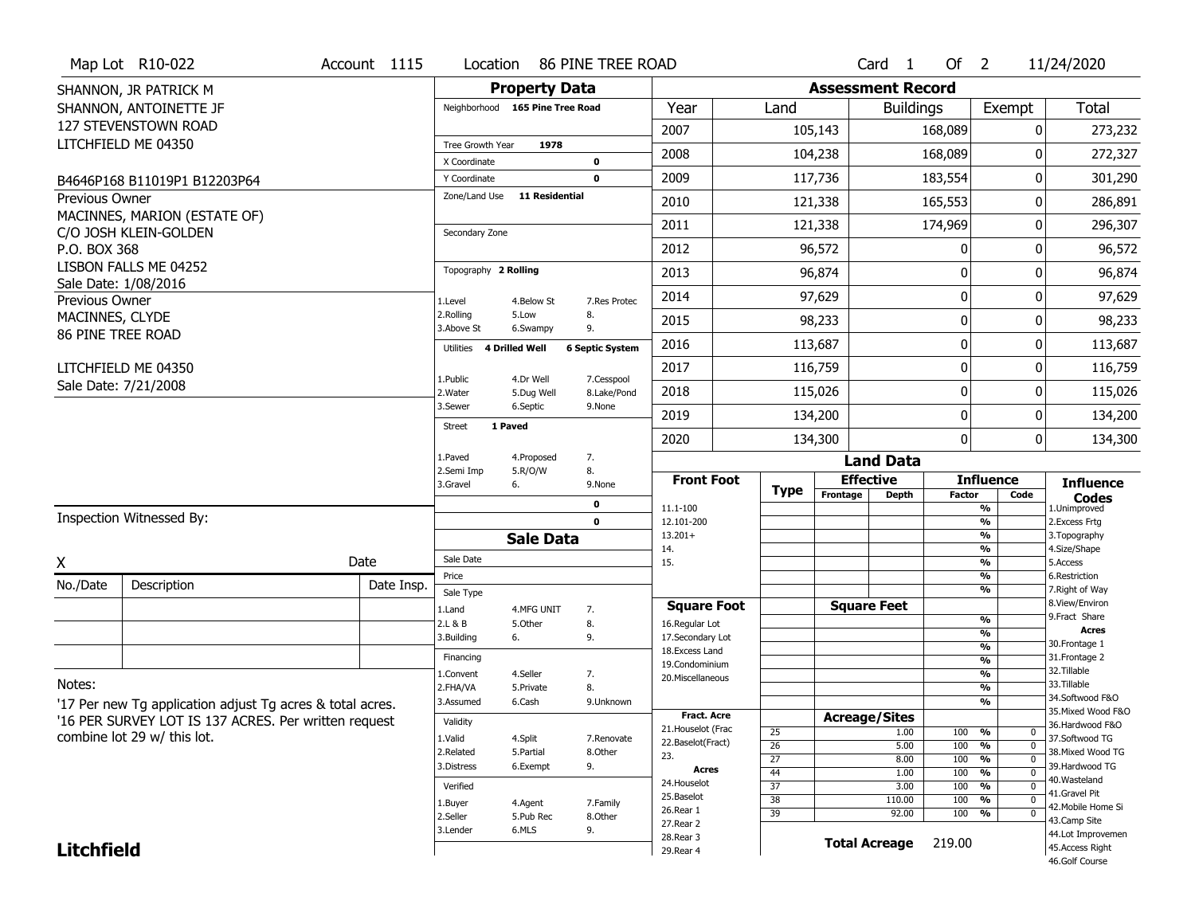Map Lot R10-022 | Account 1115 | Location 86 PINE TREE ROAD | Card 1 Of 2 | 11/24/2020

SHANNON, JR PATRICK M
SHANNON, ANTOINETTE JF
127 STEVENSTOWN ROAD
LITCHFIELD ME 04350

B4646P168 B11019P1 B12203P64

Previous Owner
MACINNES, MARION (ESTATE OF)
C/O JOSH KLEIN-GOLDEN
P.O. BOX 368
LISBON FALLS ME 04252
Sale Date: 1/08/2016

Previous Owner
MACINNES, CLYDE
86 PINE TREE ROAD

LITCHFIELD ME 04350
Sale Date: 7/21/2008

## Property Data

Neighborhood: 165 Pine Tree Road
Tree Growth Year: 1978
X Coordinate: 0
Y Coordinate: 0
Zone/Land Use: 11 Residential
Secondary Zone:
Topography: 2 Rolling
(1.Level, 2.Rolling, 3.Above St, 4.Below St, 5.Low, 6.Swampy, 7.Res Protec, 8., 9.)
Utilities: 4 Drilled Well, 6 Septic System
(1.Public, 2.Water, 3.Sewer, 4.Dr Well, 5.Dug Well, 6.Septic, 7.Cesspool, 8.Lake/Pond, 9.None)
Street: 1 Paved
(1.Paved, 2.Semi Imp, 3.Gravel, 4.Proposed, 5.R/O/W, 6., 7., 8., 9.None)
0
0

## Sale Data

Sale Date:
Price:
Sale Type: (1.Land, 2.L & B, 3.Building, 4.MFG UNIT, 5.Other, 6., 7., 8., 9.)
Financing: (1.Convent, 2.FHA/VA, 3.Assumed, 4.Seller, 5.Private, 6.Cash, 7., 8., 9.Unknown)
Validity: (1.Valid, 2.Related, 3.Distress, 4.Split, 5.Partial, 6.Exempt, 7.Renovate, 8.Other, 9.)
Verified: (1.Buyer, 2.Seller, 3.Lender, 4.Agent, 5.Pub Rec, 6.MLS, 7.Family, 8.Other, 9.)

## Assessment Record

| Year | Land | Buildings | Exempt | Total |
|---|---|---|---|---|
| 2007 | 105,143 | 168,089 | 0 | 273,232 |
| 2008 | 104,238 | 168,089 | 0 | 272,327 |
| 2009 | 117,736 | 183,554 | 0 | 301,290 |
| 2010 | 121,338 | 165,553 | 0 | 286,891 |
| 2011 | 121,338 | 174,969 | 0 | 296,307 |
| 2012 | 96,572 | 0 | 0 | 96,572 |
| 2013 | 96,874 | 0 | 0 | 96,874 |
| 2014 | 97,629 | 0 | 0 | 97,629 |
| 2015 | 98,233 | 0 | 0 | 98,233 |
| 2016 | 113,687 | 0 | 0 | 113,687 |
| 2017 | 116,759 | 0 | 0 | 116,759 |
| 2018 | 115,026 | 0 | 0 | 115,026 |
| 2019 | 134,200 | 0 | 0 | 134,200 |
| 2020 | 134,300 | 0 | 0 | 134,300 |

## Land Data

Front Foot: 11.1-100, 12.101-200, 13.201+, 14., 15.
Square Foot: 16.Regular Lot, 17.Secondary Lot, 18.Excess Land, 19.Condominium, 20.Miscellaneous
Fract. Acre: 21.Houselot (Frac, 22.Baselot(Fract), 23.
Acres: 24.Houselot, 25.Baselot, 26.Rear 1, 27.Rear 2, 28.Rear 3, 29.Rear 4

### Acreage/Sites

| Type | Acreage/Sites | Influence Factor | Code |
|---|---|---|---|
| 25 | 1.00 | 100 % | 0 |
| 26 | 5.00 | 100 % | 0 |
| 27 | 8.00 | 100 % | 0 |
| 44 | 1.00 | 100 % | 0 |
| 37 | 3.00 | 100 % | 0 |
| 38 | 110.00 | 100 % | 0 |
| 39 | 92.00 | 100 % | 0 |

Total Acreage 219.00

Influence Codes: 1.Unimproved, 2.Excess Frtg, 3.Topography, 4.Size/Shape, 5.Access, 6.Restriction, 7.Right of Way, 8.View/Environ, 9.Fract Share

Acres: 30.Frontage 1, 31.Frontage 2, 32.Tillable, 33.Tillable, 34.Softwood F&O, 35.Mixed Wood F&O, 36.Hardwood F&O, 37.Softwood TG, 38.Mixed Wood TG, 39.Hardwood TG, 40.Wasteland, 41.Gravel Pit, 42.Mobile Home Si, 43.Camp Site, 44.Lot Improvemen, 45.Access Right, 46.Golf Course

Inspection Witnessed By:

X ______________________ Date

| No./Date | Description | Date Insp. |
|---|---|---|
| | | |
| | | |
| | | |

Notes:
'17 Per new Tg application adjust Tg acres & total acres.
'16 PER SURVEY LOT IS 137 ACRES. Per written request combine lot 29 w/ this lot.

**Litchfield**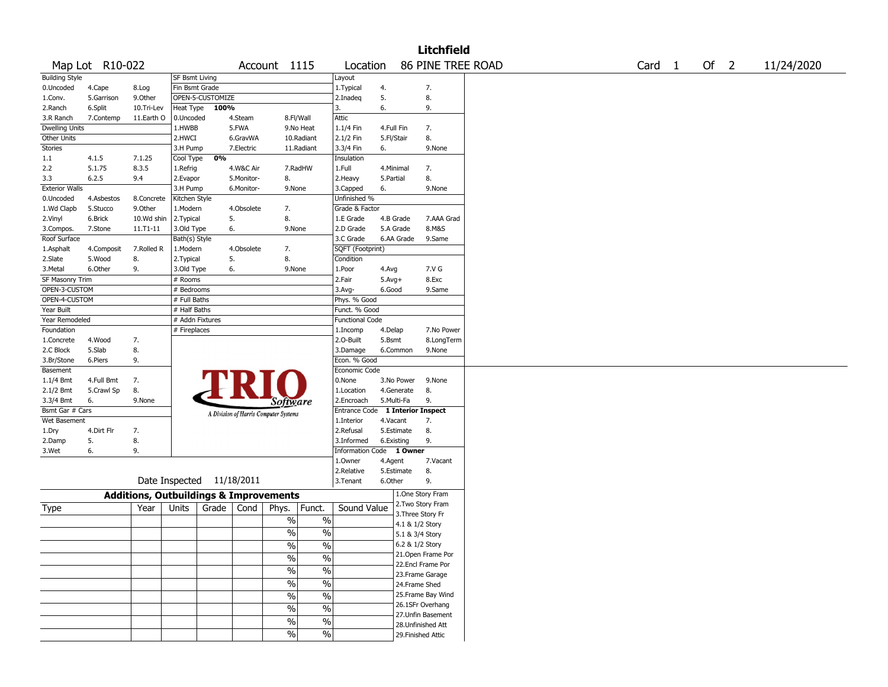# Litchfield

Map Lot R10-022 | Account 1115 | Location 86 PINE TREE ROAD | Card 1 Of 2 | 11/24/2020

| Building Style | | | SF Bsmt Living | | | Layout | | |
|---|---|---|---|---|---|---|---|---|
| 0.Uncoded | 4.Cape | 8.Log | Fin Bsmt Grade | | | 1.Typical | 4. | 7. |
| 1.Conv. | 5.Garrison | 9.Other | OPEN-5-CUSTOMIZE | | | 2.Inadeq | 5. | 8. |
| 2.Ranch | 6.Split | 10.Tri-Lev | Heat Type 100% | | | 3. | 6. | 9. |
| 3.R Ranch | 7.Contemp | 11.Earth O | 0.Uncoded | 4.Steam | 8.Fl/Wall | Attic | | |
| Dwelling Units | | | 1.HWBB | 5.FWA | 9.No Heat | 1.1/4 Fin | 4.Full Fin | 7. |
| Other Units | | | 2.HWCI | 6.GravWA | 10.Radiant | 2.1/2 Fin | 5.Fl/Stair | 8. |
| Stories | | | 3.H Pump | 7.Electric | 11.Radiant | 3.3/4 Fin | 6. | 9.None |
| 1.1 | 4.1.5 | 7.1.25 | Cool Type 0% | | | Insulation | | |
| 2.2 | 5.1.75 | 8.3.5 | 1.Refrig | 4.W&C Air | 7.RadHW | 1.Full | 4.Minimal | 7. |
| 3.3 | 6.2.5 | 9.4 | 2.Evapor | 5.Monitor- | 8. | 2.Heavy | 5.Partial | 8. |
| Exterior Walls | | | 3.H Pump | 6.Monitor- | 9.None | 3.Capped | 6. | 9.None |
| 0.Uncoded | 4.Asbestos | 8.Concrete | Kitchen Style | | | Unfinished % | | |
| 1.Wd Clapb | 5.Stucco | 9.Other | 1.Modern | 4.Obsolete | 7. | Grade & Factor | | |
| 2.Vinyl | 6.Brick | 10.Wd shin | 2.Typical | 5. | 8. | 1.E Grade | 4.B Grade | 7.AAA Grad |
| 3.Compos. | 7.Stone | 11.T1-11 | 3.Old Type | 6. | 9.None | 2.D Grade | 5.A Grade | 8.M&S |
| Roof Surface | | | Bath(s) Style | | | 3.C Grade | 6.AA Grade | 9.Same |
| 1.Asphalt | 4.Composit | 7.Rolled R | 1.Modern | 4.Obsolete | 7. | SQFT (Footprint) | | |
| 2.Slate | 5.Wood | 8. | 2.Typical | 5. | 8. | Condition | | |
| 3.Metal | 6.Other | 9. | 3.Old Type | 6. | 9.None | 1.Poor | 4.Avg | 7.V G |
| SF Masonry Trim | | | # Rooms | | | 2.Fair | 5.Avg+ | 8.Exc |
| OPEN-3-CUSTOM | | | # Bedrooms | | | 3.Avg- | 6.Good | 9.Same |
| OPEN-4-CUSTOM | | | # Full Baths | | | Phys. % Good | | |
| Year Built | | | # Half Baths | | | Funct. % Good | | |
| Year Remodeled | | | # Addn Fixtures | | | Functional Code | | |
| Foundation | | | # Fireplaces | | | 1.Incomp | 4.Delap | 7.No Power |
| 1.Concrete | 4.Wood | 7. | | | | 2.O-Built | 5.Bsmt | 8.LongTerm |
| 2.C Block | 5.Slab | 8. | | | | 3.Damage | 6.Common | 9.None |
| 3.Br/Stone | 6.Piers | 9. | | | | Econ. % Good | | |
| Basement | | | | | | Economic Code | | |
| 1.1/4 Bmt | 4.Full Bmt | 7. | | | | 0.None | 3.No Power | 9.None |
| 2.1/2 Bmt | 5.Crawl Sp | 8. | | | | 1.Location | 4.Generate | 8. |
| 3.3/4 Bmt | 6. | 9.None | | | | 2.Encroach | 5.Multi-Fa | 9. |
| Bsmt Gar # Cars | | | | | | Entrance Code 1 Interior Inspect | | |
| Wet Basement | | | | | | 1.Interior | 4.Vacant | 7. |
| 1.Dry | 4.Dirt Flr | 7. | | | | 2.Refusal | 5.Estimate | 8. |
| 2.Damp | 5. | 8. | | | | 3.Informed | 6.Existing | 9. |
| 3.Wet | 6. | 9. | | | | Information Code 1 Owner | | |
| | | | | | | 1.Owner | 4.Agent | 7.Vacant |
| | | | | | | 2.Relative | 5.Estimate | 8. |
| Date Inspected 11/18/2011 | | | | | | 3.Tenant | 6.Other | 9. |

TRIO Software — A Division of Harris Computer Systems

## Additions, Outbuildings & Improvements

| Type | Year | Units | Grade | Cond | Phys. | Funct. | Sound Value |
|---|---|---|---|---|---|---|---|
| | | | | | % | % | |
| | | | | | % | % | |
| | | | | | % | % | |
| | | | | | % | % | |
| | | | | | % | % | |
| | | | | | % | % | |
| | | | | | % | % | |
| | | | | | % | % | |
| | | | | | % | % | |
| | | | | | % | % | |

1.One Story Fram
2.Two Story Fram
3.Three Story Fr
4.1 & 1/2 Story
5.1 & 3/4 Story
6.2 & 1/2 Story
21.Open Frame Por
22.Encl Frame Por
23.Frame Garage
24.Frame Shed
25.Frame Bay Wind
26.1SFr Overhang
27.Unfin Basement
28.Unfinished Att
29.Finished Attic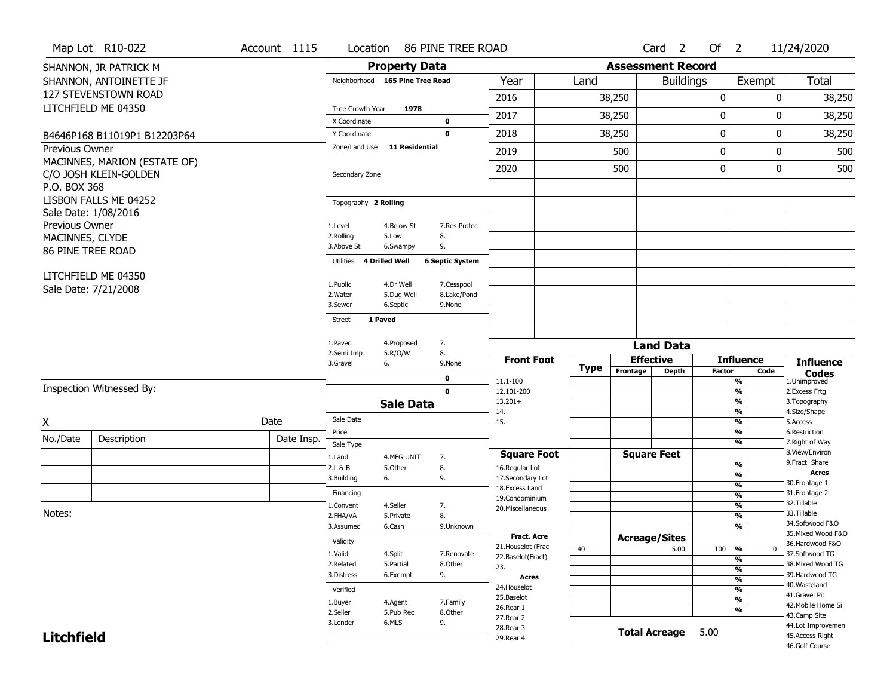Map Lot R10-022 | Account 1115 | Location 86 PINE TREE ROAD | Card 2 Of 2 | 11/24/2020

SHANNON, JR PATRICK M
SHANNON, ANTOINETTE JF
127 STEVENSTOWN ROAD
LITCHFIELD ME 04350

B4646P168 B11019P1 B12203P64

Previous Owner
MACINNES, MARION (ESTATE OF)
C/O JOSH KLEIN-GOLDEN
P.O. BOX 368
LISBON FALLS ME 04252
Sale Date: 1/08/2016

Previous Owner
MACINNES, CLYDE
86 PINE TREE ROAD

LITCHFIELD ME 04350
Sale Date: 7/21/2008

Inspection Witnessed By:

X Date

| No./Date | Description | Date Insp. |
|---|---|---|
| | | |
| | | |
| | | |

Notes:

## Property Data

Neighborhood 165 Pine Tree Road

Tree Growth Year 1978
X Coordinate 0
Y Coordinate 0
Zone/Land Use 11 Residential

Secondary Zone

Topography 2 Rolling

1.Level 4.Below St 7.Res Protec
2.Rolling 5.Low 8.
3.Above St 6.Swampy 9.

Utilities 4 Drilled Well 6 Septic System

1.Public 4.Dr Well 7.Cesspool
2.Water 5.Dug Well 8.Lake/Pond
3.Sewer 6.Septic 9.None

Street 1 Paved

1.Paved 4.Proposed 7.
2.Semi Imp 5.R/O/W 8.
3.Gravel 6. 9.None

0
0

## Sale Data

Sale Date
Price
Sale Type
1.Land 4.MFG UNIT 7.
2.L & B 5.Other 8.
3.Building 6. 9.

Financing
1.Convent 4.Seller 7.
2.FHA/VA 5.Private 8.
3.Assumed 6.Cash 9.Unknown

Validity
1.Valid 4.Split 7.Renovate
2.Related 5.Partial 8.Other
3.Distress 6.Exempt 9.

Verified
1.Buyer 4.Agent 7.Family
2.Seller 5.Pub Rec 8.Other
3.Lender 6.MLS 9.

## Assessment Record

| Year | Land | Buildings | Exempt | Total |
|---|---|---|---|---|
| 2016 | 38,250 | 0 | 0 | 38,250 |
| 2017 | 38,250 | 0 | 0 | 38,250 |
| 2018 | 38,250 | 0 | 0 | 38,250 |
| 2019 | 500 | 0 | 0 | 500 |
| 2020 | 500 | 0 | 0 | 500 |

## Land Data

| Front Foot | Type | Effective Frontage | Effective Depth | Influence Factor | Influence Code |
|---|---|---|---|---|---|
| 11.1-100 | | | | % | |
| 12.101-200 | | | | % | |
| 13.201+ | | | | % | |
| 14. | | | | % | |
| 15. | | | | % | |

| Square Foot | Square Feet | | |
|---|---|---|---|
| 16.Regular Lot | | % | |
| 17.Secondary Lot | | % | |
| 18.Excess Land | | % | |
| 19.Condominium | | % | |
| 20.Miscellaneous | | % | |

| Fract. Acre / Acres | Type | Acreage/Sites | Influence Factor | Influence Code |
|---|---|---|---|---|
| 21.Houselot (Frac | 40 | 5.00 | 100 % | 0 |
| 22.Baselot(Fract) | | | % | |
| 23. | | | % | |
| 24.Houselot | | | % | |
| 25.Baselot | | | % | |
| 26.Rear 1 | | | % | |
| 27.Rear 2 | | | % | |
| 28.Rear 3 | | | | |
| 29.Rear 4 | | | | |

Total Acreage 5.00

### Influence Codes

1.Unimproved
2.Excess Frtg
3.Topography
4.Size/Shape
5.Access
6.Restriction
7.Right of Way
8.View/Environ
9.Fract Share

**Acres**

30.Frontage 1
31.Frontage 2
32.Tillable
33.Tillable
34.Softwood F&O
35.Mixed Wood F&O
36.Hardwood F&O
37.Softwood TG
38.Mixed Wood TG
39.Hardwood TG
40.Wasteland
41.Gravel Pit
42.Mobile Home Si
43.Camp Site
44.Lot Improvemen
45.Access Right
46.Golf Course

**Litchfield**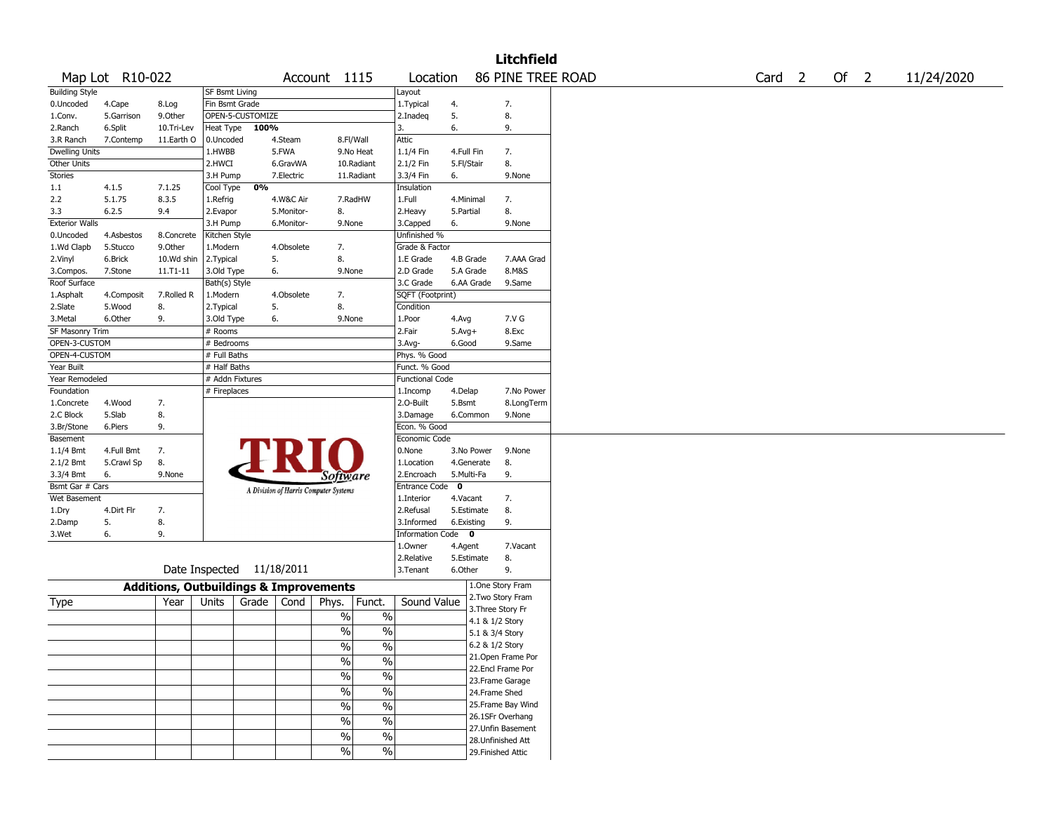# Litchfield

| Map Lot | R10-022 | Account | 1115 | Location | 86 PINE TREE ROAD | Card | 2 | Of | 2 | 11/24/2020 |
|---|---|---|---|---|---|---|---|---|---|---|

| Building Style | | | SF Bsmt Living | | | Layout | | |
|---|---|---|---|---|---|---|---|---|
| 0.Uncoded | 4.Cape | 8.Log | Fin Bsmt Grade | | | 1.Typical | 4. | 7. |
| 1.Conv. | 5.Garrison | 9.Other | OPEN-5-CUSTOMIZE | | | 2.Inadeq | 5. | 8. |
| 2.Ranch | 6.Split | 10.Tri-Lev | Heat Type 100% | | | 3. | 6. | 9. |
| 3.R Ranch | 7.Contemp | 11.Earth O | 0.Uncoded | 4.Steam | 8.Fl/Wall | Attic | | |
| Dwelling Units | | | 1.HWBB | 5.FWA | 9.No Heat | 1.1/4 Fin | 4.Full Fin | 7. |
| Other Units | | | 2.HWCI | 6.GravWA | 10.Radiant | 2.1/2 Fin | 5.Fl/Stair | 8. |
| Stories | | | 3.H Pump | 7.Electric | 11.Radiant | 3.3/4 Fin | 6. | 9.None |
| 1.1 | 4.1.5 | 7.1.25 | Cool Type 0% | | | Insulation | | |
| 2.2 | 5.1.75 | 8.3.5 | 1.Refrig | 4.W&C Air | 7.RadHW | 1.Full | 4.Minimal | 7. |
| 3.3 | 6.2.5 | 9.4 | 2.Evapor | 5.Monitor- | 8. | 2.Heavy | 5.Partial | 8. |
| Exterior Walls | | | 3.H Pump | 6.Monitor- | 9.None | 3.Capped | 6. | 9.None |
| 0.Uncoded | 4.Asbestos | 8.Concrete | Kitchen Style | | | Unfinished % | | |
| 1.Wd Clapb | 5.Stucco | 9.Other | 1.Modern | 4.Obsolete | 7. | Grade & Factor | | |
| 2.Vinyl | 6.Brick | 10.Wd shin | 2.Typical | 5. | 8. | 1.E Grade | 4.B Grade | 7.AAA Grad |
| 3.Compos. | 7.Stone | 11.T1-11 | 3.Old Type | 6. | 9.None | 2.D Grade | 5.A Grade | 8.M&S |
| Roof Surface | | | Bath(s) Style | | | 3.C Grade | 6.AA Grade | 9.Same |
| 1.Asphalt | 4.Composit | 7.Rolled R | 1.Modern | 4.Obsolete | 7. | SQFT (Footprint) | | |
| 2.Slate | 5.Wood | 8. | 2.Typical | 5. | 8. | Condition | | |
| 3.Metal | 6.Other | 9. | 3.Old Type | 6. | 9.None | 1.Poor | 4.Avg | 7.V G |
| SF Masonry Trim | | | # Rooms | | | 2.Fair | 5.Avg+ | 8.Exc |
| OPEN-3-CUSTOM | | | # Bedrooms | | | 3.Avg- | 6.Good | 9.Same |
| OPEN-4-CUSTOM | | | # Full Baths | | | Phys. % Good | | |
| Year Built | | | # Half Baths | | | Funct. % Good | | |
| Year Remodeled | | | # Addn Fixtures | | | Functional Code | | |
| Foundation | | | # Fireplaces | | | 1.Incomp | 4.Delap | 7.No Power |
| 1.Concrete | 4.Wood | 7. | | | | 2.O-Built | 5.Bsmt | 8.LongTerm |
| 2.C Block | 5.Slab | 8. | | | | 3.Damage | 6.Common | 9.None |
| 3.Br/Stone | 6.Piers | 9. | | | | Econ. % Good | | |
| Basement | | | | | | Economic Code | | |
| 1.1/4 Bmt | 4.Full Bmt | 7. | | | | 0.None | 3.No Power | 9.None |
| 2.1/2 Bmt | 5.Crawl Sp | 8. | | | | 1.Location | 4.Generate | 8. |
| 3.3/4 Bmt | 6. | 9.None | | | | 2.Encroach | 5.Multi-Fa | 9. |
| Bsmt Gar # Cars | | | | | | Entrance Code 0 | | |
| Wet Basement | | | | | | 1.Interior | 4.Vacant | 7. |
| 1.Dry | 4.Dirt Flr | 7. | | | | 2.Refusal | 5.Estimate | 8. |
| 2.Damp | 5. | 8. | | | | 3.Informed | 6.Existing | 9. |
| 3.Wet | 6. | 9. | | | | Information Code 0 | | |
| | | | | | | 1.Owner | 4.Agent | 7.Vacant |
| | | | | | | 2.Relative | 5.Estimate | 8. |
| | | | Date Inspected 11/18/2011 | | | 3.Tenant | 6.Other | 9. |

TRIO Software — A Division of Harris Computer Systems

## Additions, Outbuildings & Improvements

| Type | Year | Units | Grade | Cond | Phys. | Funct. | Sound Value | |
|---|---|---|---|---|---|---|---|---|
| | | | | | % | % | | 1.One Story Fram |
| | | | | | % | % | | 2.Two Story Fram |
| | | | | | % | % | | 3.Three Story Fr |
| | | | | | % | % | | 4.1 & 1/2 Story |
| | | | | | % | % | | 5.1 & 3/4 Story |
| | | | | | % | % | | 6.2 & 1/2 Story |
| | | | | | % | % | | 21.Open Frame Por |
| | | | | | % | % | | 22.Encl Frame Por |
| | | | | | % | % | | 23.Frame Garage |
| | | | | | % | % | | 24.Frame Shed |
| | | | | | | | | 25.Frame Bay Wind |
| | | | | | | | | 26.1SFr Overhang |
| | | | | | | | | 27.Unfin Basement |
| | | | | | | | | 28.Unfinished Att |
| | | | | | | | | 29.Finished Attic |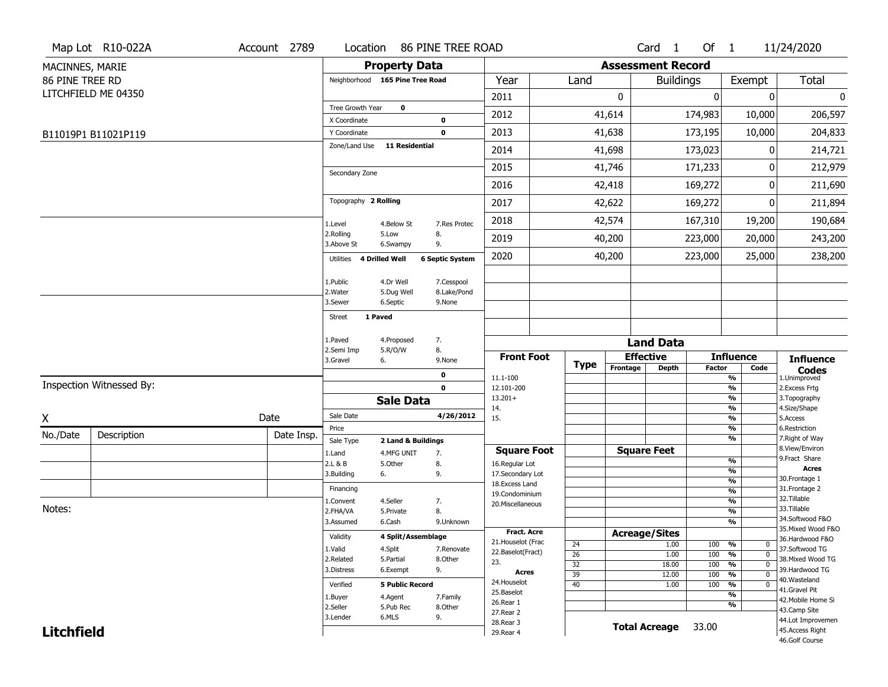Map Lot R10-022A | Account 2789 | Location 86 PINE TREE ROAD | Card 1 Of 1 | 11/24/2020

MACINNES, MARIE
86 PINE TREE RD
LITCHFIELD ME 04350

B11019P1 B11021P119

## Property Data

Neighborhood **165 Pine Tree Road**

Tree Growth Year **0**
X Coordinate **0**
Y Coordinate **0**
Zone/Land Use **11 Residential**

Secondary Zone

Topography **2 Rolling**

| | | |
|---|---|---|
| 1.Level | 4.Below St | 7.Res Protec |
| 2.Rolling | 5.Low | 8. |
| 3.Above St | 6.Swampy | 9. |

Utilities **4 Drilled Well** **6 Septic System**

| | | |
|---|---|---|
| 1.Public | 4.Dr Well | 7.Cesspool |
| 2.Water | 5.Dug Well | 8.Lake/Pond |
| 3.Sewer | 6.Septic | 9.None |

Street **1 Paved**

| | | |
|---|---|---|
| 1.Paved | 4.Proposed | 7. |
| 2.Semi Imp | 5.R/O/W | 8. |
| 3.Gravel | 6. | 9.None |

**0**
**0**

## Sale Data

Sale Date **4/26/2012**
Price
Sale Type **2 Land & Buildings**

| | | |
|---|---|---|
| 1.Land | 4.MFG UNIT | 7. |
| 2.L & B | 5.Other | 8. |
| 3.Building | 6. | 9. |

Financing

| | | |
|---|---|---|
| 1.Convent | 4.Seller | 7. |
| 2.FHA/VA | 5.Private | 8. |
| 3.Assumed | 6.Cash | 9.Unknown |

Validity **4 Split/Assemblage**

| | | |
|---|---|---|
| 1.Valid | 4.Split | 7.Renovate |
| 2.Related | 5.Partial | 8.Other |
| 3.Distress | 6.Exempt | 9. |

Verified **5 Public Record**

| | | |
|---|---|---|
| 1.Buyer | 4.Agent | 7.Family |
| 2.Seller | 5.Pub Rec | 8.Other |
| 3.Lender | 6.MLS | 9. |

## Assessment Record

| Year | Land | Buildings | Exempt | Total |
|---|---|---|---|---|
| 2011 | 0 | 0 | 0 | 0 |
| 2012 | 41,614 | 174,983 | 10,000 | 206,597 |
| 2013 | 41,638 | 173,195 | 10,000 | 204,833 |
| 2014 | 41,698 | 173,023 | 0 | 214,721 |
| 2015 | 41,746 | 171,233 | 0 | 212,979 |
| 2016 | 42,418 | 169,272 | 0 | 211,690 |
| 2017 | 42,622 | 169,272 | 0 | 211,894 |
| 2018 | 42,574 | 167,310 | 19,200 | 190,684 |
| 2019 | 40,200 | 223,000 | 20,000 | 243,200 |
| 2020 | 40,200 | 223,000 | 25,000 | 238,200 |

## Land Data

| Front Foot | Type | Effective Frontage | Effective Depth | Influence Factor | Influence Code |
|---|---|---|---|---|---|
| 11.1-100 | | | | % | |
| 12.101-200 | | | | % | |
| 13.201+ | | | | % | |
| 14. | | | | % | |
| 15. | | | | % | |
| | | | | % | |

| Square Foot | Type | Square Feet | Factor | Code |
|---|---|---|---|---|
| 16.Regular Lot | | | % | |
| 17.Secondary Lot | | | % | |
| 18.Excess Land | | | % | |
| 19.Condominium | | | % | |
| 20.Miscellaneous | | | % | |
| | | | % | |
| | | | % | |

| Fract. Acre / Acres | Type | Acreage/Sites | Factor | Code |
|---|---|---|---|---|
| 21.Houselot (Frac | 24 | 1.00 | 100 % | 0 |
| 22.Baselot(Fract) | 26 | 1.00 | 100 % | 0 |
| 23. | 32 | 18.00 | 100 % | 0 |
| 24.Houselot | 39 | 12.00 | 100 % | 0 |
| 25.Baselot | 40 | 1.00 | 100 % | 0 |
| 26.Rear 1 | | | % | |
| 27.Rear 2 | | | % | |
| 28.Rear 3 | | | | |
| 29.Rear 4 | | | | |

**Total Acreage** 33.00

**Influence Codes**
1.Unimproved
2.Excess Frtg
3.Topography
4.Size/Shape
5.Access
6.Restriction
7.Right of Way
8.View/Environ
9.Fract Share

**Acres**
30.Frontage 1
31.Frontage 2
32.Tillable
33.Tillable
34.Softwood F&O
35.Mixed Wood F&O
36.Hardwood F&O
37.Softwood TG
38.Mixed Wood TG
39.Hardwood TG
40.Wasteland
41.Gravel Pit
42.Mobile Home Si
43.Camp Site
44.Lot Improvemen
45.Access Right
46.Golf Course

Inspection Witnessed By:

X _______________ Date

| No./Date | Description | Date Insp. |
|---|---|---|
| | | |
| | | |
| | | |

Notes:

**Litchfield**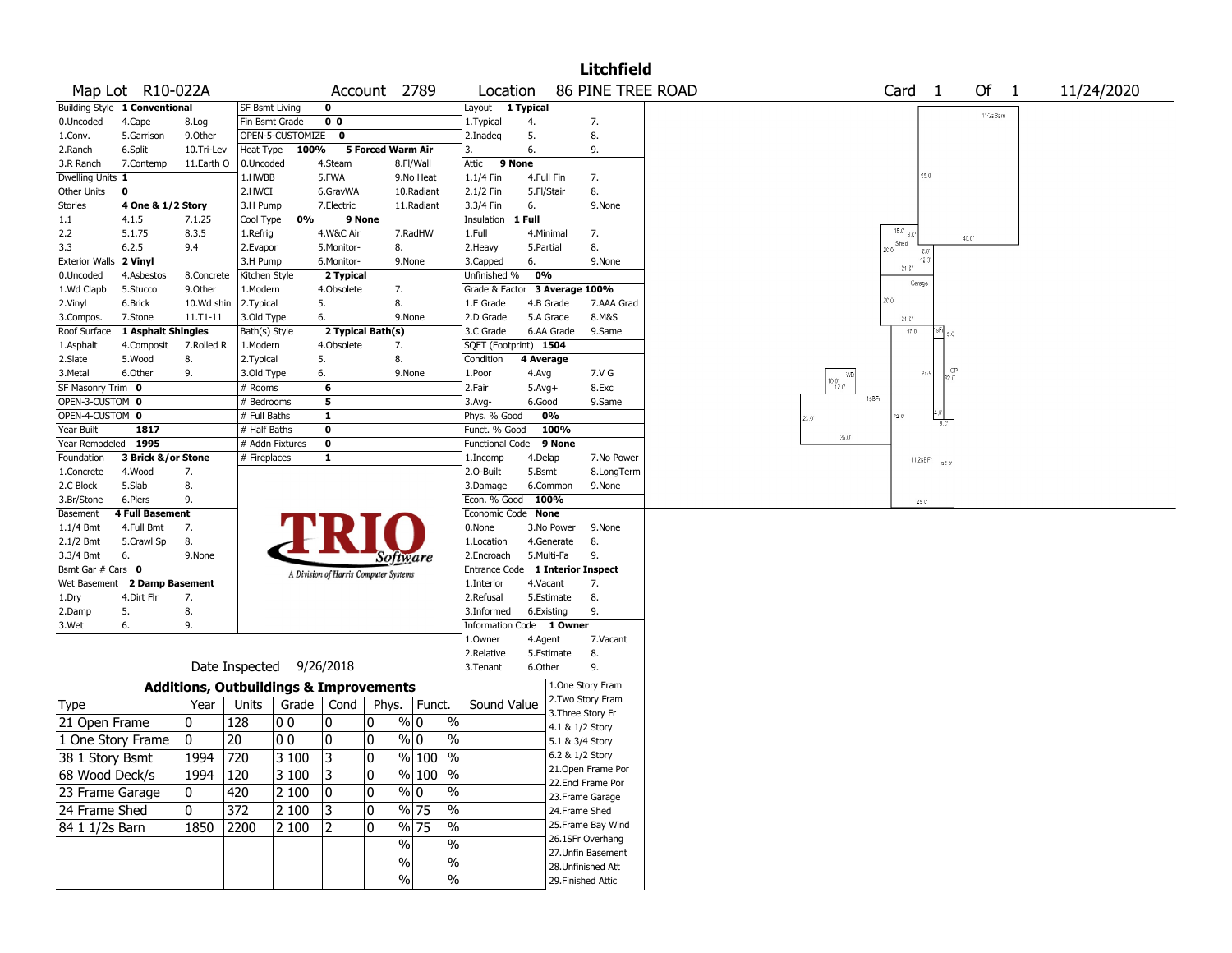# Litchfield

**Map Lot** R10-022A **Account** 2789 **Location** 86 PINE TREE ROAD **Card** 1 **Of** 1 11/24/2020

| Field | Value | Options | | |
|---|---|---|---|---|
| Building Style | 1 Conventional | 0.Uncoded, 4.Cape, 8.Log, 1.Conv., 5.Garrison, 9.Other, 2.Ranch, 6.Split, 10.Tri-Lev, 3.R Ranch, 7.Contemp, 11.Earth O | | |
| Dwelling Units | 1 | | | |
| Other Units | 0 | | | |
| Stories | 4 One & 1/2 Story | 1.1, 4.1.5, 7.1.25, 2.2, 5.1.75, 8.3.5, 3.3, 6.2.5, 9.4 | | |
| Exterior Walls | 2 Vinyl | 0.Uncoded, 4.Asbestos, 8.Concrete, 1.Wd Clapb, 5.Stucco, 9.Other, 2.Vinyl, 6.Brick, 10.Wd shin, 3.Compos., 7.Stone, 11.T1-11 | | |
| Roof Surface | 1 Asphalt Shingles | 1.Asphalt, 4.Composit, 7.Rolled R, 2.Slate, 5.Wood, 8., 3.Metal, 6.Other, 9. | | |
| SF Masonry Trim | 0 | | | |
| OPEN-3-CUSTOM | 0 | | | |
| OPEN-4-CUSTOM | 0 | | | |
| Year Built | 1817 | | | |
| Year Remodeled | 1995 | | | |
| Foundation | 3 Brick &/or Stone | 1.Concrete, 4.Wood, 7., 2.C Block, 5.Slab, 8., 3.Br/Stone, 6.Piers, 9. | | |
| Basement | 4 Full Basement | 1.1/4 Bmt, 4.Full Bmt, 7., 2.1/2 Bmt, 5.Crawl Sp, 8., 3.3/4 Bmt, 6., 9.None | | |
| Bsmt Gar # Cars | 0 | | | |
| Wet Basement | 2 Damp Basement | 1.Dry, 4.Dirt Flr, 7., 2.Damp, 5., 8., 3.Wet, 6., 9. | | |

| Field | Value | Options |
|---|---|---|
| SF Bsmt Living | 0 | |
| Fin Bsmt Grade | 0 0 | |
| OPEN-5-CUSTOMIZE | 0 | |
| Heat Type | 100% 5 Forced Warm Air | 0.Uncoded, 4.Steam, 8.Fl/Wall, 1.HWBB, 5.FWA, 9.No Heat, 2.HWCI, 6.GravWA, 10.Radiant, 3.H Pump, 7.Electric, 11.Radiant |
| Cool Type | 0% 9 None | 1.Refrig, 4.W&C Air, 7.RadHW, 2.Evapor, 5.Monitor-, 8., 3.H Pump, 6.Monitor-, 9.None |
| Kitchen Style | 2 Typical | 1.Modern, 4.Obsolete, 7., 2.Typical, 5., 8., 3.Old Type, 6., 9.None |
| Bath(s) Style | 2 Typical Bath(s) | 1.Modern, 4.Obsolete, 7., 2.Typical, 5., 8., 3.Old Type, 6., 9.None |
| # Rooms | 6 | |
| # Bedrooms | 5 | |
| # Full Baths | 1 | |
| # Half Baths | 0 | |
| # Addn Fixtures | 0 | |
| # Fireplaces | 1 | |

| Field | Value | Options |
|---|---|---|
| Layout | 1 Typical | 1.Typical, 4., 7., 2.Inadeq, 5., 8., 3., 6., 9. |
| Attic | 9 None | 1.1/4 Fin, 4.Full Fin, 7., 2.1/2 Fin, 5.Fl/Stair, 8., 3.3/4 Fin, 6., 9.None |
| Insulation | 1 Full | 1.Full, 4.Minimal, 7., 2.Heavy, 5.Partial, 8., 3.Capped, 6., 9.None |
| Unfinished % | 0% | |
| Grade & Factor | 3 Average 100% | 1.E Grade, 4.B Grade, 7.AAA Grad, 2.D Grade, 5.A Grade, 8.M&S, 3.C Grade, 6.AA Grade, 9.Same |
| SQFT (Footprint) | 1504 | |
| Condition | 4 Average | 1.Poor, 4.Avg, 7.V G, 2.Fair, 5.Avg+, 8.Exc, 3.Avg-, 6.Good, 9.Same |
| Phys. % Good | 0% | |
| Funct. % Good | 100% | |
| Functional Code | 9 None | 1.Incomp, 4.Delap, 7.No Power, 2.O-Built, 5.Bsmt, 8.LongTerm, 3.Damage, 6.Common, 9.None |
| Econ. % Good | 100% | |
| Economic Code | None | 0.None, 3.No Power, 9.None, 1.Location, 4.Generate, 8., 2.Encroach, 5.Multi-Fa, 9. |
| Entrance Code | 1 Interior Inspect | 1.Interior, 4.Vacant, 7., 2.Refusal, 5.Estimate, 8., 3.Informed, 6.Existing, 9. |
| Information Code | 1 Owner | 1.Owner, 4.Agent, 7.Vacant, 2.Relative, 5.Estimate, 8., 3.Tenant, 6.Other, 9. |

Date Inspected 9/26/2018

## Additions, Outbuildings & Improvements

| Type | Year | Units | Grade | Cond | Phys. | Funct. | Sound Value |
|---|---|---|---|---|---|---|---|
| 21 Open Frame | 0 | 128 | 0 0 | 0 | 0 % | 0 % | |
| 1 One Story Frame | 0 | 20 | 0 0 | 0 | 0 % | 0 % | |
| 38 1 Story Bsmt | 1994 | 720 | 3 100 | 3 | 0 % | 100 % | |
| 68 Wood Deck/s | 1994 | 120 | 3 100 | 3 | 0 % | 100 % | |
| 23 Frame Garage | 0 | 420 | 2 100 | 0 | 0 % | 0 % | |
| 24 Frame Shed | 0 | 372 | 2 100 | 3 | 0 % | 75 % | |
| 84 1 1/2s Barn | 1850 | 2200 | 2 100 | 2 | 0 % | 75 % | |
| | | | | | % | % | |
| | | | | | % | % | |
| | | | | | % | % | |

1.One Story Fram, 2.Two Story Fram, 3.Three Story Fr, 4.1 & 1/2 Story, 5.1 & 3/4 Story, 6.2 & 1/2 Story, 21.Open Frame Por, 22.Encl Frame Por, 23.Frame Garage, 24.Frame Shed, 25.Frame Bay Wind, 26.1SFr Overhang, 27.Unfin Basement, 28.Unfinished Att, 29.Finished Attic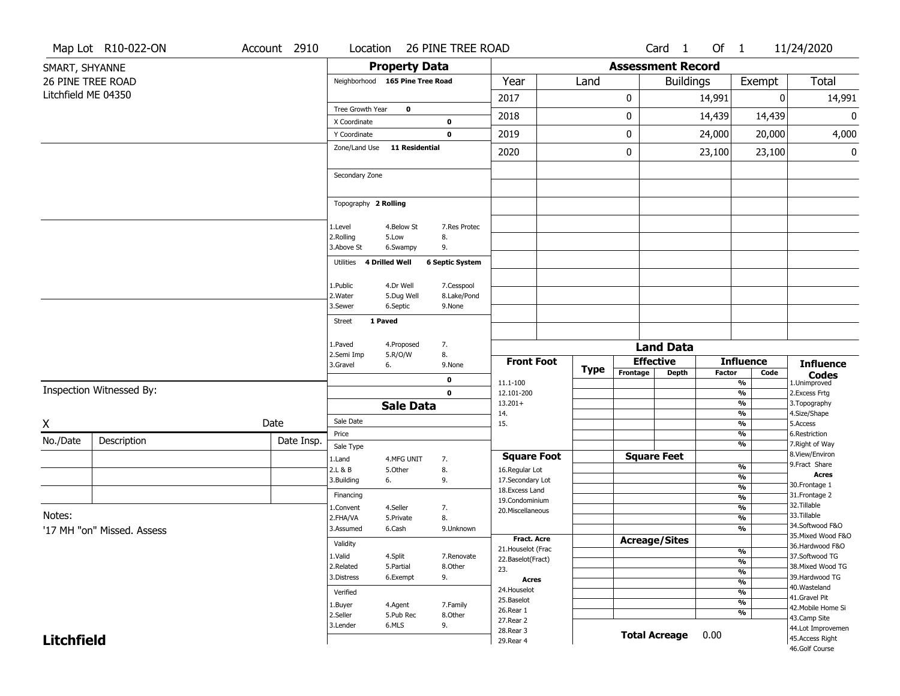Map Lot R10-022-ON | Account 2910 | Location 26 PINE TREE ROAD | Card 1 Of 1 | 11/24/2020

SMART, SHYANNE
26 PINE TREE ROAD
Litchfield ME 04350

## Property Data

Neighborhood **165 Pine Tree Road**

Tree Growth Year **0**
X Coordinate **0**
Y Coordinate **0**
Zone/Land Use **11 Residential**

Secondary Zone

Topography **2 Rolling**

| | | |
|---|---|---|
| 1.Level | 4.Below St | 7.Res Protec |
| 2.Rolling | 5.Low | 8. |
| 3.Above St | 6.Swampy | 9. |

Utilities **4 Drilled Well** **6 Septic System**

| | | |
|---|---|---|
| 1.Public | 4.Dr Well | 7.Cesspool |
| 2.Water | 5.Dug Well | 8.Lake/Pond |
| 3.Sewer | 6.Septic | 9.None |

Street **1 Paved**

| | | |
|---|---|---|
| 1.Paved | 4.Proposed | 7. |
| 2.Semi Imp | 5.R/O/W | 8. |
| 3.Gravel | 6. | 9.None |

0
0

## Assessment Record

| Year | Land | Buildings | Exempt | Total |
|---|---|---|---|---|
| 2017 | 0 | 14,991 | 0 | 14,991 |
| 2018 | 0 | 14,439 | 14,439 | 0 |
| 2019 | 0 | 24,000 | 20,000 | 4,000 |
| 2020 | 0 | 23,100 | 23,100 | 0 |

Inspection Witnessed By:

X _______________ Date

| No./Date | Description | Date Insp. |
|---|---|---|
| | | |
| | | |
| | | |

Notes:
'17 MH "on" Missed. Assess

## Sale Data

Sale Date
Price
Sale Type

| | | |
|---|---|---|
| 1.Land | 4.MFG UNIT | 7. |
| 2.L & B | 5.Other | 8. |
| 3.Building | 6. | 9. |

Financing

| | | |
|---|---|---|
| 1.Convent | 4.Seller | 7. |
| 2.FHA/VA | 5.Private | 8. |
| 3.Assumed | 6.Cash | 9.Unknown |

Validity

| | | |
|---|---|---|
| 1.Valid | 4.Split | 7.Renovate |
| 2.Related | 5.Partial | 8.Other |
| 3.Distress | 6.Exempt | 9. |

Verified

| | | |
|---|---|---|
| 1.Buyer | 4.Agent | 7.Family |
| 2.Seller | 5.Pub Rec | 8.Other |
| 3.Lender | 6.MLS | 9. |

## Land Data

| Front Foot | Type | Effective Frontage | Effective Depth | Influence Factor | Influence Code |
|---|---|---|---|---|---|
| 11.1-100 | | | | % | |
| 12.101-200 | | | | % | |
| 13.201+ | | | | % | |
| 14. | | | | % | |
| 15. | | | | % | |
| | | | | % | |
| | | | | % | |

| Square Foot | Square Feet | | |
|---|---|---|---|
| 16.Regular Lot | | % | |
| 17.Secondary Lot | | % | |
| 18.Excess Land | | % | |
| 19.Condominium | | % | |
| 20.Miscellaneous | | % | |
| | | % | |
| | | % | |

| Fract. Acre / Acres | Acreage/Sites | | |
|---|---|---|---|
| 21.Houselot (Frac | | % | |
| 22.Baselot(Fract) | | % | |
| 23. | | % | |
| 24.Houselot | | % | |
| 25.Baselot | | % | |
| 26.Rear 1 | | % | |
| 27.Rear 2 | | % | |
| 28.Rear 3 | | | |
| 29.Rear 4 | | | |

**Total Acreage** 0.00

**Influence Codes**
1.Unimproved
2.Excess Frtg
3.Topography
4.Size/Shape
5.Access
6.Restriction
7.Right of Way
8.View/Environ
9.Fract Share

**Acres**
30.Frontage 1
31.Frontage 2
32.Tillable
33.Tillable
34.Softwood F&O
35.Mixed Wood F&O
36.Hardwood F&O
37.Softwood TG
38.Mixed Wood TG
39.Hardwood TG
40.Wasteland
41.Gravel Pit
42.Mobile Home Si
43.Camp Site
44.Lot Improvemen
45.Access Right
46.Golf Course

**Litchfield**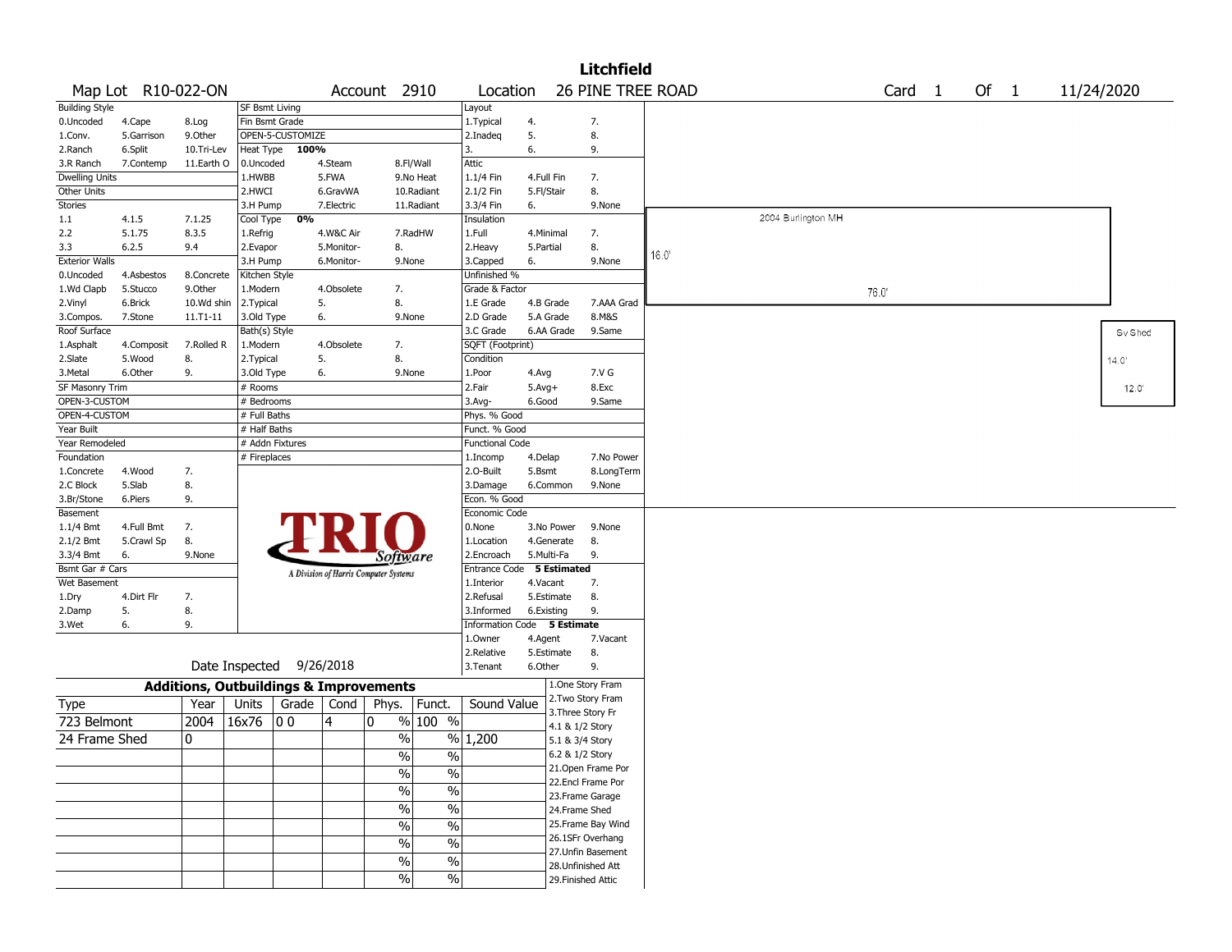# Litchfield

Map Lot R10-022-ON | Account 2910 | Location 26 PINE TREE ROAD | Card 1 Of 1 | 11/24/2020

| Building Style | | | SF Bsmt Living | | | Layout | | |
|---|---|---|---|---|---|---|---|---|
| 0.Uncoded | 4.Cape | 8.Log | Fin Bsmt Grade | | | 1.Typical | 4. | 7. |
| 1.Conv. | 5.Garrison | 9.Other | OPEN-5-CUSTOMIZE | | | 2.Inadeq | 5. | 8. |
| 2.Ranch | 6.Split | 10.Tri-Lev | Heat Type 100% | | | 3. | 6. | 9. |
| 3.R Ranch | 7.Contemp | 11.Earth O | 0.Uncoded | 4.Steam | 8.Fl/Wall | Attic | | |
| Dwelling Units | | | 1.HWBB | 5.FWA | 9.No Heat | 1.1/4 Fin | 4.Full Fin | 7. |
| Other Units | | | 2.HWCI | 6.GravWA | 10.Radiant | 2.1/2 Fin | 5.Fl/Stair | 8. |
| Stories | | | 3.H Pump | 7.Electric | 11.Radiant | 3.3/4 Fin | 6. | 9.None |
| 1.1 | 4.1.5 | 7.1.25 | Cool Type 0% | | | Insulation | | |
| 2.2 | 5.1.75 | 8.3.5 | 1.Refrig | 4.W&C Air | 7.RadHW | 1.Full | 4.Minimal | 7. |
| 3.3 | 6.2.5 | 9.4 | 2.Evapor | 5.Monitor- | 8. | 2.Heavy | 5.Partial | 8. |
| Exterior Walls | | | 3.H Pump | 6.Monitor- | 9.None | 3.Capped | 6. | 9.None |
| 0.Uncoded | 4.Asbestos | 8.Concrete | Kitchen Style | | | Unfinished % | | |
| 1.Wd Clapb | 5.Stucco | 9.Other | 1.Modern | 4.Obsolete | 7. | Grade & Factor | | |
| 2.Vinyl | 6.Brick | 10.Wd shin | 2.Typical | 5. | 8. | 1.E Grade | 4.B Grade | 7.AAA Grad |
| 3.Compos. | 7.Stone | 11.T1-11 | 3.Old Type | 6. | 9.None | 2.D Grade | 5.A Grade | 8.M&S |
| Roof Surface | | | Bath(s) Style | | | 3.C Grade | 6.AA Grade | 9.Same |
| 1.Asphalt | 4.Composit | 7.Rolled R | 1.Modern | 4.Obsolete | 7. | SQFT (Footprint) | | |
| 2.Slate | 5.Wood | 8. | 2.Typical | 5. | 8. | Condition | | |
| 3.Metal | 6.Other | 9. | 3.Old Type | 6. | 9.None | 1.Poor | 4.Avg | 7.V G |
| SF Masonry Trim | | | # Rooms | | | 2.Fair | 5.Avg+ | 8.Exc |
| OPEN-3-CUSTOM | | | # Bedrooms | | | 3.Avg- | 6.Good | 9.Same |
| OPEN-4-CUSTOM | | | # Full Baths | | | Phys. % Good | | |
| Year Built | | | # Half Baths | | | Funct. % Good | | |
| Year Remodeled | | | # Addn Fixtures | | | Functional Code | | |
| Foundation | | | # Fireplaces | | | 1.Incomp | 4.Delap | 7.No Power |
| 1.Concrete | 4.Wood | 7. | | | | 2.O-Built | 5.Bsmt | 8.LongTerm |
| 2.C Block | 5.Slab | 8. | | | | 3.Damage | 6.Common | 9.None |
| 3.Br/Stone | 6.Piers | 9. | | | | Econ. % Good | | |
| Basement | | | | | | Economic Code | | |
| 1.1/4 Bmt | 4.Full Bmt | 7. | | | | 0.None | 3.No Power | 9.None |
| 2.1/2 Bmt | 5.Crawl Sp | 8. | | | | 1.Location | 4.Generate | 8. |
| 3.3/4 Bmt | 6. | 9.None | | | | 2.Encroach | 5.Multi-Fa | 9. |
| Bsmt Gar # Cars | | | | | | Entrance Code 5 Estimated | | |
| Wet Basement | | | | | | 1.Interior | 4.Vacant | 7. |
| 1.Dry | 4.Dirt Flr | 7. | | | | 2.Refusal | 5.Estimate | 8. |
| 2.Damp | 5. | 8. | | | | 3.Informed | 6.Existing | 9. |
| 3.Wet | 6. | 9. | | | | Information Code 5 Estimate | | |
| | | | | | | 1.Owner | 4.Agent | 7.Vacant |
| | | | | | | 2.Relative | 5.Estimate | 8. |
| Date Inspected 9/26/2018 | | | | | | 3.Tenant | 6.Other | 9. |

TRIO Software — A Division of Harris Computer Systems

## Additions, Outbuildings & Improvements

| Type | Year | Units | Grade | Cond | Phys. | Funct. | Sound Value |
|---|---|---|---|---|---|---|---|
| 723 Belmont | 2004 | 16x76 | 0 0 | 4 | 0 % | 100 % | |
| 24 Frame Shed | 0 | | | | % | % | 1,200 |
| | | | | | % | % | |
| | | | | | % | % | |
| | | | | | % | % | |
| | | | | | % | % | |
| | | | | | % | % | |
| | | | | | % | % | |
| | | | | | % | % | |
| | | | | | % | % | |

1.One Story Fram
2.Two Story Fram
3.Three Story Fr
4.1 & 1/2 Story
5.1 & 3/4 Story
6.2 & 1/2 Story
21.Open Frame Por
22.Encl Frame Por
23.Frame Garage
24.Frame Shed
25.Frame Bay Wind
26.1SFr Overhang
27.Unfin Basement
28.Unfinished Att
29.Finished Attic

2004 Burlington MH
16.0'
76.0'
Sv Shed
14.0'
12.0'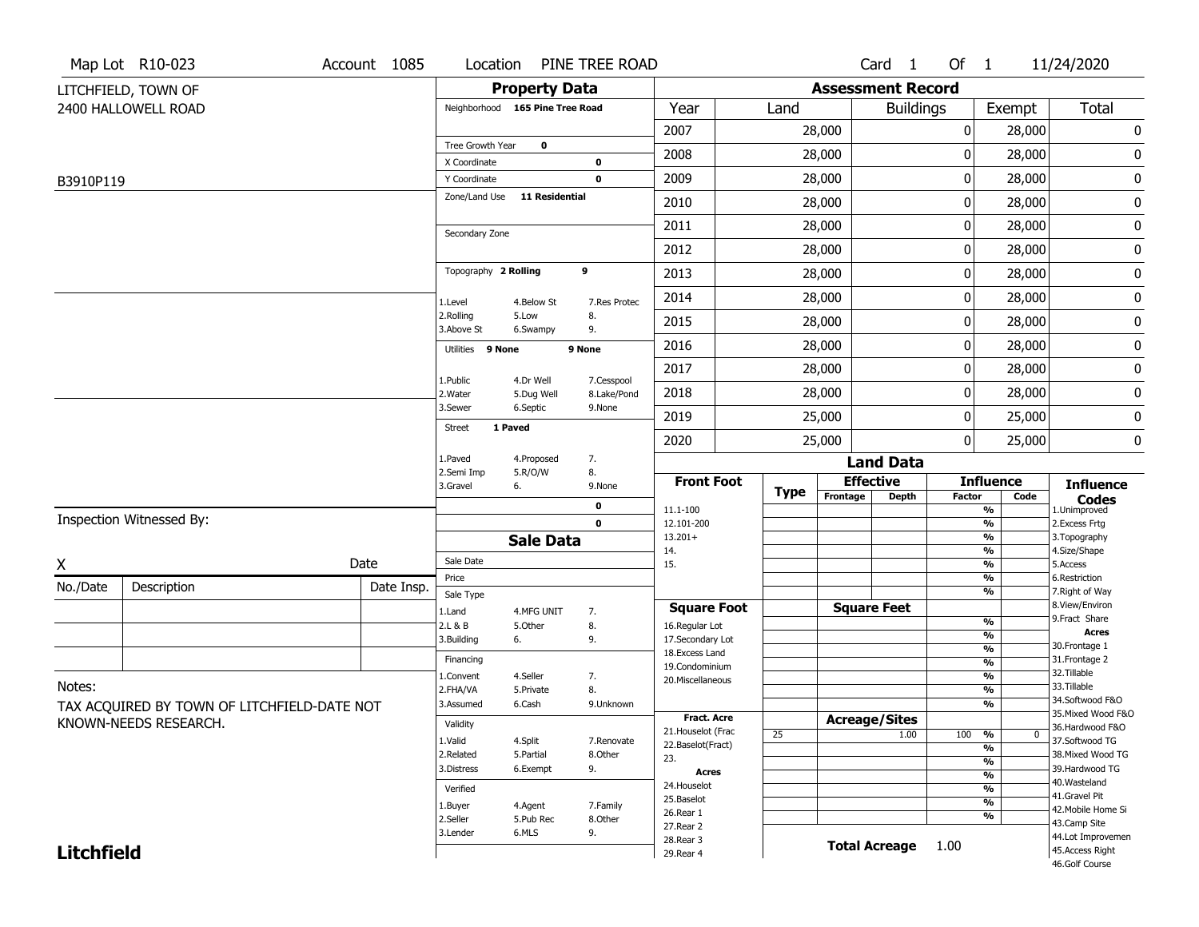Map Lot R10-023 | Account 1085 | Location PINE TREE ROAD | Card 1 Of 1 | 11/24/2020

LITCHFIELD, TOWN OF
2400 HALLOWELL ROAD

B3910P119

## Property Data

Neighborhood **165 Pine Tree Road**

Tree Growth Year **0**
X Coordinate **0**
Y Coordinate **0**
Zone/Land Use **11 Residential**

Secondary Zone

Topography **2 Rolling** **9**

1.Level 4.Below St 7.Res Protec
2.Rolling 5.Low 8.
3.Above St 6.Swampy 9.

Utilities **9 None** **9 None**

1.Public 4.Dr Well 7.Cesspool
2.Water 5.Dug Well 8.Lake/Pond
3.Sewer 6.Septic 9.None

Street **1 Paved**

1.Paved 4.Proposed 7.
2.Semi Imp 5.R/O/W 8.
3.Gravel 6. 9.None

**0**
**0**

## Assessment Record

| Year | Land | Buildings | Exempt | Total |
|---|---|---|---|---|
| 2007 | 28,000 | 0 | 28,000 | 0 |
| 2008 | 28,000 | 0 | 28,000 | 0 |
| 2009 | 28,000 | 0 | 28,000 | 0 |
| 2010 | 28,000 | 0 | 28,000 | 0 |
| 2011 | 28,000 | 0 | 28,000 | 0 |
| 2012 | 28,000 | 0 | 28,000 | 0 |
| 2013 | 28,000 | 0 | 28,000 | 0 |
| 2014 | 28,000 | 0 | 28,000 | 0 |
| 2015 | 28,000 | 0 | 28,000 | 0 |
| 2016 | 28,000 | 0 | 28,000 | 0 |
| 2017 | 28,000 | 0 | 28,000 | 0 |
| 2018 | 28,000 | 0 | 28,000 | 0 |
| 2019 | 25,000 | 0 | 25,000 | 0 |
| 2020 | 25,000 | 0 | 25,000 | 0 |

## Land Data

| Front Foot | Type | Effective Frontage | Effective Depth | Influence Factor | Influence Code |
|---|---|---|---|---|---|
| 11.1-100 | | | | % | |
| 12.101-200 | | | | % | |
| 13.201+ | | | | % | |
| 14. | | | | % | |
| 15. | | | | % | |
| | | | | % | |

| Square Foot | Square Feet | Influence Factor | Influence Code |
|---|---|---|---|
| 16.Regular Lot | | % | |
| 17.Secondary Lot | | % | |
| 18.Excess Land | | % | |
| 19.Condominium | | % | |
| 20.Miscellaneous | | % | |
| | | % | |
| | | % | |

| Fract. Acre / Acres | Type | Acreage/Sites | Influence Factor | Influence Code |
|---|---|---|---|---|
| 21.Houselot (Frac | 25 | 1.00 | 100 % | 0 |
| 22.Baselot(Fract) | | | % | |
| 23. | | | % | |
| 24.Houselot | | | % | |
| 25.Baselot | | | % | |
| 26.Rear 1 | | | % | |
| 27.Rear 2 | | | % | |
| 28.Rear 3 | | | | |
| 29.Rear 4 | | | | |

**Total Acreage** 1.00

**Influence Codes**
1.Unimproved
2.Excess Frtg
3.Topography
4.Size/Shape
5.Access
6.Restriction
7.Right of Way
8.View/Environ
9.Fract Share

**Acres**
30.Frontage 1
31.Frontage 2
32.Tillable
33.Tillable
34.Softwood F&O
35.Mixed Wood F&O
36.Hardwood F&O
37.Softwood TG
38.Mixed Wood TG
39.Hardwood TG
40.Wasteland
41.Gravel Pit
42.Mobile Home Si
43.Camp Site
44.Lot Improvemen
45.Access Right
46.Golf Course

## Sale Data

Sale Date
Price
Sale Type
1.Land 4.MFG UNIT 7.
2.L & B 5.Other 8.
3.Building 6. 9.

Financing
1.Convent 4.Seller 7.
2.FHA/VA 5.Private 8.
3.Assumed 6.Cash 9.Unknown

Validity
1.Valid 4.Split 7.Renovate
2.Related 5.Partial 8.Other
3.Distress 6.Exempt 9.

Verified
1.Buyer 4.Agent 7.Family
2.Seller 5.Pub Rec 8.Other
3.Lender 6.MLS 9.

Inspection Witnessed By:

X Date

| No./Date | Description | Date Insp. |
|---|---|---|
| | | |
| | | |
| | | |

Notes:
TAX ACQUIRED BY TOWN OF LITCHFIELD-DATE NOT KNOWN-NEEDS RESEARCH.

**Litchfield**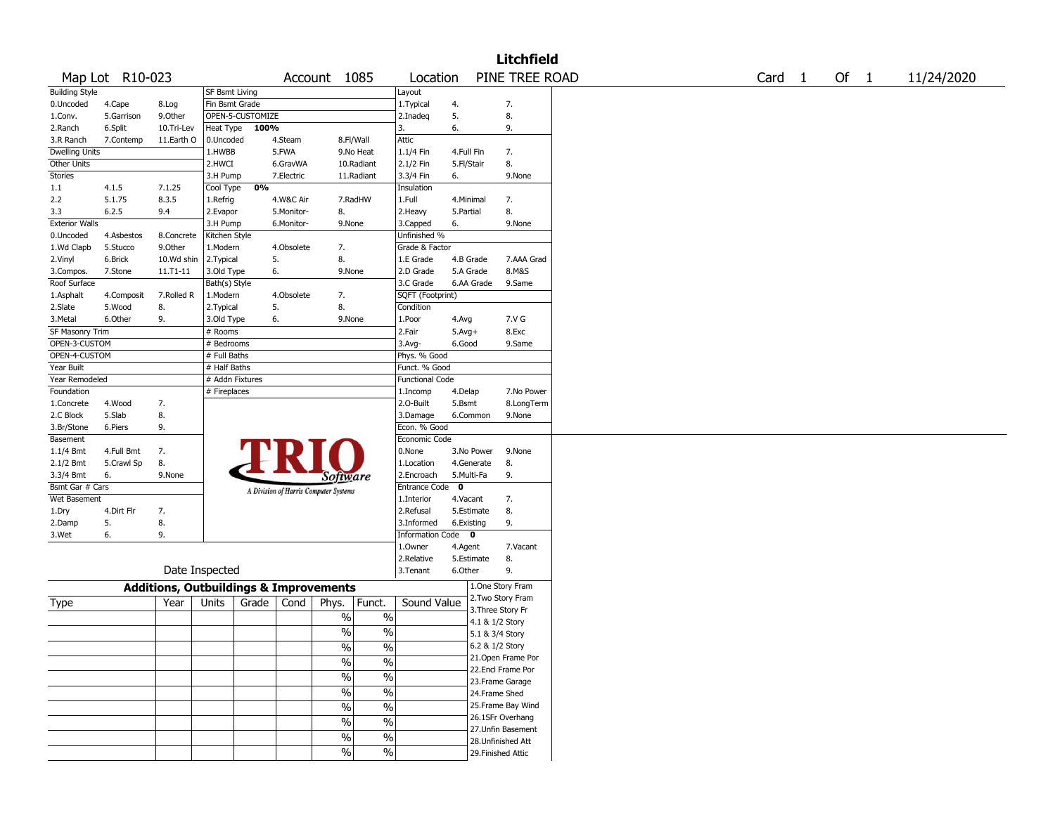# Litchfield

Map Lot R10-023 | Account 1085 | Location PINE TREE ROAD | Card 1 Of 1 | 11/24/2020

| Building Style | | | SF Bsmt Living | | | Layout | | |
|---|---|---|---|---|---|---|---|---|
| 0.Uncoded | 4.Cape | 8.Log | Fin Bsmt Grade | | | 1.Typical | 4. | 7. |
| 1.Conv. | 5.Garrison | 9.Other | OPEN-5-CUSTOMIZE | | | 2.Inadeq | 5. | 8. |
| 2.Ranch | 6.Split | 10.Tri-Lev | Heat Type 100% | | | 3. | 6. | 9. |
| 3.R Ranch | 7.Contemp | 11.Earth O | 0.Uncoded | 4.Steam | 8.Fl/Wall | Attic | | |
| Dwelling Units | | | 1.HWBB | 5.FWA | 9.No Heat | 1.1/4 Fin | 4.Full Fin | 7. |
| Other Units | | | 2.HWCI | 6.GravWA | 10.Radiant | 2.1/2 Fin | 5.Fl/Stair | 8. |
| Stories | | | 3.H Pump | 7.Electric | 11.Radiant | 3.3/4 Fin | 6. | 9.None |
| 1.1 | 4.1.5 | 7.1.25 | Cool Type 0% | | | Insulation | | |
| 2.2 | 5.1.75 | 8.3.5 | 1.Refrig | 4.W&C Air | 7.RadHW | 1.Full | 4.Minimal | 7. |
| 3.3 | 6.2.5 | 9.4 | 2.Evapor | 5.Monitor- | 8. | 2.Heavy | 5.Partial | 8. |
| Exterior Walls | | | 3.H Pump | 6.Monitor- | 9.None | 3.Capped | 6. | 9.None |
| 0.Uncoded | 4.Asbestos | 8.Concrete | Kitchen Style | | | Unfinished % | | |
| 1.Wd Clapb | 5.Stucco | 9.Other | 1.Modern | 4.Obsolete | 7. | Grade & Factor | | |
| 2.Vinyl | 6.Brick | 10.Wd shin | 2.Typical | 5. | 8. | 1.E Grade | 4.B Grade | 7.AAA Grad |
| 3.Compos. | 7.Stone | 11.T1-11 | 3.Old Type | 6. | 9.None | 2.D Grade | 5.A Grade | 8.M&S |
| Roof Surface | | | Bath(s) Style | | | 3.C Grade | 6.AA Grade | 9.Same |
| 1.Asphalt | 4.Composit | 7.Rolled R | 1.Modern | 4.Obsolete | 7. | SQFT (Footprint) | | |
| 2.Slate | 5.Wood | 8. | 2.Typical | 5. | 8. | Condition | | |
| 3.Metal | 6.Other | 9. | 3.Old Type | 6. | 9.None | 1.Poor | 4.Avg | 7.V G |
| SF Masonry Trim | | | # Rooms | | | 2.Fair | 5.Avg+ | 8.Exc |
| OPEN-3-CUSTOM | | | # Bedrooms | | | 3.Avg- | 6.Good | 9.Same |
| OPEN-4-CUSTOM | | | # Full Baths | | | Phys. % Good | | |
| Year Built | | | # Half Baths | | | Funct. % Good | | |
| Year Remodeled | | | # Addn Fixtures | | | Functional Code | | |
| Foundation | | | # Fireplaces | | | 1.Incomp | 4.Delap | 7.No Power |
| 1.Concrete | 4.Wood | 7. | | | | 2.O-Built | 5.Bsmt | 8.LongTerm |
| 2.C Block | 5.Slab | 8. | | | | 3.Damage | 6.Common | 9.None |
| 3.Br/Stone | 6.Piers | 9. | | | | Econ. % Good | | |
| Basement | | | | | | Economic Code | | |
| 1.1/4 Bmt | 4.Full Bmt | 7. | | | | 0.None | 3.No Power | 9.None |
| 2.1/2 Bmt | 5.Crawl Sp | 8. | | | | 1.Location | 4.Generate | 8. |
| 3.3/4 Bmt | 6. | 9.None | | | | 2.Encroach | 5.Multi-Fa | 9. |
| Bsmt Gar # Cars | | | | | | Entrance Code 0 | | |
| Wet Basement | | | | | | 1.Interior | 4.Vacant | 7. |
| 1.Dry | 4.Dirt Flr | 7. | | | | 2.Refusal | 5.Estimate | 8. |
| 2.Damp | 5. | 8. | | | | 3.Informed | 6.Existing | 9. |
| 3.Wet | 6. | 9. | | | | Information Code 0 | | |
| | | | | | | 1.Owner | 4.Agent | 7.Vacant |
| | | | | | | 2.Relative | 5.Estimate | 8. |
| | Date Inspected | | | | | 3.Tenant | 6.Other | 9. |

TRIO Software — A Division of Harris Computer Systems

## Additions, Outbuildings & Improvements

| Type | Year | Units | Grade | Cond | Phys. | Funct. | Sound Value | |
|---|---|---|---|---|---|---|---|---|
| | | | | | % | % | | 1.One Story Fram |
| | | | | | % | % | | 2.Two Story Fram |
| | | | | | % | % | | 3.Three Story Fr |
| | | | | | % | % | | 4.1 & 1/2 Story |
| | | | | | % | % | | 5.1 & 3/4 Story |
| | | | | | % | % | | 6.2 & 1/2 Story |
| | | | | | % | % | | 21.Open Frame Por |
| | | | | | % | % | | 22.Encl Frame Por |
| | | | | | % | % | | 23.Frame Garage |
| | | | | | % | % | | 24.Frame Shed |
| | | | | | | | | 25.Frame Bay Wind |
| | | | | | | | | 26.1SFr Overhang |
| | | | | | | | | 27.Unfin Basement |
| | | | | | | | | 28.Unfinished Att |
| | | | | | | | | 29.Finished Attic |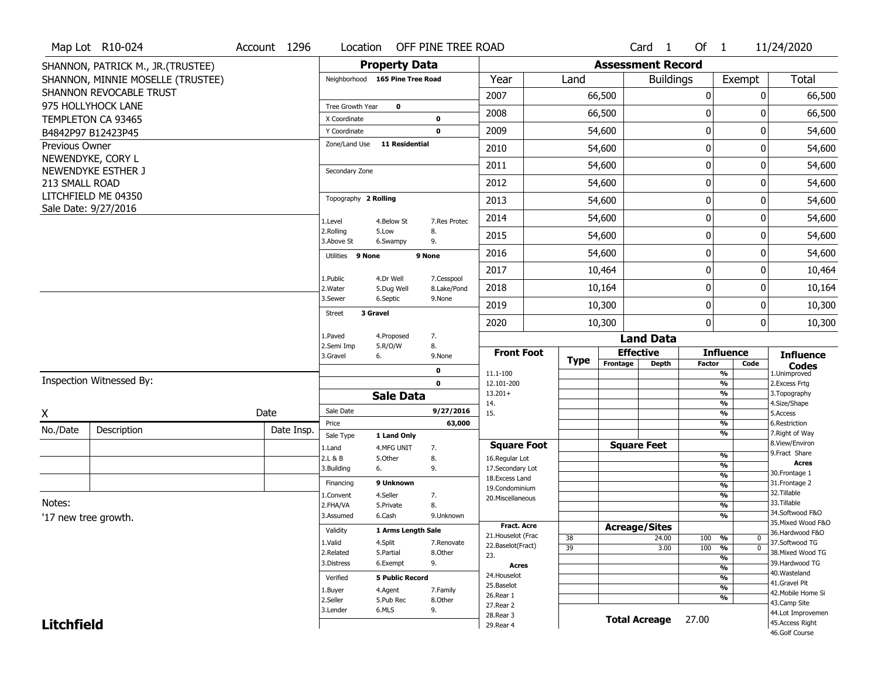Map Lot R10-024 | Account 1296 | Location OFF PINE TREE ROAD | Card 1 Of 1 | 11/24/2020

SHANNON, PATRICK M., JR.(TRUSTEE)
SHANNON, MINNIE MOSELLE (TRUSTEE)
SHANNON REVOCABLE TRUST
975 HOLLYHOCK LANE
TEMPLETON CA 93465
B4842P97 B12423P45

Previous Owner
NEWENDYKE, CORY L
NEWENDYKE ESTHER J
213 SMALL ROAD
LITCHFIELD ME 04350
Sale Date: 9/27/2016

## Property Data

| Field | Value |
|---|---|
| Neighborhood | 165 Pine Tree Road |
| Tree Growth Year | 0 |
| X Coordinate | 0 |
| Y Coordinate | 0 |
| Zone/Land Use | 11 Residential |
| Secondary Zone | |
| Topography | 2 Rolling |
| Utilities | 9 None / 9 None |
| Street | 3 Gravel |
| | 0 |
| | 0 |

Topography: 1.Level 2.Rolling 3.Above St 4.Below St 5.Low 6.Swampy 7.Res Protec 8. 9.

Utilities: 1.Public 2.Water 3.Sewer 4.Dr Well 5.Dug Well 6.Septic 7.Cesspool 8.Lake/Pond 9.None

Street: 1.Paved 2.Semi Imp 3.Gravel 4.Proposed 5.R/O/W 6. 7. 8. 9.None

## Sale Data

| Field | Value |
|---|---|
| Sale Date | 9/27/2016 |
| Price | 63,000 |
| Sale Type | 1 Land Only |
| Financing | 9 Unknown |
| Validity | 1 Arms Length Sale |
| Verified | 5 Public Record |

Sale Type: 1.Land 2.L & B 3.Building 4.MFG UNIT 5.Other 6. 7. 8. 9.

Financing: 1.Convent 2.FHA/VA 3.Assumed 4.Seller 5.Private 6.Cash 7. 8. 9.Unknown

Validity: 1.Valid 2.Related 3.Distress 4.Split 5.Partial 6.Exempt 7.Renovate 8.Other 9.

Verified: 1.Buyer 2.Seller 3.Lender 4.Agent 5.Pub Rec 6.MLS 7.Family 8.Other 9.

## Assessment Record

| Year | Land | Buildings | Exempt | Total |
|---|---|---|---|---|
| 2007 | 66,500 | 0 | 0 | 66,500 |
| 2008 | 66,500 | 0 | 0 | 66,500 |
| 2009 | 54,600 | 0 | 0 | 54,600 |
| 2010 | 54,600 | 0 | 0 | 54,600 |
| 2011 | 54,600 | 0 | 0 | 54,600 |
| 2012 | 54,600 | 0 | 0 | 54,600 |
| 2013 | 54,600 | 0 | 0 | 54,600 |
| 2014 | 54,600 | 0 | 0 | 54,600 |
| 2015 | 54,600 | 0 | 0 | 54,600 |
| 2016 | 54,600 | 0 | 0 | 54,600 |
| 2017 | 10,464 | 0 | 0 | 10,464 |
| 2018 | 10,164 | 0 | 0 | 10,164 |
| 2019 | 10,300 | 0 | 0 | 10,300 |
| 2020 | 10,300 | 0 | 0 | 10,300 |

## Land Data

| Type | Effective Frontage | Effective Depth | Influence Factor | Influence Code |
|---|---|---|---|---|
| 38 | | 24.00 | 100 % | 0 |
| 39 | | 3.00 | 100 % | 0 |

Front Foot: 11.1-100 12.101-200 13.201+ 14. 15.

Square Foot: 16.Regular Lot 17.Secondary Lot 18.Excess Land 19.Condominium 20.Miscellaneous

Fract. Acre: 21.Houselot (Frac 22.Baselot(Fract) 23.

Acres: 24.Houselot 25.Baselot 26.Rear 1 27.Rear 2 28.Rear 3 29.Rear 4

**Total Acreage** 27.00

Influence Codes: 1.Unimproved 2.Excess Frtg 3.Topography 4.Size/Shape 5.Access 6.Restriction 7.Right of Way 8.View/Environ 9.Fract Share

Acres: 30.Frontage 1 31.Frontage 2 32.Tillable 33.Tillable 34.Softwood F&O 35.Mixed Wood F&O 36.Hardwood F&O 37.Softwood TG 38.Mixed Wood TG 39.Hardwood TG 40.Wasteland 41.Gravel Pit 42.Mobile Home Si 43.Camp Site 44.Lot Improvemen 45.Access Right 46.Golf Course

Inspection Witnessed By:

X | Date

| No./Date | Description | Date Insp. |
|---|---|---|
| | | |
| | | |
| | | |

Notes:
'17 new tree growth.

**Litchfield**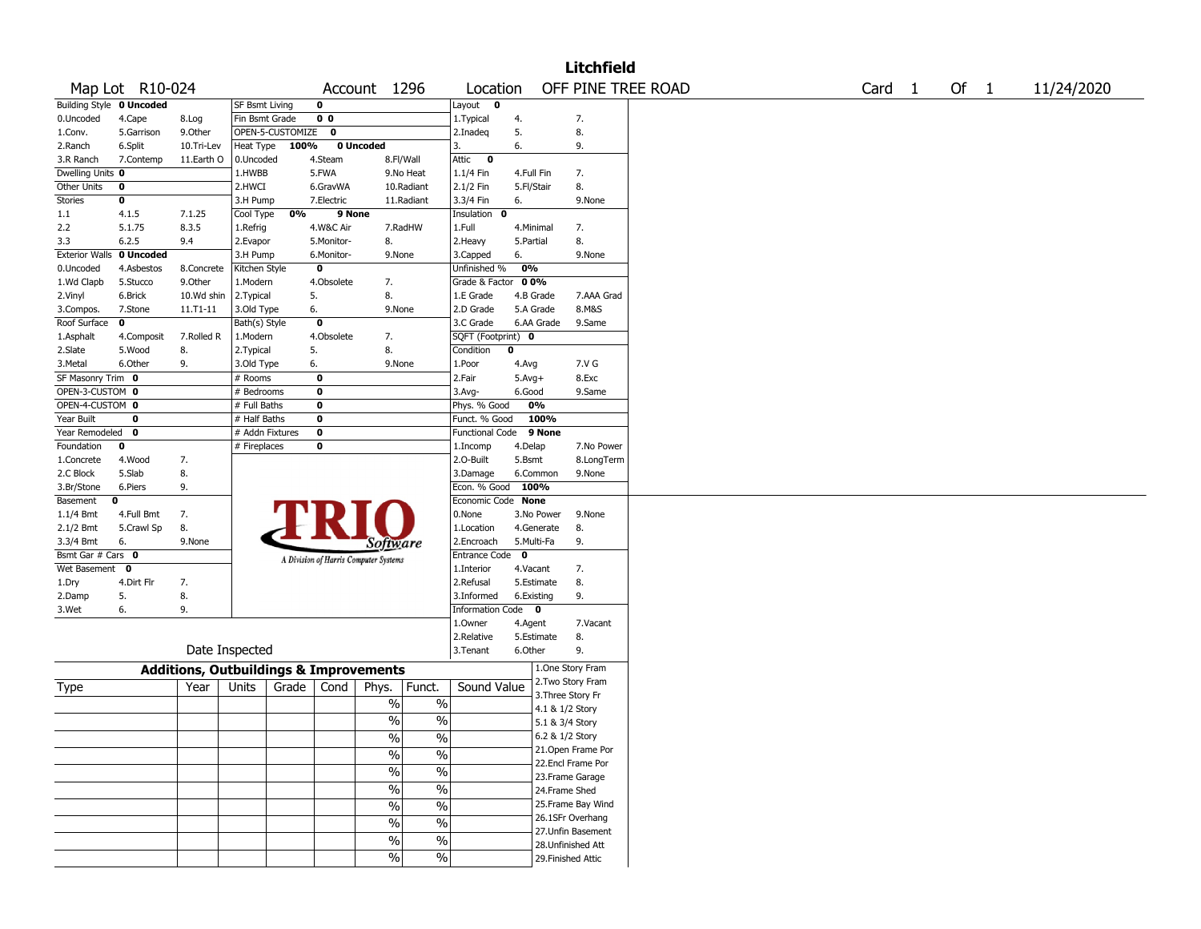# Litchfield

| Map Lot R10-024 | Account 1296 | Location OFF PINE TREE ROAD | Card 1 Of 1 | 11/24/2020 |
|---|---|---|---|---|

| | | | | | | | | | |
|---|---|---|---|---|---|---|---|---|---|
| Building Style **0 Uncoded** | | | SF Bsmt Living **0** | | | Layout **0** | | | |
| 0.Uncoded | 4.Cape | 8.Log | Fin Bsmt Grade **0 0** | | | 1.Typical | 4. | 7. | |
| 1.Conv. | 5.Garrison | 9.Other | OPEN-5-CUSTOMIZE **0** | | | 2.Inadeq | 5. | 8. | |
| 2.Ranch | 6.Split | 10.Tri-Lev | Heat Type **100%** **0 Uncoded** | | | 3. | 6. | 9. | |
| 3.R Ranch | 7.Contemp | 11.Earth O | 0.Uncoded | 4.Steam | 8.Fl/Wall | Attic **0** | | | |
| Dwelling Units **0** | | | 1.HWBB | 5.FWA | 9.No Heat | 1.1/4 Fin | 4.Full Fin | 7. | |
| Other Units **0** | | | 2.HWCI | 6.GravWA | 10.Radiant | 2.1/2 Fin | 5.Fl/Stair | 8. | |
| Stories **0** | | | 3.H Pump | 7.Electric | 11.Radiant | 3.3/4 Fin | 6. | 9.None | |
| 1.1 | 4.1.5 | 7.1.25 | Cool Type **0%** **9 None** | | | Insulation **0** | | | |
| 2.2 | 5.1.75 | 8.3.5 | 1.Refrig | 4.W&C Air | 7.RadHW | 1.Full | 4.Minimal | 7. | |
| 3.3 | 6.2.5 | 9.4 | 2.Evapor | 5.Monitor- | 8. | 2.Heavy | 5.Partial | 8. | |
| Exterior Walls **0 Uncoded** | | | 3.H Pump | 6.Monitor- | 9.None | 3.Capped | 6. | 9.None | |
| 0.Uncoded | 4.Asbestos | 8.Concrete | Kitchen Style **0** | | | Unfinished % **0%** | | | |
| 1.Wd Clapb | 5.Stucco | 9.Other | 1.Modern | 4.Obsolete | 7. | Grade & Factor **0 0%** | | | |
| 2.Vinyl | 6.Brick | 10.Wd shin | 2.Typical | 5. | 8. | 1.E Grade | 4.B Grade | 7.AAA Grad | |
| 3.Compos. | 7.Stone | 11.T1-11 | 3.Old Type | 6. | 9.None | 2.D Grade | 5.A Grade | 8.M&S | |
| Roof Surface **0** | | | Bath(s) Style **0** | | | 3.C Grade | 6.AA Grade | 9.Same | |
| 1.Asphalt | 4.Composit | 7.Rolled R | 1.Modern | 4.Obsolete | 7. | SQFT (Footprint) **0** | | | |
| 2.Slate | 5.Wood | 8. | 2.Typical | 5. | 8. | Condition **0** | | | |
| 3.Metal | 6.Other | 9. | 3.Old Type | 6. | 9.None | 1.Poor | 4.Avg | 7.V G | |
| SF Masonry Trim **0** | | | # Rooms **0** | | | 2.Fair | 5.Avg+ | 8.Exc | |
| OPEN-3-CUSTOM **0** | | | # Bedrooms **0** | | | 3.Avg- | 6.Good | 9.Same | |
| OPEN-4-CUSTOM **0** | | | # Full Baths **0** | | | Phys. % Good **0%** | | | |
| Year Built **0** | | | # Half Baths **0** | | | Funct. % Good **100%** | | | |
| Year Remodeled **0** | | | # Addn Fixtures **0** | | | Functional Code **9 None** | | | |
| Foundation **0** | | | # Fireplaces **0** | | | 1.Incomp | 4.Delap | 7.No Power | |
| 1.Concrete | 4.Wood | 7. | | | | 2.O-Built | 5.Bsmt | 8.LongTerm | |
| 2.C Block | 5.Slab | 8. | | | | 3.Damage | 6.Common | 9.None | |
| 3.Br/Stone | 6.Piers | 9. | | | | Econ. % Good **100%** | | | |
| Basement **0** | | | | | | Economic Code **None** | | | |
| 1.1/4 Bmt | 4.Full Bmt | 7. | | | | 0.None | 3.No Power | 9.None | |
| 2.1/2 Bmt | 5.Crawl Sp | 8. | | | | 1.Location | 4.Generate | 8. | |
| 3.3/4 Bmt | 6. | 9.None | | | | 2.Encroach | 5.Multi-Fa | 9. | |
| Bsmt Gar # Cars **0** | | | | | | Entrance Code **0** | | | |
| Wet Basement **0** | | | | | | 1.Interior | 4.Vacant | 7. | |
| 1.Dry | 4.Dirt Flr | 7. | | | | 2.Refusal | 5.Estimate | 8. | |
| 2.Damp | 5. | 8. | | | | 3.Informed | 6.Existing | 9. | |
| 3.Wet | 6. | 9. | | | | Information Code **0** | | | |
| | | | | | | 1.Owner | 4.Agent | 7.Vacant | |
| | | | | | | 2.Relative | 5.Estimate | 8. | |
| Date Inspected | | | | | | 3.Tenant | 6.Other | 9. | |

TRIO Software
A Division of Harris Computer Systems

## Additions, Outbuildings & Improvements

| Type | Year | Units | Grade | Cond | Phys. | Funct. | Sound Value | |
|---|---|---|---|---|---|---|---|---|
| | | | | | % | % | | 1.One Story Fram |
| | | | | | % | % | | 2.Two Story Fram |
| | | | | | % | % | | 3.Three Story Fr |
| | | | | | % | % | | 4.1 & 1/2 Story |
| | | | | | % | % | | 5.1 & 3/4 Story |
| | | | | | % | % | | 6.2 & 1/2 Story |
| | | | | | % | % | | 21.Open Frame Por |
| | | | | | % | % | | 22.Encl Frame Por |
| | | | | | % | % | | 23.Frame Garage |
| | | | | | % | % | | 24.Frame Shed |
| | | | | | | | | 25.Frame Bay Wind |
| | | | | | | | | 26.1SFr Overhang |
| | | | | | | | | 27.Unfin Basement |
| | | | | | | | | 28.Unfinished Att |
| | | | | | | | | 29.Finished Attic |